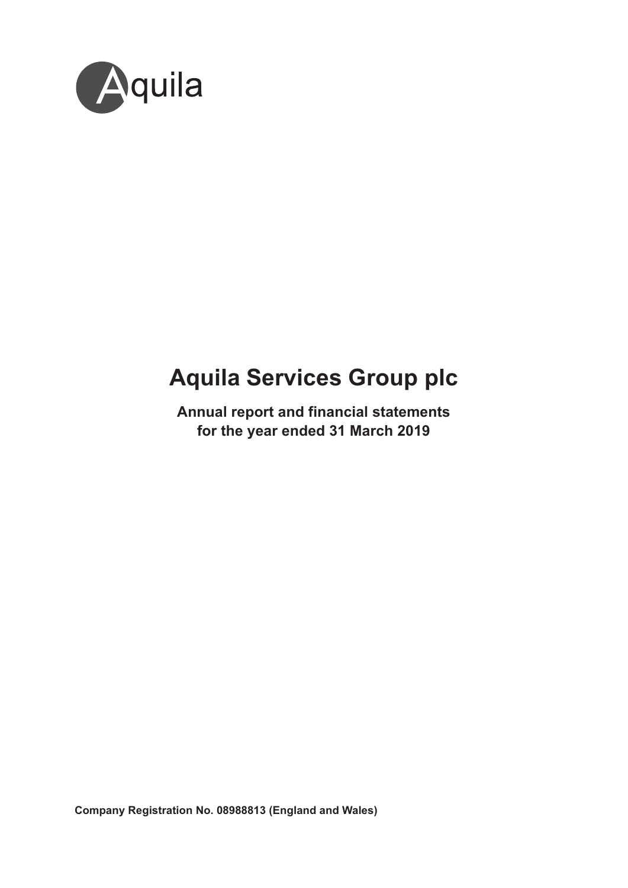Aquila

# Aquila Services Group plc

**Annual report and financial statements**
**for the year ended 31 March 2019**

**Company Registration No. 08988813 (England and Wales)**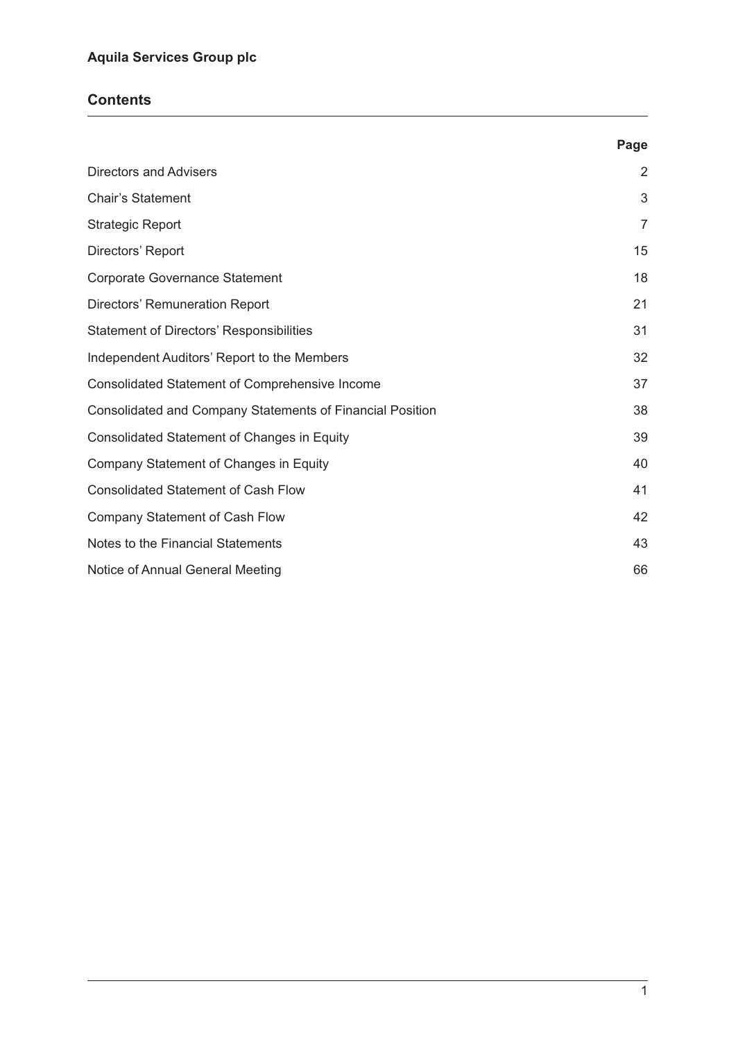**Aquila Services Group plc**

## Contents

| | Page |
|---|---|
| Directors and Advisers | 2 |
| Chair's Statement | 3 |
| Strategic Report | 7 |
| Directors' Report | 15 |
| Corporate Governance Statement | 18 |
| Directors' Remuneration Report | 21 |
| Statement of Directors' Responsibilities | 31 |
| Independent Auditors' Report to the Members | 32 |
| Consolidated Statement of Comprehensive Income | 37 |
| Consolidated and Company Statements of Financial Position | 38 |
| Consolidated Statement of Changes in Equity | 39 |
| Company Statement of Changes in Equity | 40 |
| Consolidated Statement of Cash Flow | 41 |
| Company Statement of Cash Flow | 42 |
| Notes to the Financial Statements | 43 |
| Notice of Annual General Meeting | 66 |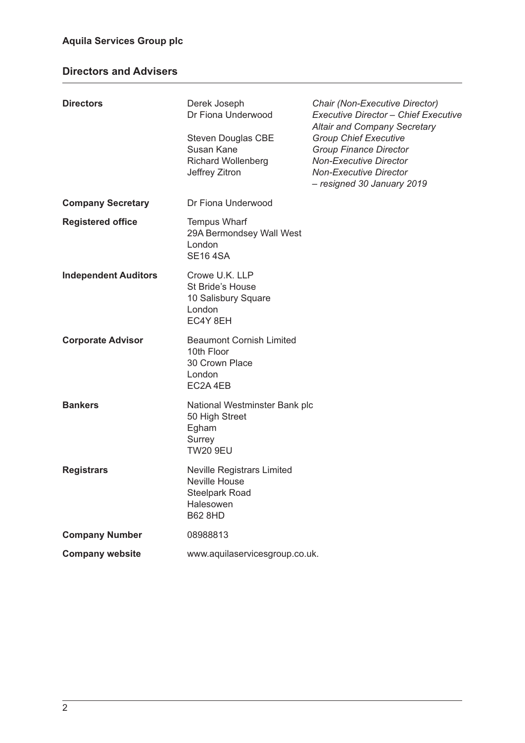**Aquila Services Group plc**

## Directors and Advisers

| | | |
|---|---|---|
| **Directors** | Derek Joseph | *Chair (Non-Executive Director)* |
| | Dr Fiona Underwood | *Executive Director – Chief Executive Altair and Company Secretary* |
| | Steven Douglas CBE | *Group Chief Executive* |
| | Susan Kane | *Group Finance Director* |
| | Richard Wollenberg | *Non-Executive Director* |
| | Jeffrey Zitron | *Non-Executive Director – resigned 30 January 2019* |
| **Company Secretary** | Dr Fiona Underwood | |
| **Registered office** | Tempus Wharf<br>29A Bermondsey Wall West<br>London<br>SE16 4SA | |
| **Independent Auditors** | Crowe U.K. LLP<br>St Bride's House<br>10 Salisbury Square<br>London<br>EC4Y 8EH | |
| **Corporate Advisor** | Beaumont Cornish Limited<br>10th Floor<br>30 Crown Place<br>London<br>EC2A 4EB | |
| **Bankers** | National Westminster Bank plc<br>50 High Street<br>Egham<br>Surrey<br>TW20 9EU | |
| **Registrars** | Neville Registrars Limited<br>Neville House<br>Steelpark Road<br>Halesowen<br>B62 8HD | |
| **Company Number** | 08988813 | |
| **Company website** | www.aquilaservicesgroup.co.uk. | |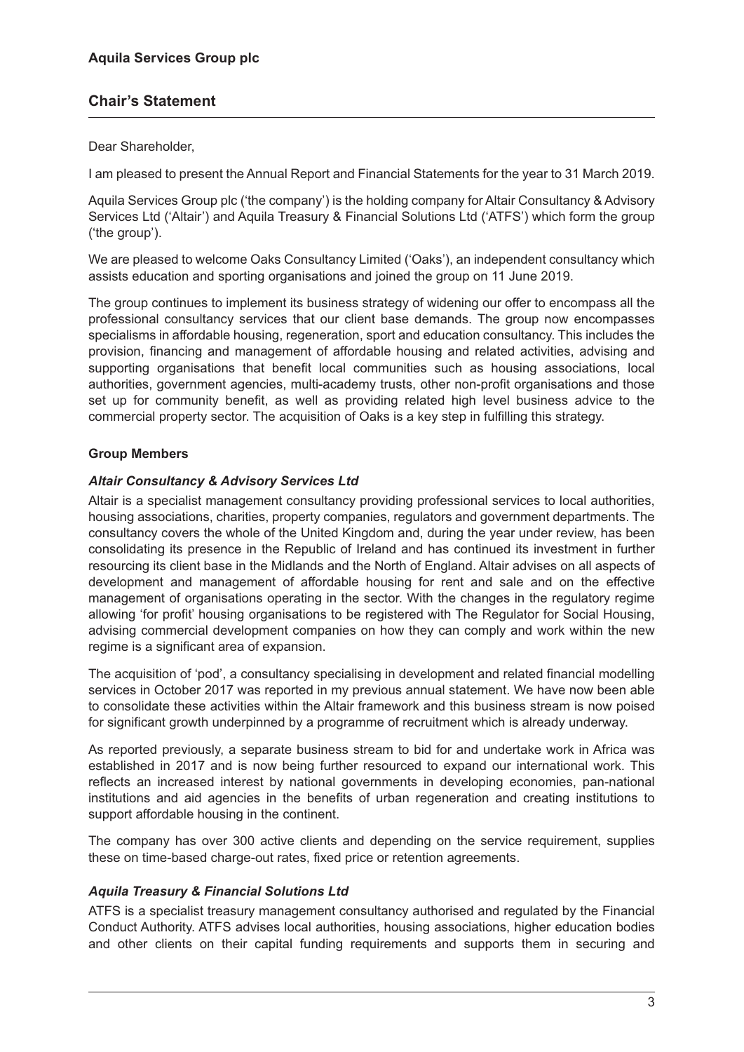**Aquila Services Group plc**

## Chair's Statement

Dear Shareholder,

I am pleased to present the Annual Report and Financial Statements for the year to 31 March 2019.

Aquila Services Group plc ('the company') is the holding company for Altair Consultancy & Advisory Services Ltd ('Altair') and Aquila Treasury & Financial Solutions Ltd ('ATFS') which form the group ('the group').

We are pleased to welcome Oaks Consultancy Limited ('Oaks'), an independent consultancy which assists education and sporting organisations and joined the group on 11 June 2019.

The group continues to implement its business strategy of widening our offer to encompass all the professional consultancy services that our client base demands. The group now encompasses specialisms in affordable housing, regeneration, sport and education consultancy. This includes the provision, financing and management of affordable housing and related activities, advising and supporting organisations that benefit local communities such as housing associations, local authorities, government agencies, multi-academy trusts, other non-profit organisations and those set up for community benefit, as well as providing related high level business advice to the commercial property sector. The acquisition of Oaks is a key step in fulfilling this strategy.

### Group Members

#### *Altair Consultancy & Advisory Services Ltd*

Altair is a specialist management consultancy providing professional services to local authorities, housing associations, charities, property companies, regulators and government departments. The consultancy covers the whole of the United Kingdom and, during the year under review, has been consolidating its presence in the Republic of Ireland and has continued its investment in further resourcing its client base in the Midlands and the North of England. Altair advises on all aspects of development and management of affordable housing for rent and sale and on the effective management of organisations operating in the sector. With the changes in the regulatory regime allowing 'for profit' housing organisations to be registered with The Regulator for Social Housing, advising commercial development companies on how they can comply and work within the new regime is a significant area of expansion.

The acquisition of 'pod', a consultancy specialising in development and related financial modelling services in October 2017 was reported in my previous annual statement. We have now been able to consolidate these activities within the Altair framework and this business stream is now poised for significant growth underpinned by a programme of recruitment which is already underway.

As reported previously, a separate business stream to bid for and undertake work in Africa was established in 2017 and is now being further resourced to expand our international work. This reflects an increased interest by national governments in developing economies, pan-national institutions and aid agencies in the benefits of urban regeneration and creating institutions to support affordable housing in the continent.

The company has over 300 active clients and depending on the service requirement, supplies these on time-based charge-out rates, fixed price or retention agreements.

#### *Aquila Treasury & Financial Solutions Ltd*

ATFS is a specialist treasury management consultancy authorised and regulated by the Financial Conduct Authority. ATFS advises local authorities, housing associations, higher education bodies and other clients on their capital funding requirements and supports them in securing and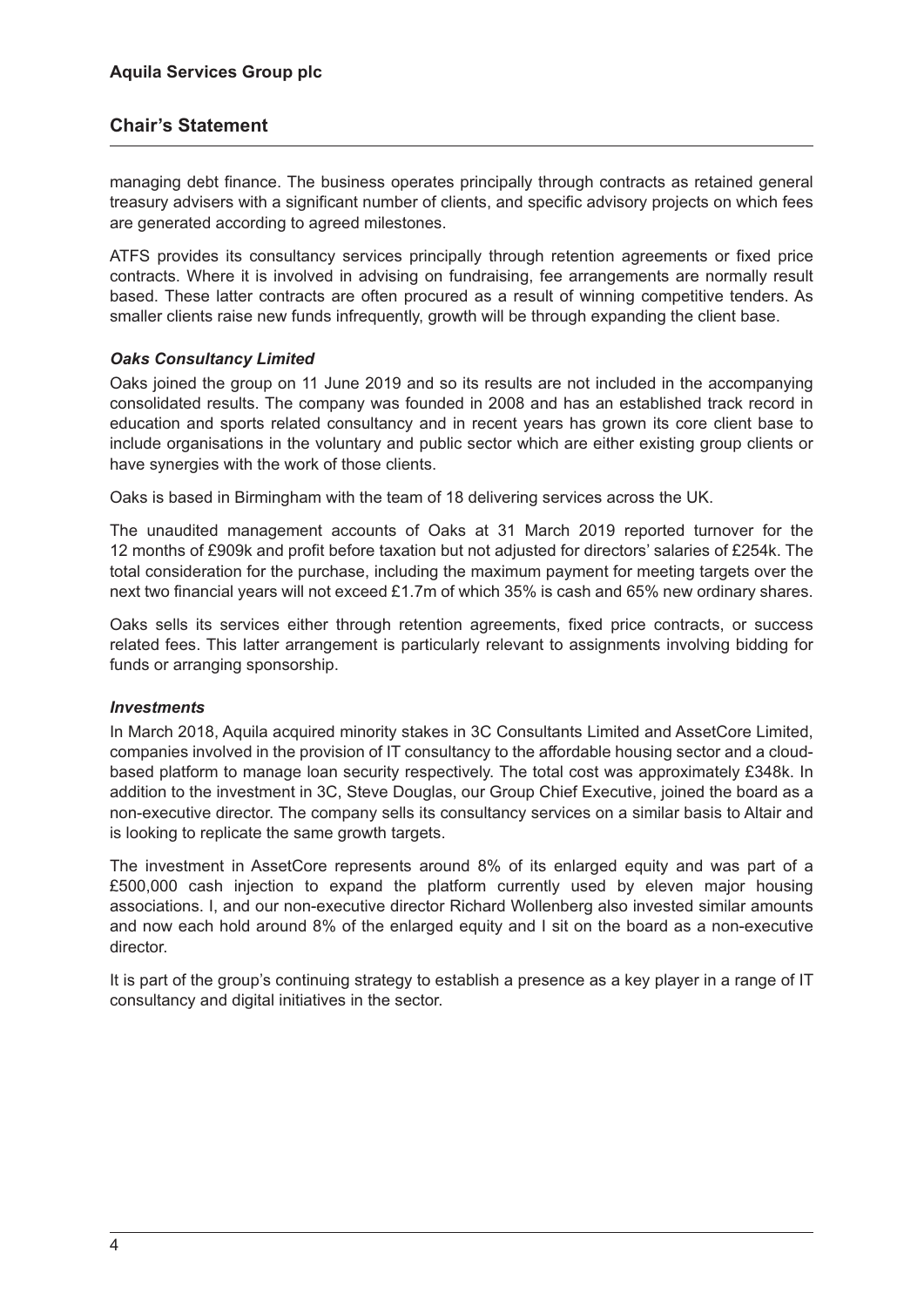managing debt finance. The business operates principally through contracts as retained general treasury advisers with a significant number of clients, and specific advisory projects on which fees are generated according to agreed milestones.

ATFS provides its consultancy services principally through retention agreements or fixed price contracts. Where it is involved in advising on fundraising, fee arrangements are normally result based. These latter contracts are often procured as a result of winning competitive tenders. As smaller clients raise new funds infrequently, growth will be through expanding the client base.

### *Oaks Consultancy Limited*

Oaks joined the group on 11 June 2019 and so its results are not included in the accompanying consolidated results. The company was founded in 2008 and has an established track record in education and sports related consultancy and in recent years has grown its core client base to include organisations in the voluntary and public sector which are either existing group clients or have synergies with the work of those clients.

Oaks is based in Birmingham with the team of 18 delivering services across the UK.

The unaudited management accounts of Oaks at 31 March 2019 reported turnover for the 12 months of £909k and profit before taxation but not adjusted for directors' salaries of £254k. The total consideration for the purchase, including the maximum payment for meeting targets over the next two financial years will not exceed £1.7m of which 35% is cash and 65% new ordinary shares.

Oaks sells its services either through retention agreements, fixed price contracts, or success related fees. This latter arrangement is particularly relevant to assignments involving bidding for funds or arranging sponsorship.

### *Investments*

In March 2018, Aquila acquired minority stakes in 3C Consultants Limited and AssetCore Limited, companies involved in the provision of IT consultancy to the affordable housing sector and a cloud-based platform to manage loan security respectively. The total cost was approximately £348k. In addition to the investment in 3C, Steve Douglas, our Group Chief Executive, joined the board as a non-executive director. The company sells its consultancy services on a similar basis to Altair and is looking to replicate the same growth targets.

The investment in AssetCore represents around 8% of its enlarged equity and was part of a £500,000 cash injection to expand the platform currently used by eleven major housing associations. I, and our non-executive director Richard Wollenberg also invested similar amounts and now each hold around 8% of the enlarged equity and I sit on the board as a non-executive director.

It is part of the group's continuing strategy to establish a presence as a key player in a range of IT consultancy and digital initiatives in the sector.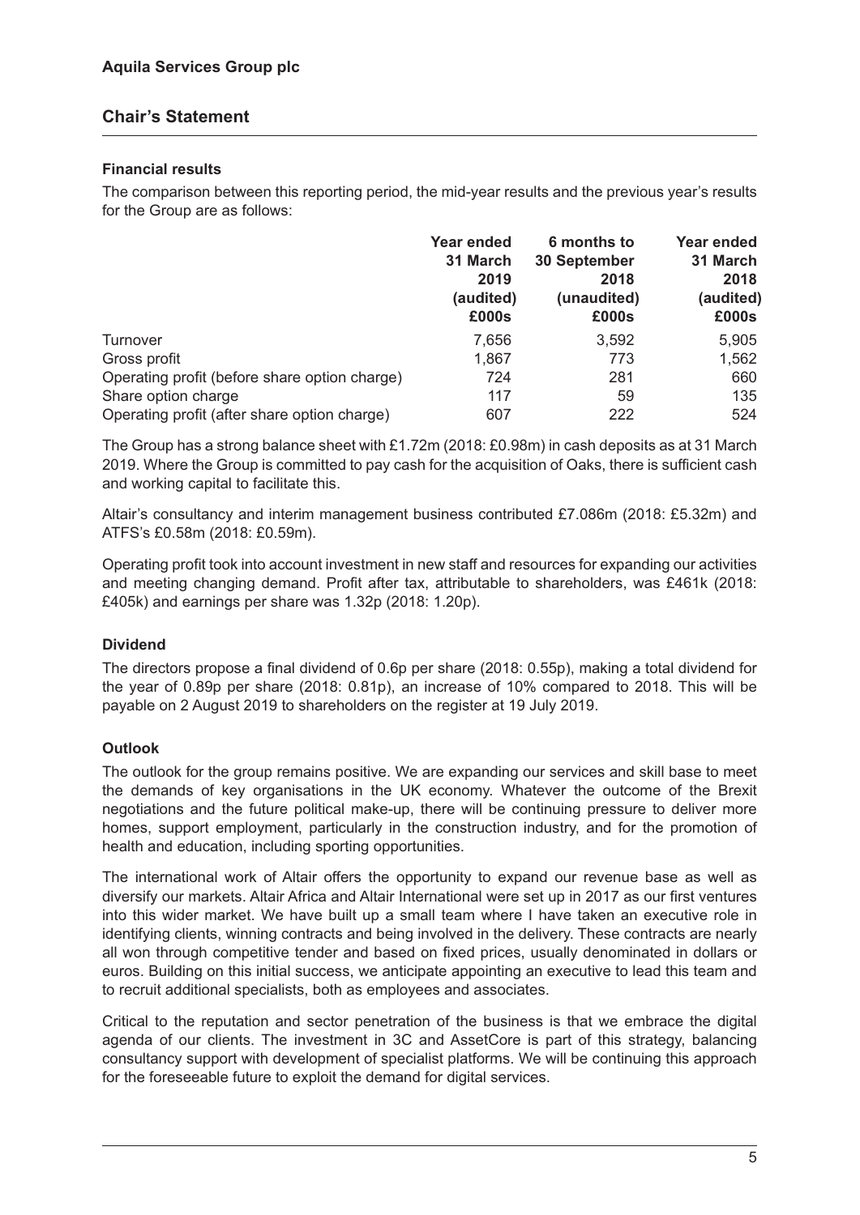## Aquila Services Group plc

## Chair's Statement

### Financial results

The comparison between this reporting period, the mid-year results and the previous year's results for the Group are as follows:

| | Year ended 31 March 2019 (audited) £000s | 6 months to 30 September 2018 (unaudited) £000s | Year ended 31 March 2018 (audited) £000s |
|---|---|---|---|
| Turnover | 7,656 | 3,592 | 5,905 |
| Gross profit | 1,867 | 773 | 1,562 |
| Operating profit (before share option charge) | 724 | 281 | 660 |
| Share option charge | 117 | 59 | 135 |
| Operating profit (after share option charge) | 607 | 222 | 524 |

The Group has a strong balance sheet with £1.72m (2018: £0.98m) in cash deposits as at 31 March 2019. Where the Group is committed to pay cash for the acquisition of Oaks, there is sufficient cash and working capital to facilitate this.

Altair's consultancy and interim management business contributed £7.086m (2018: £5.32m) and ATFS's £0.58m (2018: £0.59m).

Operating profit took into account investment in new staff and resources for expanding our activities and meeting changing demand. Profit after tax, attributable to shareholders, was £461k (2018: £405k) and earnings per share was 1.32p (2018: 1.20p).

### Dividend

The directors propose a final dividend of 0.6p per share (2018: 0.55p), making a total dividend for the year of 0.89p per share (2018: 0.81p), an increase of 10% compared to 2018. This will be payable on 2 August 2019 to shareholders on the register at 19 July 2019.

### Outlook

The outlook for the group remains positive. We are expanding our services and skill base to meet the demands of key organisations in the UK economy. Whatever the outcome of the Brexit negotiations and the future political make-up, there will be continuing pressure to deliver more homes, support employment, particularly in the construction industry, and for the promotion of health and education, including sporting opportunities.

The international work of Altair offers the opportunity to expand our revenue base as well as diversify our markets. Altair Africa and Altair International were set up in 2017 as our first ventures into this wider market. We have built up a small team where I have taken an executive role in identifying clients, winning contracts and being involved in the delivery. These contracts are nearly all won through competitive tender and based on fixed prices, usually denominated in dollars or euros. Building on this initial success, we anticipate appointing an executive to lead this team and to recruit additional specialists, both as employees and associates.

Critical to the reputation and sector penetration of the business is that we embrace the digital agenda of our clients. The investment in 3C and AssetCore is part of this strategy, balancing consultancy support with development of specialist platforms. We will be continuing this approach for the foreseeable future to exploit the demand for digital services.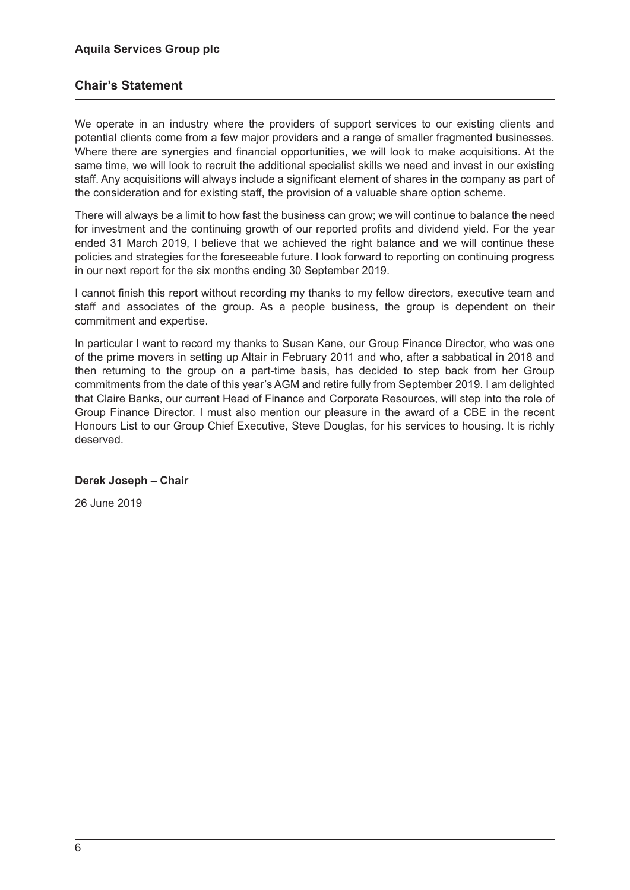## Chair's Statement

We operate in an industry where the providers of support services to our existing clients and potential clients come from a few major providers and a range of smaller fragmented businesses. Where there are synergies and financial opportunities, we will look to make acquisitions. At the same time, we will look to recruit the additional specialist skills we need and invest in our existing staff. Any acquisitions will always include a significant element of shares in the company as part of the consideration and for existing staff, the provision of a valuable share option scheme.

There will always be a limit to how fast the business can grow; we will continue to balance the need for investment and the continuing growth of our reported profits and dividend yield. For the year ended 31 March 2019, I believe that we achieved the right balance and we will continue these policies and strategies for the foreseeable future. I look forward to reporting on continuing progress in our next report for the six months ending 30 September 2019.

I cannot finish this report without recording my thanks to my fellow directors, executive team and staff and associates of the group. As a people business, the group is dependent on their commitment and expertise.

In particular I want to record my thanks to Susan Kane, our Group Finance Director, who was one of the prime movers in setting up Altair in February 2011 and who, after a sabbatical in 2018 and then returning to the group on a part-time basis, has decided to step back from her Group commitments from the date of this year's AGM and retire fully from September 2019. I am delighted that Claire Banks, our current Head of Finance and Corporate Resources, will step into the role of Group Finance Director. I must also mention our pleasure in the award of a CBE in the recent Honours List to our Group Chief Executive, Steve Douglas, for his services to housing. It is richly deserved.

**Derek Joseph – Chair**

26 June 2019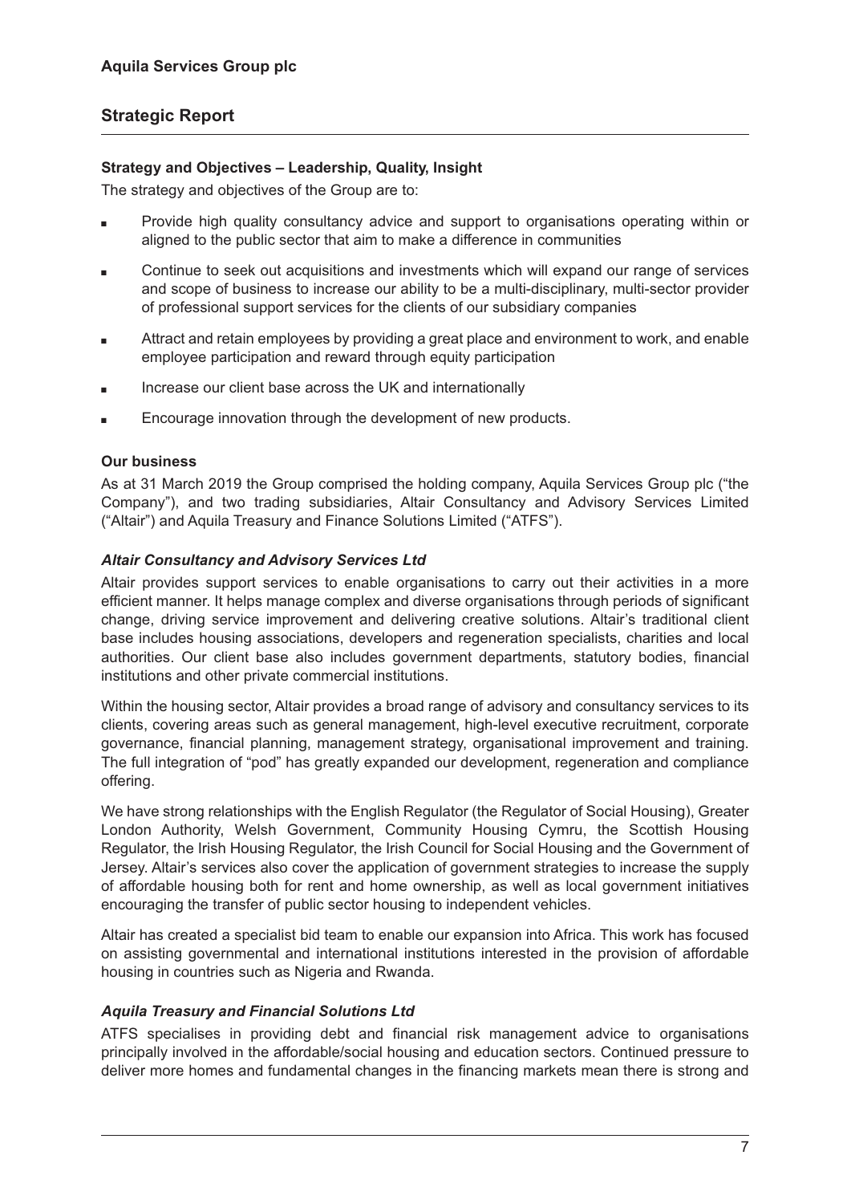## Strategic Report

### Strategy and Objectives – Leadership, Quality, Insight

The strategy and objectives of the Group are to:

- Provide high quality consultancy advice and support to organisations operating within or aligned to the public sector that aim to make a difference in communities
- Continue to seek out acquisitions and investments which will expand our range of services and scope of business to increase our ability to be a multi-disciplinary, multi-sector provider of professional support services for the clients of our subsidiary companies
- Attract and retain employees by providing a great place and environment to work, and enable employee participation and reward through equity participation
- Increase our client base across the UK and internationally
- Encourage innovation through the development of new products.

### Our business

As at 31 March 2019 the Group comprised the holding company, Aquila Services Group plc ("the Company"), and two trading subsidiaries, Altair Consultancy and Advisory Services Limited ("Altair") and Aquila Treasury and Finance Solutions Limited ("ATFS").

#### *Altair Consultancy and Advisory Services Ltd*

Altair provides support services to enable organisations to carry out their activities in a more efficient manner. It helps manage complex and diverse organisations through periods of significant change, driving service improvement and delivering creative solutions. Altair's traditional client base includes housing associations, developers and regeneration specialists, charities and local authorities. Our client base also includes government departments, statutory bodies, financial institutions and other private commercial institutions.

Within the housing sector, Altair provides a broad range of advisory and consultancy services to its clients, covering areas such as general management, high-level executive recruitment, corporate governance, financial planning, management strategy, organisational improvement and training. The full integration of "pod" has greatly expanded our development, regeneration and compliance offering.

We have strong relationships with the English Regulator (the Regulator of Social Housing), Greater London Authority, Welsh Government, Community Housing Cymru, the Scottish Housing Regulator, the Irish Housing Regulator, the Irish Council for Social Housing and the Government of Jersey. Altair's services also cover the application of government strategies to increase the supply of affordable housing both for rent and home ownership, as well as local government initiatives encouraging the transfer of public sector housing to independent vehicles.

Altair has created a specialist bid team to enable our expansion into Africa. This work has focused on assisting governmental and international institutions interested in the provision of affordable housing in countries such as Nigeria and Rwanda.

#### *Aquila Treasury and Financial Solutions Ltd*

ATFS specialises in providing debt and financial risk management advice to organisations principally involved in the affordable/social housing and education sectors. Continued pressure to deliver more homes and fundamental changes in the financing markets mean there is strong and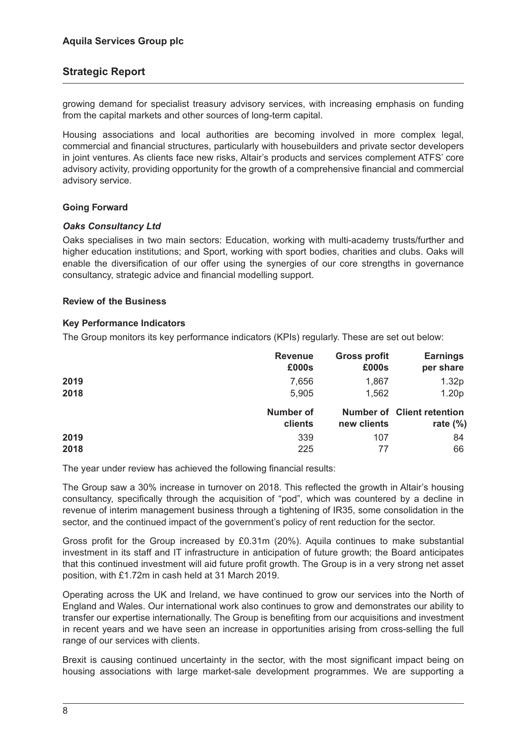growing demand for specialist treasury advisory services, with increasing emphasis on funding from the capital markets and other sources of long-term capital.

Housing associations and local authorities are becoming involved in more complex legal, commercial and financial structures, particularly with housebuilders and private sector developers in joint ventures. As clients face new risks, Altair's products and services complement ATFS' core advisory activity, providing opportunity for the growth of a comprehensive financial and commercial advisory service.

### Going Forward

#### *Oaks Consultancy Ltd*

Oaks specialises in two main sectors: Education, working with multi-academy trusts/further and higher education institutions; and Sport, working with sport bodies, charities and clubs. Oaks will enable the diversification of our offer using the synergies of our core strengths in governance consultancy, strategic advice and financial modelling support.

### Review of the Business

#### Key Performance Indicators

The Group monitors its key performance indicators (KPIs) regularly. These are set out below:

| | Revenue £000s | Gross profit £000s | Earnings per share |
|---|---|---|---|
| 2019 | 7,656 | 1,867 | 1.32p |
| 2018 | 5,905 | 1,562 | 1.20p |

| | Number of clients | Number of new clients | Client retention rate (%) |
|---|---|---|---|
| 2019 | 339 | 107 | 84 |
| 2018 | 225 | 77 | 66 |

The year under review has achieved the following financial results:

The Group saw a 30% increase in turnover on 2018. This reflected the growth in Altair's housing consultancy, specifically through the acquisition of "pod", which was countered by a decline in revenue of interim management business through a tightening of IR35, some consolidation in the sector, and the continued impact of the government's policy of rent reduction for the sector.

Gross profit for the Group increased by £0.31m (20%). Aquila continues to make substantial investment in its staff and IT infrastructure in anticipation of future growth; the Board anticipates that this continued investment will aid future profit growth. The Group is in a very strong net asset position, with £1.72m in cash held at 31 March 2019.

Operating across the UK and Ireland, we have continued to grow our services into the North of England and Wales. Our international work also continues to grow and demonstrates our ability to transfer our expertise internationally. The Group is benefiting from our acquisitions and investment in recent years and we have seen an increase in opportunities arising from cross-selling the full range of our services with clients.

Brexit is causing continued uncertainty in the sector, with the most significant impact being on housing associations with large market-sale development programmes. We are supporting a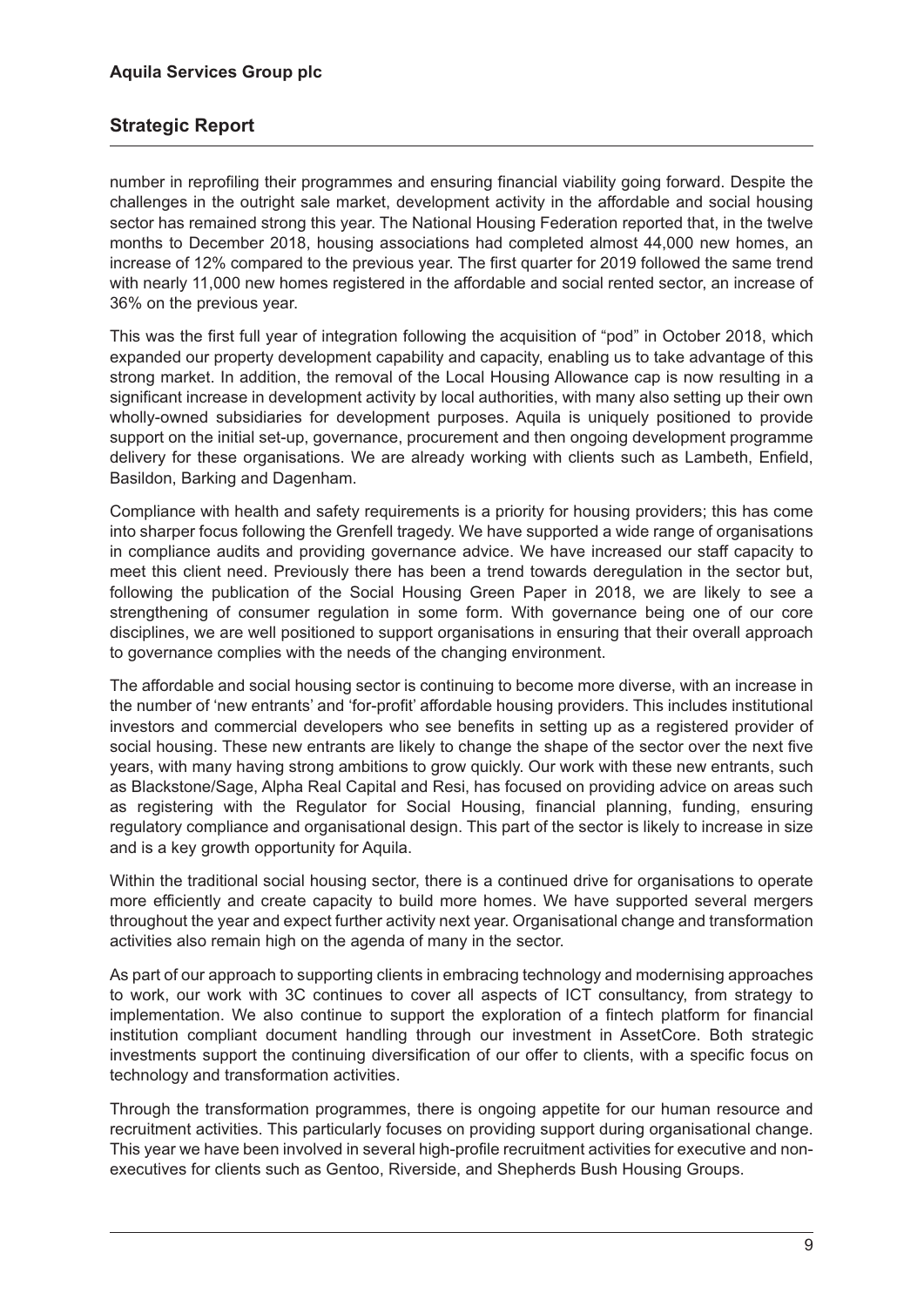number in reprofiling their programmes and ensuring financial viability going forward. Despite the challenges in the outright sale market, development activity in the affordable and social housing sector has remained strong this year. The National Housing Federation reported that, in the twelve months to December 2018, housing associations had completed almost 44,000 new homes, an increase of 12% compared to the previous year. The first quarter for 2019 followed the same trend with nearly 11,000 new homes registered in the affordable and social rented sector, an increase of 36% on the previous year.

This was the first full year of integration following the acquisition of "pod" in October 2018, which expanded our property development capability and capacity, enabling us to take advantage of this strong market. In addition, the removal of the Local Housing Allowance cap is now resulting in a significant increase in development activity by local authorities, with many also setting up their own wholly-owned subsidiaries for development purposes. Aquila is uniquely positioned to provide support on the initial set-up, governance, procurement and then ongoing development programme delivery for these organisations. We are already working with clients such as Lambeth, Enfield, Basildon, Barking and Dagenham.

Compliance with health and safety requirements is a priority for housing providers; this has come into sharper focus following the Grenfell tragedy. We have supported a wide range of organisations in compliance audits and providing governance advice. We have increased our staff capacity to meet this client need. Previously there has been a trend towards deregulation in the sector but, following the publication of the Social Housing Green Paper in 2018, we are likely to see a strengthening of consumer regulation in some form. With governance being one of our core disciplines, we are well positioned to support organisations in ensuring that their overall approach to governance complies with the needs of the changing environment.

The affordable and social housing sector is continuing to become more diverse, with an increase in the number of 'new entrants' and 'for-profit' affordable housing providers. This includes institutional investors and commercial developers who see benefits in setting up as a registered provider of social housing. These new entrants are likely to change the shape of the sector over the next five years, with many having strong ambitions to grow quickly. Our work with these new entrants, such as Blackstone/Sage, Alpha Real Capital and Resi, has focused on providing advice on areas such as registering with the Regulator for Social Housing, financial planning, funding, ensuring regulatory compliance and organisational design. This part of the sector is likely to increase in size and is a key growth opportunity for Aquila.

Within the traditional social housing sector, there is a continued drive for organisations to operate more efficiently and create capacity to build more homes. We have supported several mergers throughout the year and expect further activity next year. Organisational change and transformation activities also remain high on the agenda of many in the sector.

As part of our approach to supporting clients in embracing technology and modernising approaches to work, our work with 3C continues to cover all aspects of ICT consultancy, from strategy to implementation. We also continue to support the exploration of a fintech platform for financial institution compliant document handling through our investment in AssetCore. Both strategic investments support the continuing diversification of our offer to clients, with a specific focus on technology and transformation activities.

Through the transformation programmes, there is ongoing appetite for our human resource and recruitment activities. This particularly focuses on providing support during organisational change. This year we have been involved in several high-profile recruitment activities for executive and non-executives for clients such as Gentoo, Riverside, and Shepherds Bush Housing Groups.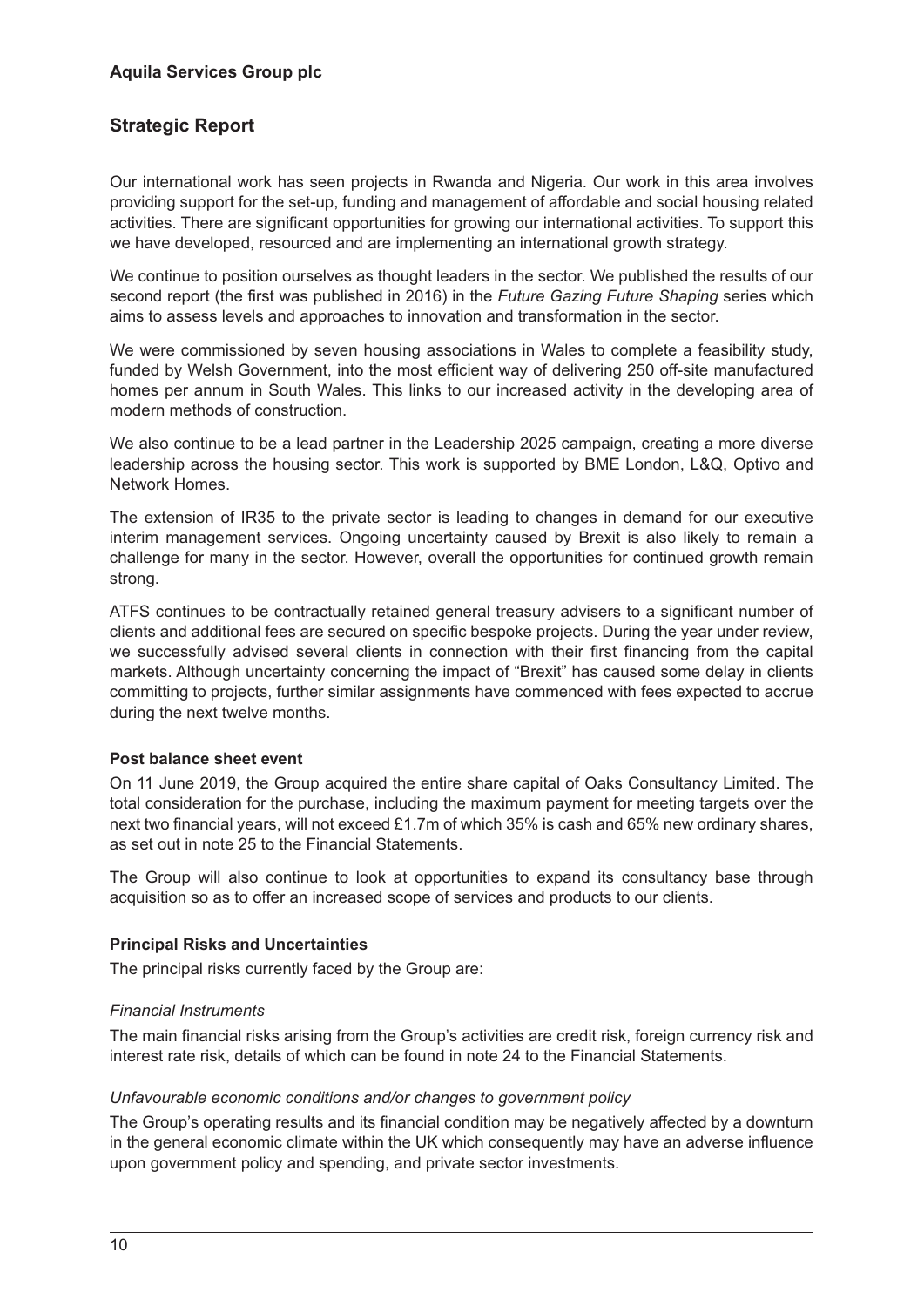## Strategic Report

Our international work has seen projects in Rwanda and Nigeria. Our work in this area involves providing support for the set-up, funding and management of affordable and social housing related activities. There are significant opportunities for growing our international activities. To support this we have developed, resourced and are implementing an international growth strategy.

We continue to position ourselves as thought leaders in the sector. We published the results of our second report (the first was published in 2016) in the *Future Gazing Future Shaping* series which aims to assess levels and approaches to innovation and transformation in the sector.

We were commissioned by seven housing associations in Wales to complete a feasibility study, funded by Welsh Government, into the most efficient way of delivering 250 off-site manufactured homes per annum in South Wales. This links to our increased activity in the developing area of modern methods of construction.

We also continue to be a lead partner in the Leadership 2025 campaign, creating a more diverse leadership across the housing sector. This work is supported by BME London, L&Q, Optivo and Network Homes.

The extension of IR35 to the private sector is leading to changes in demand for our executive interim management services. Ongoing uncertainty caused by Brexit is also likely to remain a challenge for many in the sector. However, overall the opportunities for continued growth remain strong.

ATFS continues to be contractually retained general treasury advisers to a significant number of clients and additional fees are secured on specific bespoke projects. During the year under review, we successfully advised several clients in connection with their first financing from the capital markets. Although uncertainty concerning the impact of "Brexit" has caused some delay in clients committing to projects, further similar assignments have commenced with fees expected to accrue during the next twelve months.

### Post balance sheet event

On 11 June 2019, the Group acquired the entire share capital of Oaks Consultancy Limited. The total consideration for the purchase, including the maximum payment for meeting targets over the next two financial years, will not exceed £1.7m of which 35% is cash and 65% new ordinary shares, as set out in note 25 to the Financial Statements.

The Group will also continue to look at opportunities to expand its consultancy base through acquisition so as to offer an increased scope of services and products to our clients.

### Principal Risks and Uncertainties

The principal risks currently faced by the Group are:

*Financial Instruments*

The main financial risks arising from the Group's activities are credit risk, foreign currency risk and interest rate risk, details of which can be found in note 24 to the Financial Statements.

*Unfavourable economic conditions and/or changes to government policy*

The Group's operating results and its financial condition may be negatively affected by a downturn in the general economic climate within the UK which consequently may have an adverse influence upon government policy and spending, and private sector investments.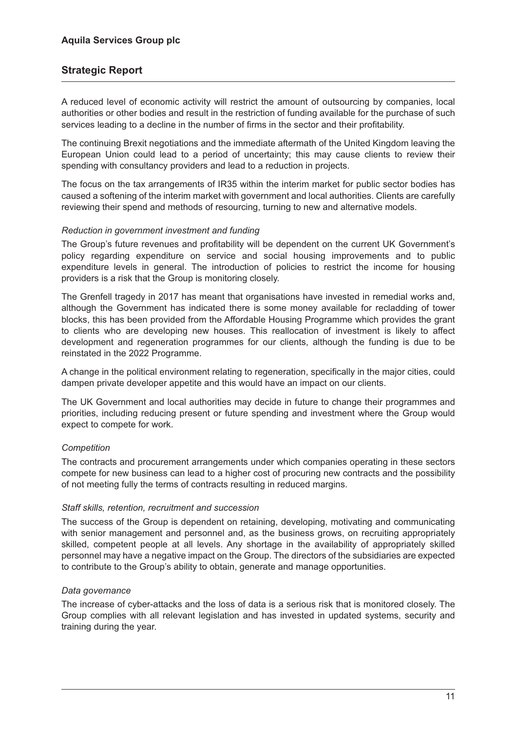A reduced level of economic activity will restrict the amount of outsourcing by companies, local authorities or other bodies and result in the restriction of funding available for the purchase of such services leading to a decline in the number of firms in the sector and their profitability.

The continuing Brexit negotiations and the immediate aftermath of the United Kingdom leaving the European Union could lead to a period of uncertainty; this may cause clients to review their spending with consultancy providers and lead to a reduction in projects.

The focus on the tax arrangements of IR35 within the interim market for public sector bodies has caused a softening of the interim market with government and local authorities. Clients are carefully reviewing their spend and methods of resourcing, turning to new and alternative models.

*Reduction in government investment and funding*

The Group's future revenues and profitability will be dependent on the current UK Government's policy regarding expenditure on service and social housing improvements and to public expenditure levels in general. The introduction of policies to restrict the income for housing providers is a risk that the Group is monitoring closely.

The Grenfell tragedy in 2017 has meant that organisations have invested in remedial works and, although the Government has indicated there is some money available for recladding of tower blocks, this has been provided from the Affordable Housing Programme which provides the grant to clients who are developing new houses. This reallocation of investment is likely to affect development and regeneration programmes for our clients, although the funding is due to be reinstated in the 2022 Programme.

A change in the political environment relating to regeneration, specifically in the major cities, could dampen private developer appetite and this would have an impact on our clients.

The UK Government and local authorities may decide in future to change their programmes and priorities, including reducing present or future spending and investment where the Group would expect to compete for work.

*Competition*

The contracts and procurement arrangements under which companies operating in these sectors compete for new business can lead to a higher cost of procuring new contracts and the possibility of not meeting fully the terms of contracts resulting in reduced margins.

*Staff skills, retention, recruitment and succession*

The success of the Group is dependent on retaining, developing, motivating and communicating with senior management and personnel and, as the business grows, on recruiting appropriately skilled, competent people at all levels. Any shortage in the availability of appropriately skilled personnel may have a negative impact on the Group. The directors of the subsidiaries are expected to contribute to the Group's ability to obtain, generate and manage opportunities.

*Data governance*

The increase of cyber-attacks and the loss of data is a serious risk that is monitored closely. The Group complies with all relevant legislation and has invested in updated systems, security and training during the year.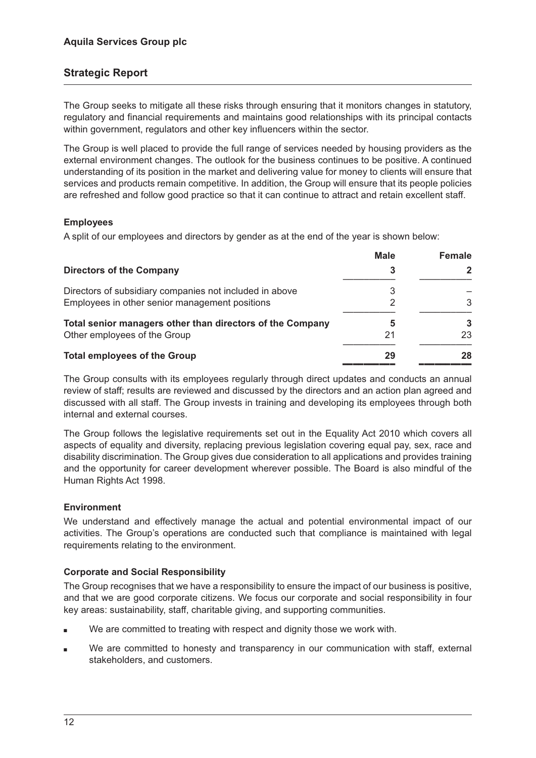The Group seeks to mitigate all these risks through ensuring that it monitors changes in statutory, regulatory and financial requirements and maintains good relationships with its principal contacts within government, regulators and other key influencers within the sector.

The Group is well placed to provide the full range of services needed by housing providers as the external environment changes. The outlook for the business continues to be positive. A continued understanding of its position in the market and delivering value for money to clients will ensure that services and products remain competitive. In addition, the Group will ensure that its people policies are refreshed and follow good practice so that it can continue to attract and retain excellent staff.

### Employees

A split of our employees and directors by gender as at the end of the year is shown below:

| | **Male** | **Female** |
|---|---|---|
| **Directors of the Company** | **3** | **2** |
| Directors of subsidiary companies not included in above | 3 | – |
| Employees in other senior management positions | 2 | 3 |
| **Total senior managers other than directors of the Company** | **5** | **3** |
| Other employees of the Group | 21 | 23 |
| **Total employees of the Group** | **29** | **28** |

The Group consults with its employees regularly through direct updates and conducts an annual review of staff; results are reviewed and discussed by the directors and an action plan agreed and discussed with all staff. The Group invests in training and developing its employees through both internal and external courses.

The Group follows the legislative requirements set out in the Equality Act 2010 which covers all aspects of equality and diversity, replacing previous legislation covering equal pay, sex, race and disability discrimination. The Group gives due consideration to all applications and provides training and the opportunity for career development wherever possible. The Board is also mindful of the Human Rights Act 1998.

### Environment

We understand and effectively manage the actual and potential environmental impact of our activities. The Group's operations are conducted such that compliance is maintained with legal requirements relating to the environment.

### Corporate and Social Responsibility

The Group recognises that we have a responsibility to ensure the impact of our business is positive, and that we are good corporate citizens. We focus our corporate and social responsibility in four key areas: sustainability, staff, charitable giving, and supporting communities.

- We are committed to treating with respect and dignity those we work with.
- We are committed to honesty and transparency in our communication with staff, external stakeholders, and customers.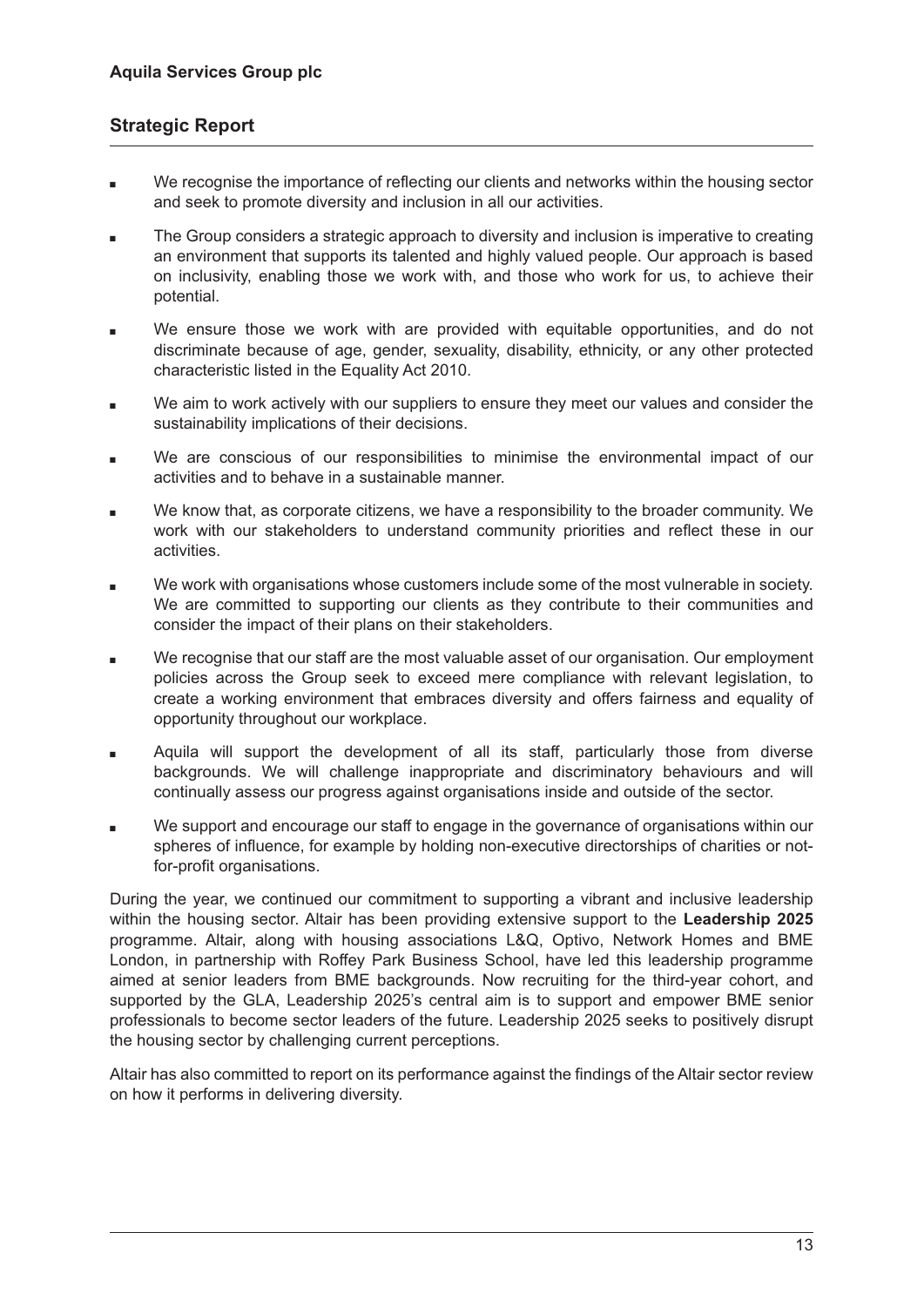- We recognise the importance of reflecting our clients and networks within the housing sector and seek to promote diversity and inclusion in all our activities.
- The Group considers a strategic approach to diversity and inclusion is imperative to creating an environment that supports its talented and highly valued people. Our approach is based on inclusivity, enabling those we work with, and those who work for us, to achieve their potential.
- We ensure those we work with are provided with equitable opportunities, and do not discriminate because of age, gender, sexuality, disability, ethnicity, or any other protected characteristic listed in the Equality Act 2010.
- We aim to work actively with our suppliers to ensure they meet our values and consider the sustainability implications of their decisions.
- We are conscious of our responsibilities to minimise the environmental impact of our activities and to behave in a sustainable manner.
- We know that, as corporate citizens, we have a responsibility to the broader community. We work with our stakeholders to understand community priorities and reflect these in our activities.
- We work with organisations whose customers include some of the most vulnerable in society. We are committed to supporting our clients as they contribute to their communities and consider the impact of their plans on their stakeholders.
- We recognise that our staff are the most valuable asset of our organisation. Our employment policies across the Group seek to exceed mere compliance with relevant legislation, to create a working environment that embraces diversity and offers fairness and equality of opportunity throughout our workplace.
- Aquila will support the development of all its staff, particularly those from diverse backgrounds. We will challenge inappropriate and discriminatory behaviours and will continually assess our progress against organisations inside and outside of the sector.
- We support and encourage our staff to engage in the governance of organisations within our spheres of influence, for example by holding non-executive directorships of charities or not-for-profit organisations.

During the year, we continued our commitment to supporting a vibrant and inclusive leadership within the housing sector. Altair has been providing extensive support to the **Leadership 2025** programme. Altair, along with housing associations L&Q, Optivo, Network Homes and BME London, in partnership with Roffey Park Business School, have led this leadership programme aimed at senior leaders from BME backgrounds. Now recruiting for the third-year cohort, and supported by the GLA, Leadership 2025's central aim is to support and empower BME senior professionals to become sector leaders of the future. Leadership 2025 seeks to positively disrupt the housing sector by challenging current perceptions.

Altair has also committed to report on its performance against the findings of the Altair sector review on how it performs in delivering diversity.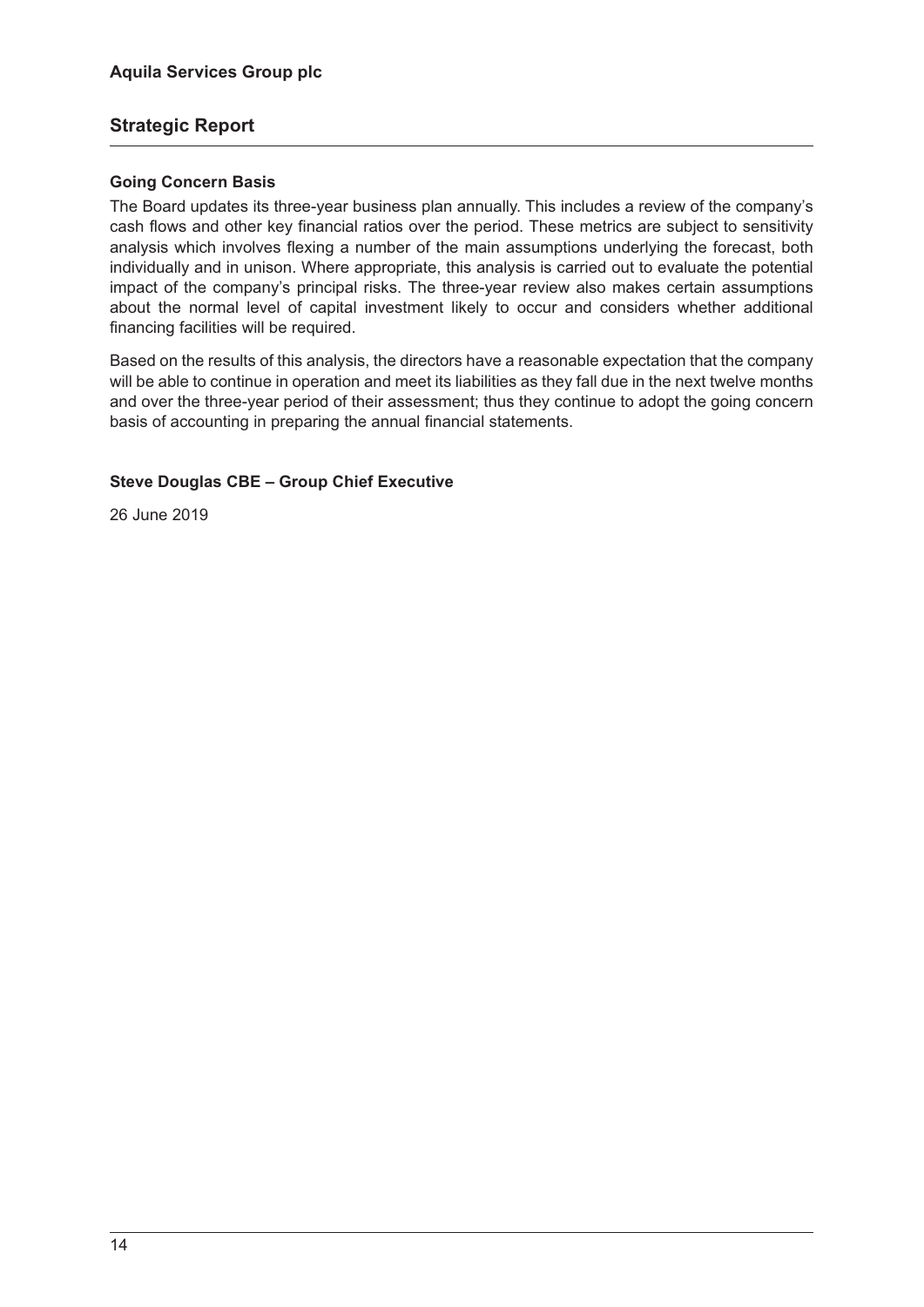### Going Concern Basis

The Board updates its three-year business plan annually. This includes a review of the company's cash flows and other key financial ratios over the period. These metrics are subject to sensitivity analysis which involves flexing a number of the main assumptions underlying the forecast, both individually and in unison. Where appropriate, this analysis is carried out to evaluate the potential impact of the company's principal risks. The three-year review also makes certain assumptions about the normal level of capital investment likely to occur and considers whether additional financing facilities will be required.

Based on the results of this analysis, the directors have a reasonable expectation that the company will be able to continue in operation and meet its liabilities as they fall due in the next twelve months and over the three-year period of their assessment; thus they continue to adopt the going concern basis of accounting in preparing the annual financial statements.

**Steve Douglas CBE – Group Chief Executive**

26 June 2019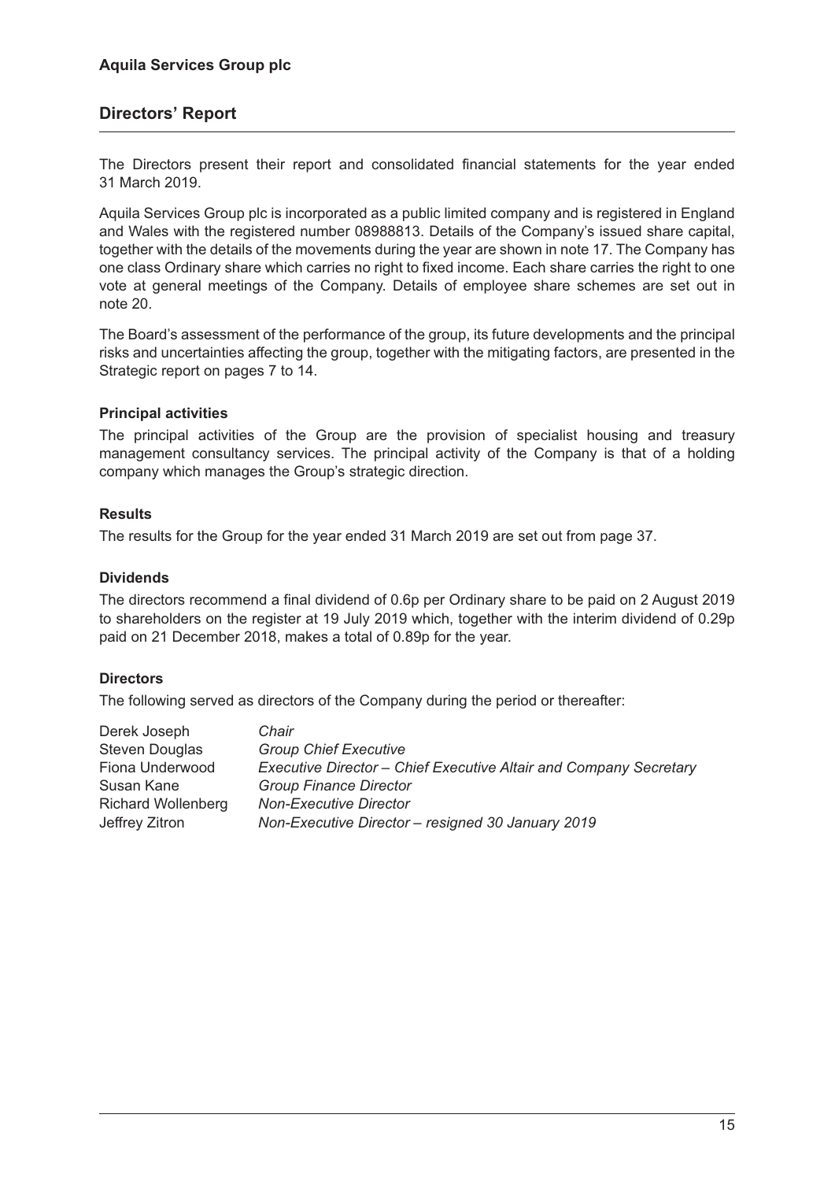## Directors' Report

The Directors present their report and consolidated financial statements for the year ended 31 March 2019.

Aquila Services Group plc is incorporated as a public limited company and is registered in England and Wales with the registered number 08988813. Details of the Company's issued share capital, together with the details of the movements during the year are shown in note 17. The Company has one class Ordinary share which carries no right to fixed income. Each share carries the right to one vote at general meetings of the Company. Details of employee share schemes are set out in note 20.

The Board's assessment of the performance of the group, its future developments and the principal risks and uncertainties affecting the group, together with the mitigating factors, are presented in the Strategic report on pages 7 to 14.

### Principal activities

The principal activities of the Group are the provision of specialist housing and treasury management consultancy services. The principal activity of the Company is that of a holding company which manages the Group's strategic direction.

### Results

The results for the Group for the year ended 31 March 2019 are set out from page 37.

### Dividends

The directors recommend a final dividend of 0.6p per Ordinary share to be paid on 2 August 2019 to shareholders on the register at 19 July 2019 which, together with the interim dividend of 0.29p paid on 21 December 2018, makes a total of 0.89p for the year.

### Directors

The following served as directors of the Company during the period or thereafter:

| | |
|---|---|
| Derek Joseph | *Chair* |
| Steven Douglas | *Group Chief Executive* |
| Fiona Underwood | *Executive Director – Chief Executive Altair and Company Secretary* |
| Susan Kane | *Group Finance Director* |
| Richard Wollenberg | *Non-Executive Director* |
| Jeffrey Zitron | *Non-Executive Director – resigned 30 January 2019* |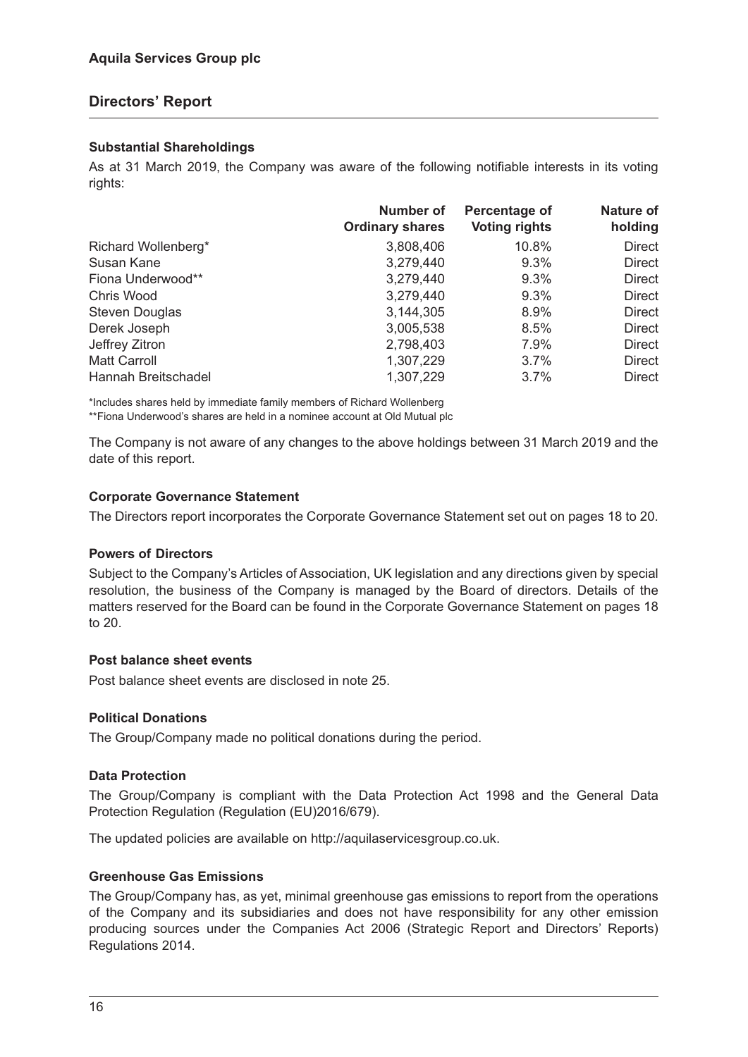## Directors' Report

### Substantial Shareholdings

As at 31 March 2019, the Company was aware of the following notifiable interests in its voting rights:

| | Number of Ordinary shares | Percentage of Voting rights | Nature of holding |
|---|---|---|---|
| Richard Wollenberg* | 3,808,406 | 10.8% | Direct |
| Susan Kane | 3,279,440 | 9.3% | Direct |
| Fiona Underwood** | 3,279,440 | 9.3% | Direct |
| Chris Wood | 3,279,440 | 9.3% | Direct |
| Steven Douglas | 3,144,305 | 8.9% | Direct |
| Derek Joseph | 3,005,538 | 8.5% | Direct |
| Jeffrey Zitron | 2,798,403 | 7.9% | Direct |
| Matt Carroll | 1,307,229 | 3.7% | Direct |
| Hannah Breitschadel | 1,307,229 | 3.7% | Direct |

*Includes shares held by immediate family members of Richard Wollenberg

**Fiona Underwood's shares are held in a nominee account at Old Mutual plc

The Company is not aware of any changes to the above holdings between 31 March 2019 and the date of this report.

### Corporate Governance Statement

The Directors report incorporates the Corporate Governance Statement set out on pages 18 to 20.

### Powers of Directors

Subject to the Company's Articles of Association, UK legislation and any directions given by special resolution, the business of the Company is managed by the Board of directors. Details of the matters reserved for the Board can be found in the Corporate Governance Statement on pages 18 to 20.

### Post balance sheet events

Post balance sheet events are disclosed in note 25.

### Political Donations

The Group/Company made no political donations during the period.

### Data Protection

The Group/Company is compliant with the Data Protection Act 1998 and the General Data Protection Regulation (Regulation (EU)2016/679).

The updated policies are available on http://aquilaservicesgroup.co.uk.

### Greenhouse Gas Emissions

The Group/Company has, as yet, minimal greenhouse gas emissions to report from the operations of the Company and its subsidiaries and does not have responsibility for any other emission producing sources under the Companies Act 2006 (Strategic Report and Directors' Reports) Regulations 2014.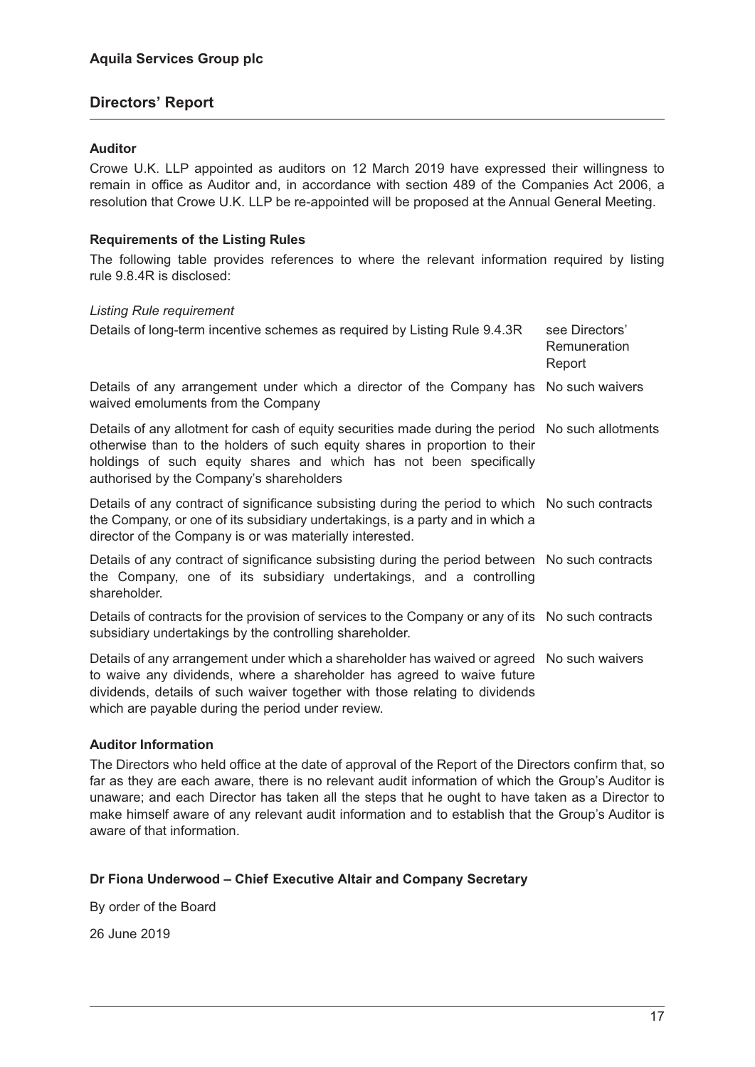**Aquila Services Group plc**

## Directors' Report

### Auditor

Crowe U.K. LLP appointed as auditors on 12 March 2019 have expressed their willingness to remain in office as Auditor and, in accordance with section 489 of the Companies Act 2006, a resolution that Crowe U.K. LLP be re-appointed will be proposed at the Annual General Meeting.

### Requirements of the Listing Rules

The following table provides references to where the relevant information required by listing rule 9.8.4R is disclosed:

| *Listing Rule requirement* | |
|---|---|
| Details of long-term incentive schemes as required by Listing Rule 9.4.3R | see Directors' Remuneration Report |
| Details of any arrangement under which a director of the Company has waived emoluments from the Company | No such waivers |
| Details of any allotment for cash of equity securities made during the period otherwise than to the holders of such equity shares in proportion to their holdings of such equity shares and which has not been specifically authorised by the Company's shareholders | No such allotments |
| Details of any contract of significance subsisting during the period to which the Company, or one of its subsidiary undertakings, is a party and in which a director of the Company is or was materially interested. | No such contracts |
| Details of any contract of significance subsisting during the period between the Company, one of its subsidiary undertakings, and a controlling shareholder. | No such contracts |
| Details of contracts for the provision of services to the Company or any of its subsidiary undertakings by the controlling shareholder. | No such contracts |
| Details of any arrangement under which a shareholder has waived or agreed to waive any dividends, where a shareholder has agreed to waive future dividends, details of such waiver together with those relating to dividends which are payable during the period under review. | No such waivers |

### Auditor Information

The Directors who held office at the date of approval of the Report of the Directors confirm that, so far as they are each aware, there is no relevant audit information of which the Group's Auditor is unaware; and each Director has taken all the steps that he ought to have taken as a Director to make himself aware of any relevant audit information and to establish that the Group's Auditor is aware of that information.

**Dr Fiona Underwood – Chief Executive Altair and Company Secretary**

By order of the Board

26 June 2019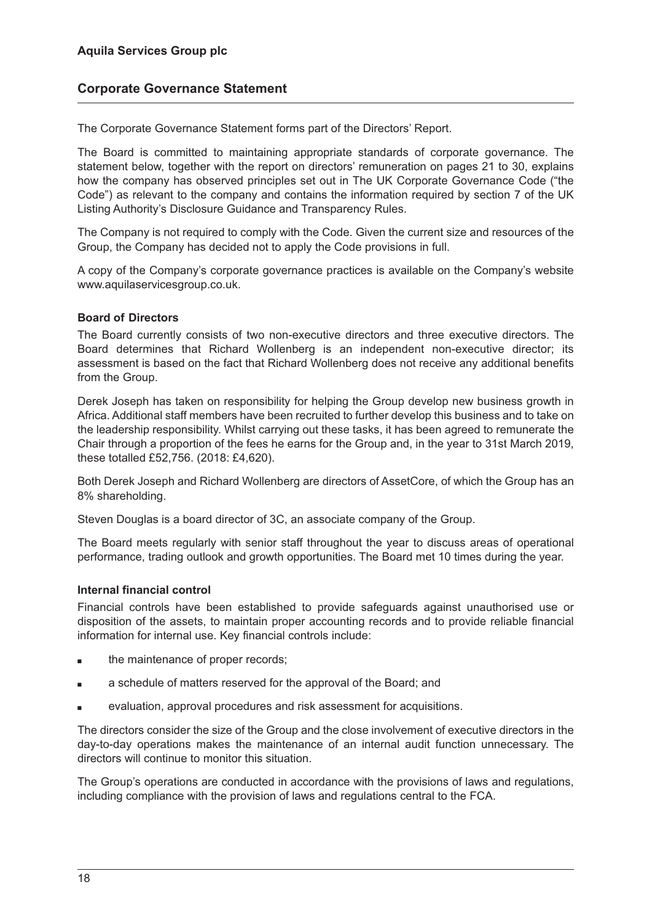# Aquila Services Group plc

## Corporate Governance Statement

The Corporate Governance Statement forms part of the Directors' Report.

The Board is committed to maintaining appropriate standards of corporate governance. The statement below, together with the report on directors' remuneration on pages 21 to 30, explains how the company has observed principles set out in The UK Corporate Governance Code ("the Code") as relevant to the company and contains the information required by section 7 of the UK Listing Authority's Disclosure Guidance and Transparency Rules.

The Company is not required to comply with the Code. Given the current size and resources of the Group, the Company has decided not to apply the Code provisions in full.

A copy of the Company's corporate governance practices is available on the Company's website www.aquilaservicesgroup.co.uk.

### Board of Directors

The Board currently consists of two non-executive directors and three executive directors. The Board determines that Richard Wollenberg is an independent non-executive director; its assessment is based on the fact that Richard Wollenberg does not receive any additional benefits from the Group.

Derek Joseph has taken on responsibility for helping the Group develop new business growth in Africa. Additional staff members have been recruited to further develop this business and to take on the leadership responsibility. Whilst carrying out these tasks, it has been agreed to remunerate the Chair through a proportion of the fees he earns for the Group and, in the year to 31st March 2019, these totalled £52,756. (2018: £4,620).

Both Derek Joseph and Richard Wollenberg are directors of AssetCore, of which the Group has an 8% shareholding.

Steven Douglas is a board director of 3C, an associate company of the Group.

The Board meets regularly with senior staff throughout the year to discuss areas of operational performance, trading outlook and growth opportunities. The Board met 10 times during the year.

### Internal financial control

Financial controls have been established to provide safeguards against unauthorised use or disposition of the assets, to maintain proper accounting records and to provide reliable financial information for internal use. Key financial controls include:

- the maintenance of proper records;
- a schedule of matters reserved for the approval of the Board; and
- evaluation, approval procedures and risk assessment for acquisitions.

The directors consider the size of the Group and the close involvement of executive directors in the day-to-day operations makes the maintenance of an internal audit function unnecessary. The directors will continue to monitor this situation.

The Group's operations are conducted in accordance with the provisions of laws and regulations, including compliance with the provision of laws and regulations central to the FCA.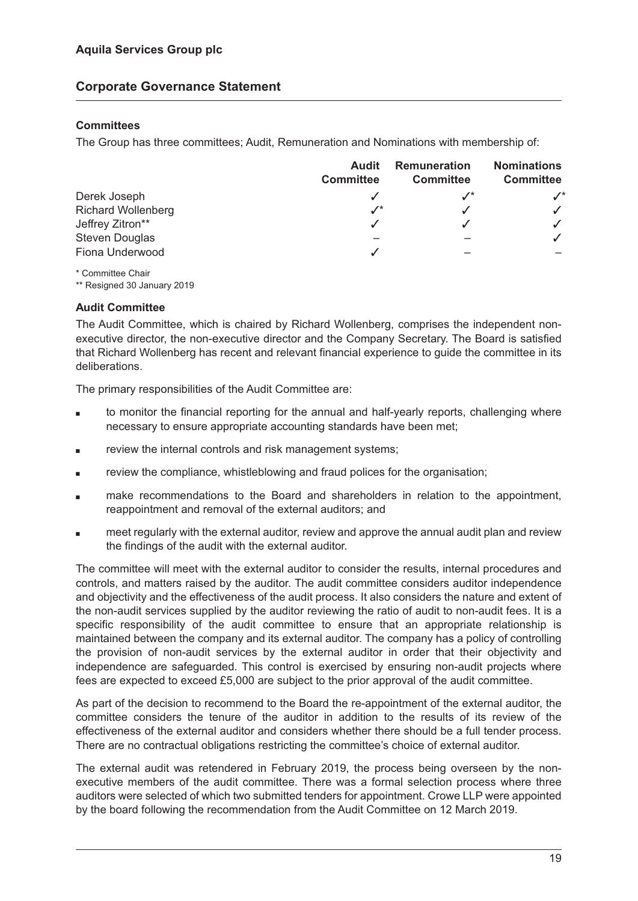## Corporate Governance Statement

### Committees

The Group has three committees; Audit, Remuneration and Nominations with membership of:

| | Audit Committee | Remuneration Committee | Nominations Committee |
|---|---|---|---|
| Derek Joseph | ✓ | ✓* | ✓* |
| Richard Wollenberg | ✓* | ✓ | ✓ |
| Jeffrey Zitron** | ✓ | ✓ | ✓ |
| Steven Douglas | – | – | ✓ |
| Fiona Underwood | ✓ | – | – |

\* Committee Chair

\** Resigned 30 January 2019

### Audit Committee

The Audit Committee, which is chaired by Richard Wollenberg, comprises the independent non-executive director, the non-executive director and the Company Secretary. The Board is satisfied that Richard Wollenberg has recent and relevant financial experience to guide the committee in its deliberations.

The primary responsibilities of the Audit Committee are:

- to monitor the financial reporting for the annual and half-yearly reports, challenging where necessary to ensure appropriate accounting standards have been met;
- review the internal controls and risk management systems;
- review the compliance, whistleblowing and fraud polices for the organisation;
- make recommendations to the Board and shareholders in relation to the appointment, reappointment and removal of the external auditors; and
- meet regularly with the external auditor, review and approve the annual audit plan and review the findings of the audit with the external auditor.

The committee will meet with the external auditor to consider the results, internal procedures and controls, and matters raised by the auditor. The audit committee considers auditor independence and objectivity and the effectiveness of the audit process. It also considers the nature and extent of the non-audit services supplied by the auditor reviewing the ratio of audit to non-audit fees. It is a specific responsibility of the audit committee to ensure that an appropriate relationship is maintained between the company and its external auditor. The company has a policy of controlling the provision of non-audit services by the external auditor in order that their objectivity and independence are safeguarded. This control is exercised by ensuring non-audit projects where fees are expected to exceed £5,000 are subject to the prior approval of the audit committee.

As part of the decision to recommend to the Board the re-appointment of the external auditor, the committee considers the tenure of the auditor in addition to the results of its review of the effectiveness of the external auditor and considers whether there should be a full tender process. There are no contractual obligations restricting the committee's choice of external auditor.

The external audit was retendered in February 2019, the process being overseen by the non-executive members of the audit committee. There was a formal selection process where three auditors were selected of which two submitted tenders for appointment. Crowe LLP were appointed by the board following the recommendation from the Audit Committee on 12 March 2019.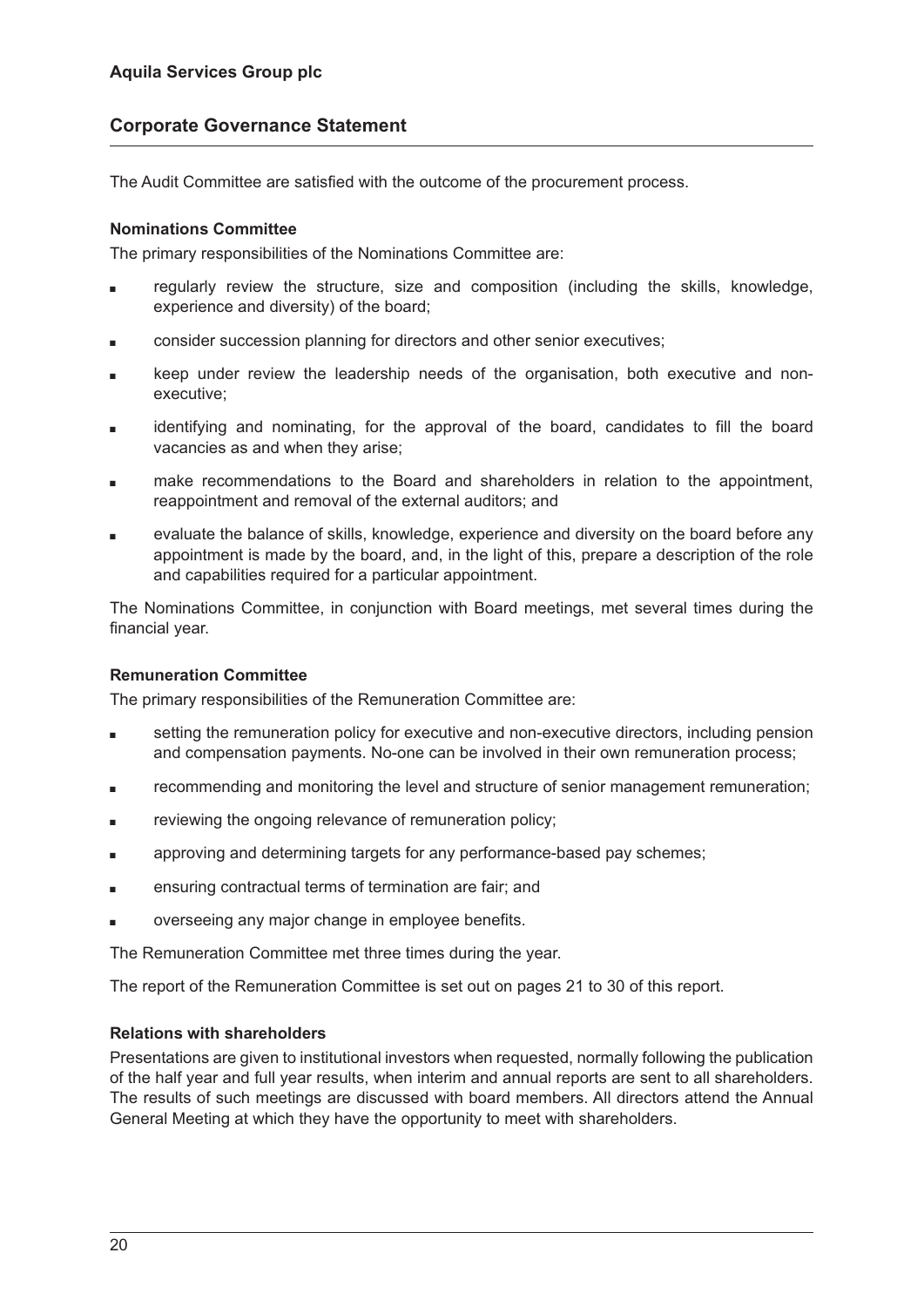The Audit Committee are satisfied with the outcome of the procurement process.

**Nominations Committee**

The primary responsibilities of the Nominations Committee are:

- regularly review the structure, size and composition (including the skills, knowledge, experience and diversity) of the board;
- consider succession planning for directors and other senior executives;
- keep under review the leadership needs of the organisation, both executive and non-executive;
- identifying and nominating, for the approval of the board, candidates to fill the board vacancies as and when they arise;
- make recommendations to the Board and shareholders in relation to the appointment, reappointment and removal of the external auditors; and
- evaluate the balance of skills, knowledge, experience and diversity on the board before any appointment is made by the board, and, in the light of this, prepare a description of the role and capabilities required for a particular appointment.

The Nominations Committee, in conjunction with Board meetings, met several times during the financial year.

**Remuneration Committee**

The primary responsibilities of the Remuneration Committee are:

- setting the remuneration policy for executive and non-executive directors, including pension and compensation payments. No-one can be involved in their own remuneration process;
- recommending and monitoring the level and structure of senior management remuneration;
- reviewing the ongoing relevance of remuneration policy;
- approving and determining targets for any performance-based pay schemes;
- ensuring contractual terms of termination are fair; and
- overseeing any major change in employee benefits.

The Remuneration Committee met three times during the year.

The report of the Remuneration Committee is set out on pages 21 to 30 of this report.

**Relations with shareholders**

Presentations are given to institutional investors when requested, normally following the publication of the half year and full year results, when interim and annual reports are sent to all shareholders. The results of such meetings are discussed with board members. All directors attend the Annual General Meeting at which they have the opportunity to meet with shareholders.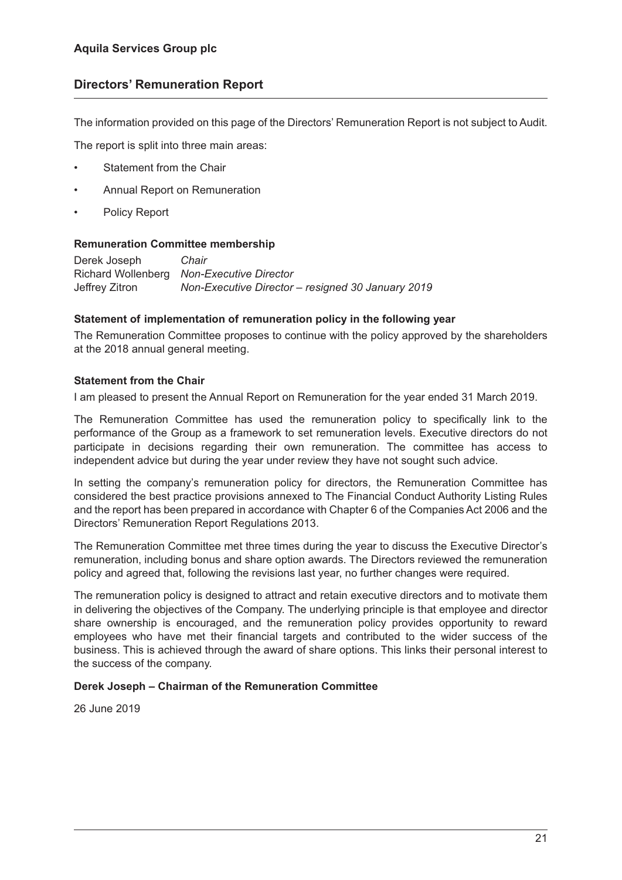**Aquila Services Group plc**

## Directors' Remuneration Report

The information provided on this page of the Directors' Remuneration Report is not subject to Audit.

The report is split into three main areas:

- Statement from the Chair
- Annual Report on Remuneration
- Policy Report

**Remuneration Committee membership**

Derek Joseph *Chair*
Richard Wollenberg *Non-Executive Director*
Jeffrey Zitron *Non-Executive Director – resigned 30 January 2019*

**Statement of implementation of remuneration policy in the following year**

The Remuneration Committee proposes to continue with the policy approved by the shareholders at the 2018 annual general meeting.

**Statement from the Chair**

I am pleased to present the Annual Report on Remuneration for the year ended 31 March 2019.

The Remuneration Committee has used the remuneration policy to specifically link to the performance of the Group as a framework to set remuneration levels. Executive directors do not participate in decisions regarding their own remuneration. The committee has access to independent advice but during the year under review they have not sought such advice.

In setting the company's remuneration policy for directors, the Remuneration Committee has considered the best practice provisions annexed to The Financial Conduct Authority Listing Rules and the report has been prepared in accordance with Chapter 6 of the Companies Act 2006 and the Directors' Remuneration Report Regulations 2013.

The Remuneration Committee met three times during the year to discuss the Executive Director's remuneration, including bonus and share option awards. The Directors reviewed the remuneration policy and agreed that, following the revisions last year, no further changes were required.

The remuneration policy is designed to attract and retain executive directors and to motivate them in delivering the objectives of the Company. The underlying principle is that employee and director share ownership is encouraged, and the remuneration policy provides opportunity to reward employees who have met their financial targets and contributed to the wider success of the business. This is achieved through the award of share options. This links their personal interest to the success of the company.

**Derek Joseph – Chairman of the Remuneration Committee**

26 June 2019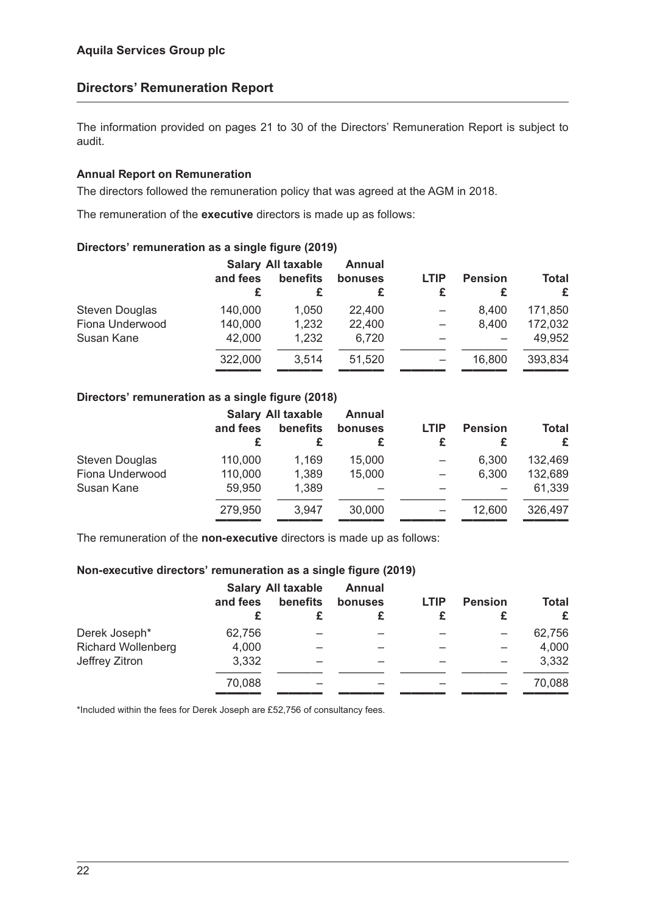**Aquila Services Group plc**

## Directors' Remuneration Report

The information provided on pages 21 to 30 of the Directors' Remuneration Report is subject to audit.

### Annual Report on Remuneration

The directors followed the remuneration policy that was agreed at the AGM in 2018.

The remuneration of the **executive** directors is made up as follows:

#### Directors' remuneration as a single figure (2019)

| | Salary and fees £ | All taxable benefits £ | Annual bonuses £ | LTIP £ | Pension £ | Total £ |
|---|---|---|---|---|---|---|
| Steven Douglas | 140,000 | 1,050 | 22,400 | – | 8,400 | 171,850 |
| Fiona Underwood | 140,000 | 1,232 | 22,400 | – | 8,400 | 172,032 |
| Susan Kane | 42,000 | 1,232 | 6,720 | – | – | 49,952 |
| | 322,000 | 3,514 | 51,520 | – | 16,800 | 393,834 |

#### Directors' remuneration as a single figure (2018)

| | Salary and fees £ | All taxable benefits £ | Annual bonuses £ | LTIP £ | Pension £ | Total £ |
|---|---|---|---|---|---|---|
| Steven Douglas | 110,000 | 1,169 | 15,000 | – | 6,300 | 132,469 |
| Fiona Underwood | 110,000 | 1,389 | 15,000 | – | 6,300 | 132,689 |
| Susan Kane | 59,950 | 1,389 | – | – | – | 61,339 |
| | 279,950 | 3,947 | 30,000 | – | 12,600 | 326,497 |

The remuneration of the **non-executive** directors is made up as follows:

#### Non-executive directors' remuneration as a single figure (2019)

| | Salary and fees £ | All taxable benefits £ | Annual bonuses £ | LTIP £ | Pension £ | Total £ |
|---|---|---|---|---|---|---|
| Derek Joseph* | 62,756 | – | – | – | – | 62,756 |
| Richard Wollenberg | 4,000 | – | – | – | – | 4,000 |
| Jeffrey Zitron | 3,332 | – | – | – | – | 3,332 |
| | 70,088 | – | – | – | – | 70,088 |

*Included within the fees for Derek Joseph are £52,756 of consultancy fees.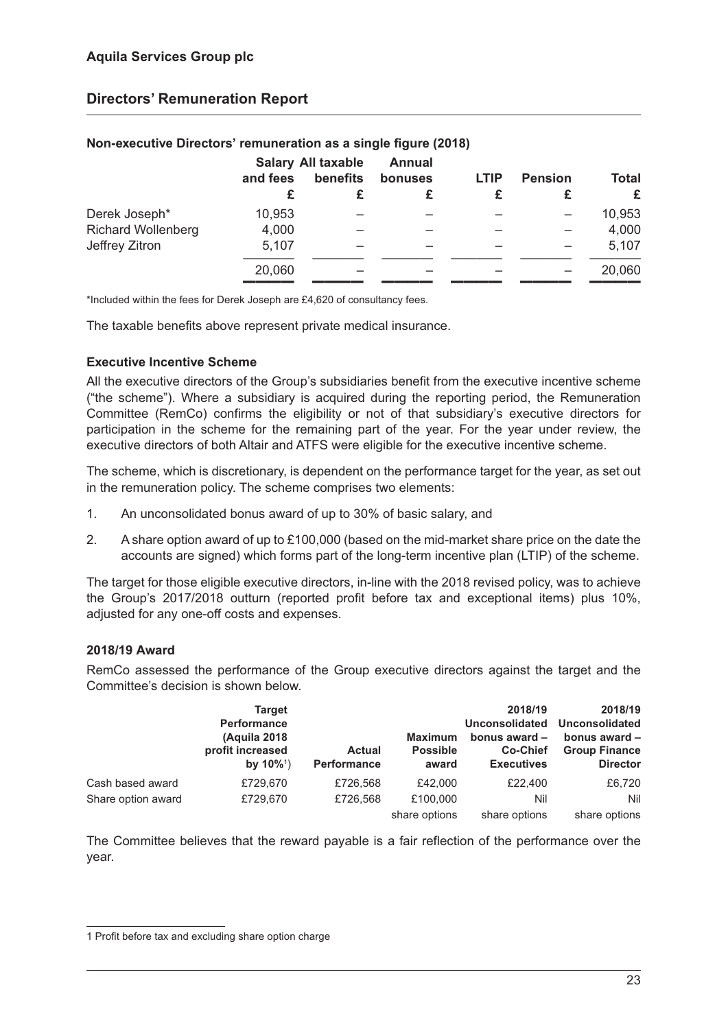## Directors' Remuneration Report

**Non-executive Directors' remuneration as a single figure (2018)**

| | Salary and fees £ | All taxable benefits £ | Annual bonuses £ | LTIP £ | Pension £ | Total £ |
|---|---|---|---|---|---|---|
| Derek Joseph* | 10,953 | – | – | – | – | 10,953 |
| Richard Wollenberg | 4,000 | – | – | – | – | 4,000 |
| Jeffrey Zitron | 5,107 | – | – | – | – | 5,107 |
| | 20,060 | – | – | – | – | 20,060 |

*Included within the fees for Derek Joseph are £4,620 of consultancy fees.

The taxable benefits above represent private medical insurance.

**Executive Incentive Scheme**

All the executive directors of the Group's subsidiaries benefit from the executive incentive scheme ("the scheme"). Where a subsidiary is acquired during the reporting period, the Remuneration Committee (RemCo) confirms the eligibility or not of that subsidiary's executive directors for participation in the scheme for the remaining part of the year. For the year under review, the executive directors of both Altair and ATFS were eligible for the executive incentive scheme.

The scheme, which is discretionary, is dependent on the performance target for the year, as set out in the remuneration policy. The scheme comprises two elements:

1. An unconsolidated bonus award of up to 30% of basic salary, and
2. A share option award of up to £100,000 (based on the mid-market share price on the date the accounts are signed) which forms part of the long-term incentive plan (LTIP) of the scheme.

The target for those eligible executive directors, in-line with the 2018 revised policy, was to achieve the Group's 2017/2018 outturn (reported profit before tax and exceptional items) plus 10%, adjusted for any one-off costs and expenses.

**2018/19 Award**

RemCo assessed the performance of the Group executive directors against the target and the Committee's decision is shown below.

| | Target Performance (Aquila 2018 profit increased by 10%[1]) | Actual Performance | Maximum Possible award | 2018/19 Unconsolidated bonus award – Co-Chief Executives | 2018/19 Unconsolidated bonus award – Group Finance Director |
|---|---|---|---|---|---|
| Cash based award | £729,670 | £726,568 | £42,000 | £22,400 | £6,720 |
| Share option award | £729,670 | £726,568 | £100,000 share options | Nil share options | Nil share options |

The Committee believes that the reward payable is a fair reflection of the performance over the year.

1 Profit before tax and excluding share option charge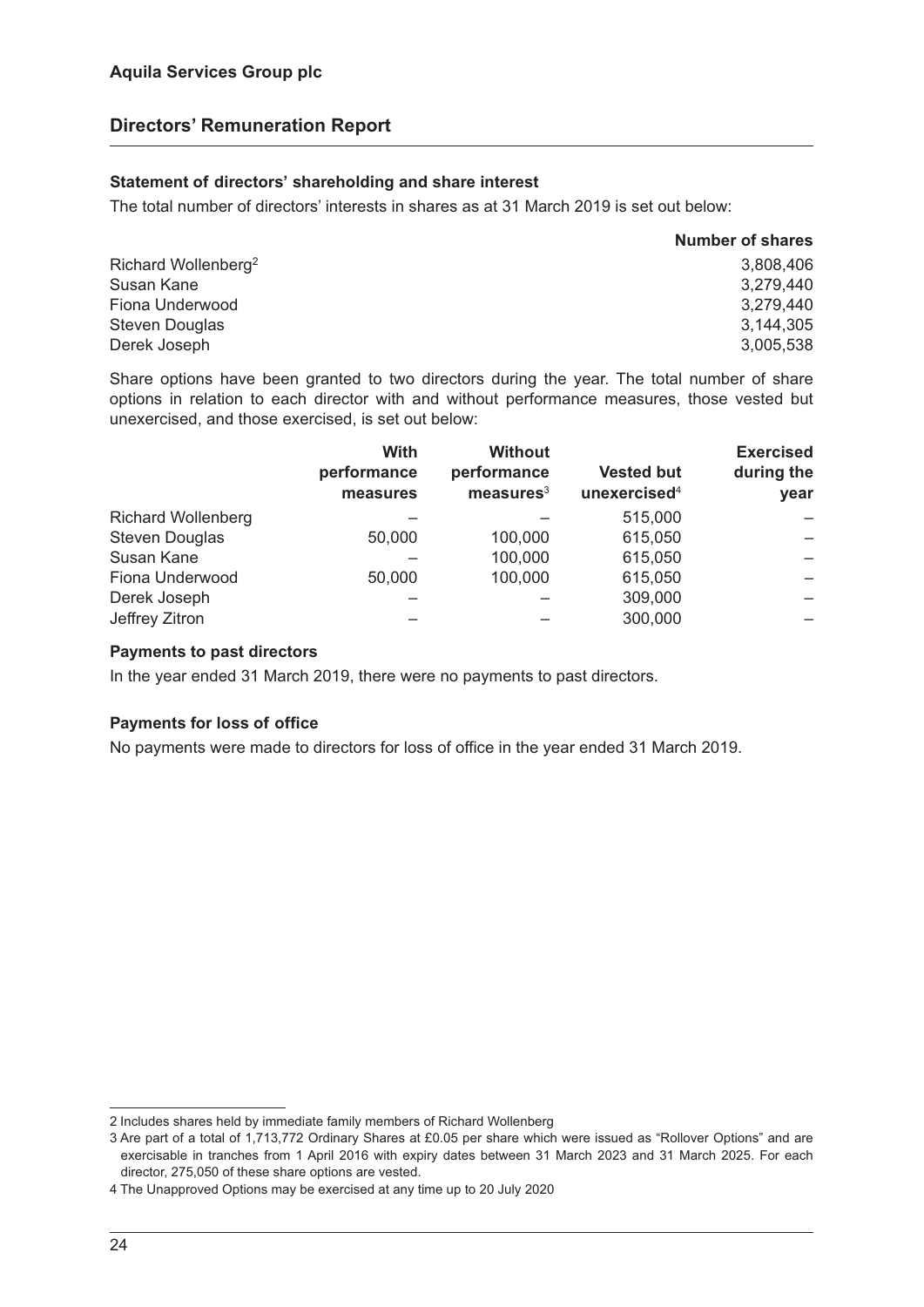## Statement of directors' shareholding and share interest

The total number of directors' interests in shares as at 31 March 2019 is set out below:

| | Number of shares |
|---|---|
| Richard Wollenberg[2] | 3,808,406 |
| Susan Kane | 3,279,440 |
| Fiona Underwood | 3,279,440 |
| Steven Douglas | 3,144,305 |
| Derek Joseph | 3,005,538 |

Share options have been granted to two directors during the year. The total number of share options in relation to each director with and without performance measures, those vested but unexercised, and those exercised, is set out below:

| | With performance measures | Without performance measures[3] | Vested but unexercised[4] | Exercised during the year |
|---|---|---|---|---|
| Richard Wollenberg | – | – | 515,000 | – |
| Steven Douglas | 50,000 | 100,000 | 615,050 | – |
| Susan Kane | – | 100,000 | 615,050 | – |
| Fiona Underwood | 50,000 | 100,000 | 615,050 | – |
| Derek Joseph | – | – | 309,000 | – |
| Jeffrey Zitron | – | – | 300,000 | – |

## Payments to past directors

In the year ended 31 March 2019, there were no payments to past directors.

## Payments for loss of office

No payments were made to directors for loss of office in the year ended 31 March 2019.

2 Includes shares held by immediate family members of Richard Wollenberg

3 Are part of a total of 1,713,772 Ordinary Shares at £0.05 per share which were issued as "Rollover Options" and are exercisable in tranches from 1 April 2016 with expiry dates between 31 March 2023 and 31 March 2025. For each director, 275,050 of these share options are vested.

4 The Unapproved Options may be exercised at any time up to 20 July 2020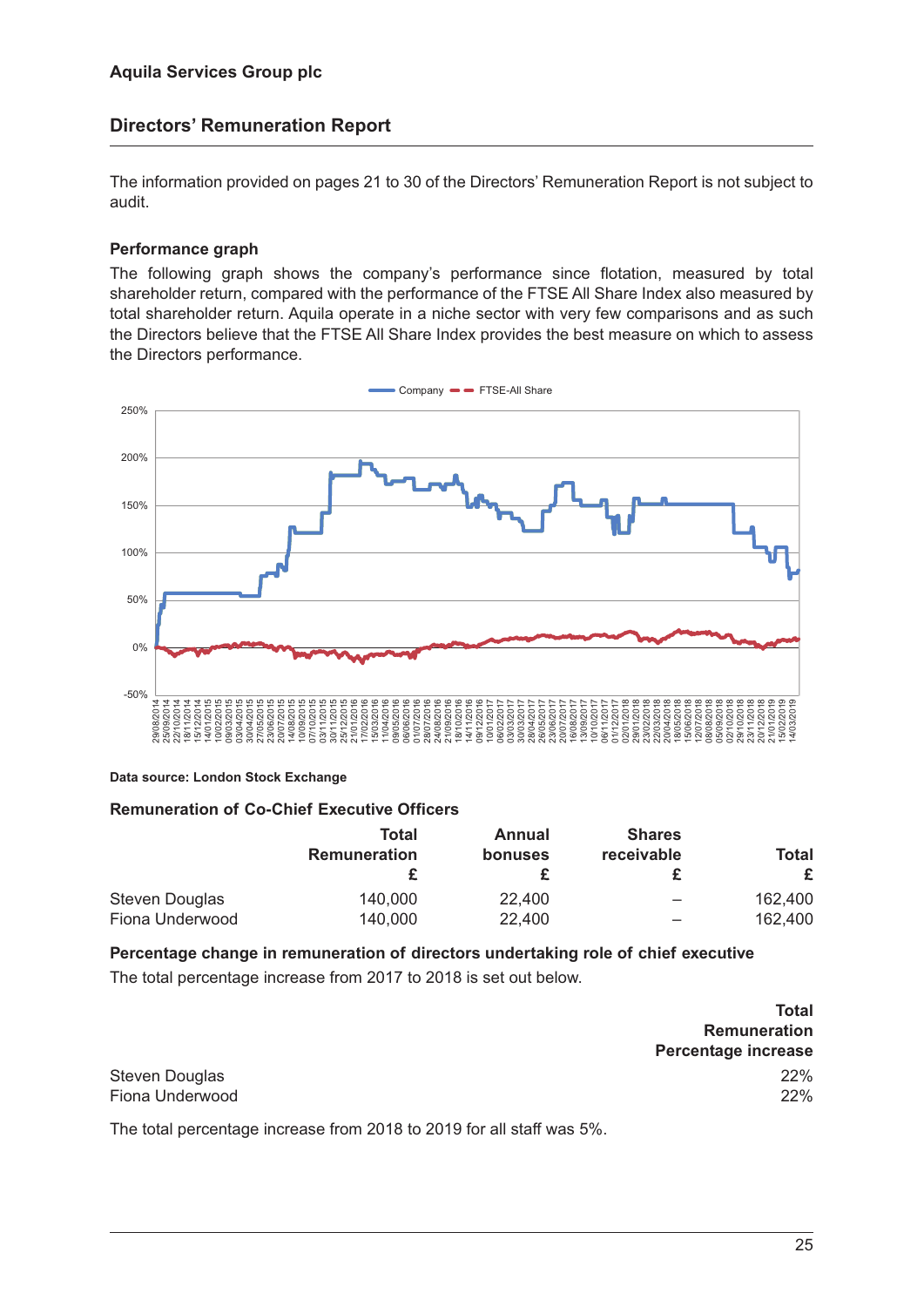## Directors' Remuneration Report

The information provided on pages 21 to 30 of the Directors' Remuneration Report is not subject to audit.

### Performance graph

The following graph shows the company's performance since flotation, measured by total shareholder return, compared with the performance of the FTSE All Share Index also measured by total shareholder return. Aquila operate in a niche sector with very few comparisons and as such the Directors believe that the FTSE All Share Index provides the best measure on which to assess the Directors performance.

**Data source: London Stock Exchange**

### Remuneration of Co-Chief Executive Officers

| | Total Remuneration £ | Annual bonuses £ | Shares receivable £ | Total £ |
|---|---|---|---|---|
| Steven Douglas | 140,000 | 22,400 | – | 162,400 |
| Fiona Underwood | 140,000 | 22,400 | – | 162,400 |

### Percentage change in remuneration of directors undertaking role of chief executive

The total percentage increase from 2017 to 2018 is set out below.

| | Total Remuneration Percentage increase |
|---|---|
| Steven Douglas | 22% |
| Fiona Underwood | 22% |

The total percentage increase from 2018 to 2019 for all staff was 5%.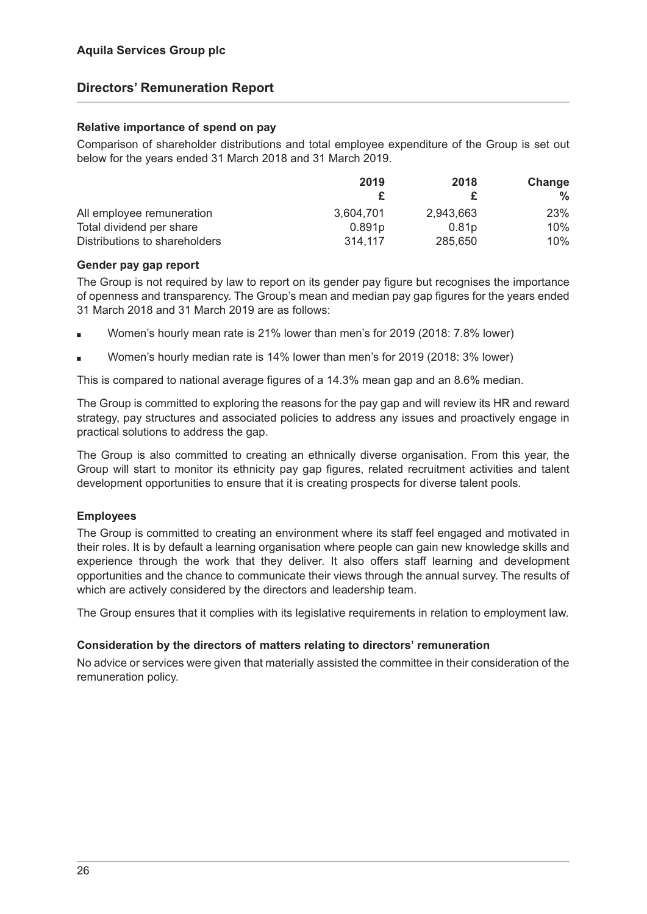## Directors' Remuneration Report

### Relative importance of spend on pay

Comparison of shareholder distributions and total employee expenditure of the Group is set out below for the years ended 31 March 2018 and 31 March 2019.

| | 2019 | 2018 | Change |
|---|---|---|---|
| | £ | £ | % |
| All employee remuneration | 3,604,701 | 2,943,663 | 23% |
| Total dividend per share | 0.891p | 0.81p | 10% |
| Distributions to shareholders | 314,117 | 285,650 | 10% |

### Gender pay gap report

The Group is not required by law to report on its gender pay figure but recognises the importance of openness and transparency. The Group's mean and median pay gap figures for the years ended 31 March 2018 and 31 March 2019 are as follows:

- Women's hourly mean rate is 21% lower than men's for 2019 (2018: 7.8% lower)
- Women's hourly median rate is 14% lower than men's for 2019 (2018: 3% lower)

This is compared to national average figures of a 14.3% mean gap and an 8.6% median.

The Group is committed to exploring the reasons for the pay gap and will review its HR and reward strategy, pay structures and associated policies to address any issues and proactively engage in practical solutions to address the gap.

The Group is also committed to creating an ethnically diverse organisation. From this year, the Group will start to monitor its ethnicity pay gap figures, related recruitment activities and talent development opportunities to ensure that it is creating prospects for diverse talent pools.

### Employees

The Group is committed to creating an environment where its staff feel engaged and motivated in their roles. It is by default a learning organisation where people can gain new knowledge skills and experience through the work that they deliver. It also offers staff learning and development opportunities and the chance to communicate their views through the annual survey. The results of which are actively considered by the directors and leadership team.

The Group ensures that it complies with its legislative requirements in relation to employment law.

### Consideration by the directors of matters relating to directors' remuneration

No advice or services were given that materially assisted the committee in their consideration of the remuneration policy.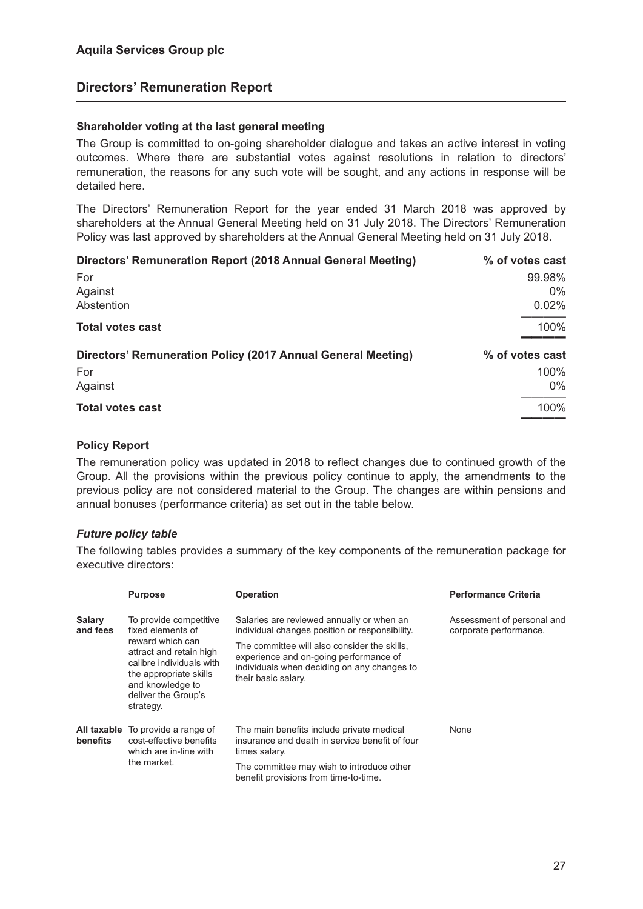## Directors' Remuneration Report

### Shareholder voting at the last general meeting

The Group is committed to on-going shareholder dialogue and takes an active interest in voting outcomes. Where there are substantial votes against resolutions in relation to directors' remuneration, the reasons for any such vote will be sought, and any actions in response will be detailed here.

The Directors' Remuneration Report for the year ended 31 March 2018 was approved by shareholders at the Annual General Meeting held on 31 July 2018. The Directors' Remuneration Policy was last approved by shareholders at the Annual General Meeting held on 31 July 2018.

| Directors' Remuneration Report (2018 Annual General Meeting) | % of votes cast |
|---|---|
| For | 99.98% |
| Against | 0% |
| Abstention | 0.02% |
| **Total votes cast** | 100% |

| Directors' Remuneration Policy (2017 Annual General Meeting) | % of votes cast |
|---|---|
| For | 100% |
| Against | 0% |
| **Total votes cast** | 100% |

### Policy Report

The remuneration policy was updated in 2018 to reflect changes due to continued growth of the Group. All the provisions within the previous policy continue to apply, the amendments to the previous policy are not considered material to the Group. The changes are within pensions and annual bonuses (performance criteria) as set out in the table below.

#### *Future policy table*

The following tables provides a summary of the key components of the remuneration package for executive directors:

| | Purpose | Operation | Performance Criteria |
|---|---|---|---|
| **Salary and fees** | To provide competitive fixed elements of reward which can attract and retain high calibre individuals with the appropriate skills and knowledge to deliver the Group's strategy. | Salaries are reviewed annually or when an individual changes position or responsibility.<br><br>The committee will also consider the skills, experience and on-going performance of individuals when deciding on any changes to their basic salary. | Assessment of personal and corporate performance. |
| **All taxable benefits** | To provide a range of cost-effective benefits which are in-line with the market. | The main benefits include private medical insurance and death in service benefit of four times salary.<br><br>The committee may wish to introduce other benefit provisions from time-to-time. | None |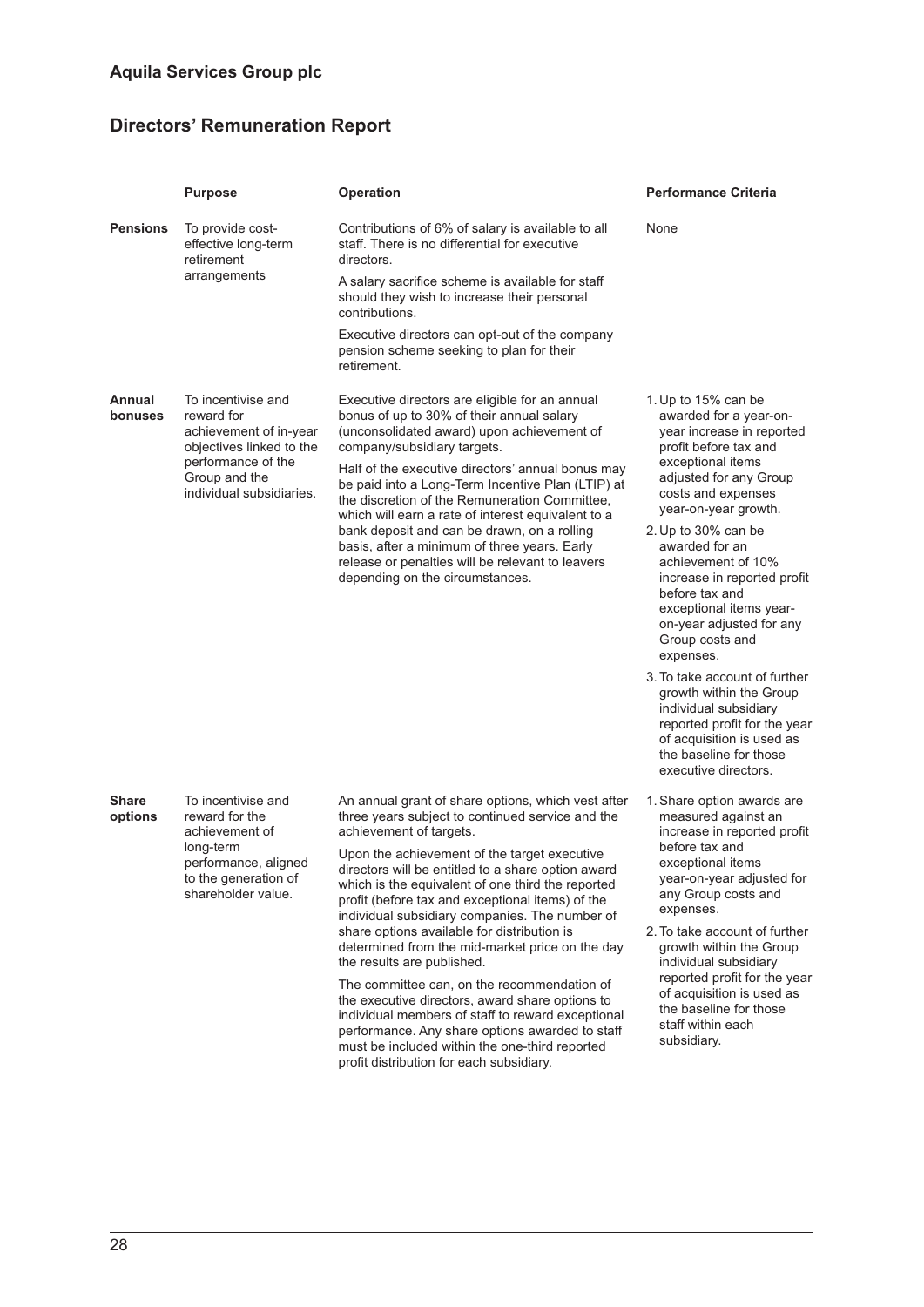## Directors' Remuneration Report

| | Purpose | Operation | Performance Criteria |
|---|---|---|---|
| **Pensions** | To provide cost-effective long-term retirement arrangements | Contributions of 6% of salary is available to all staff. There is no differential for executive directors.<br><br>A salary sacrifice scheme is available for staff should they wish to increase their personal contributions.<br><br>Executive directors can opt-out of the company pension scheme seeking to plan for their retirement. | None |
| **Annual bonuses** | To incentivise and reward for achievement of in-year objectives linked to the performance of the Group and the individual subsidiaries. | Executive directors are eligible for an annual bonus of up to 30% of their annual salary (unconsolidated award) upon achievement of company/subsidiary targets.<br><br>Half of the executive directors' annual bonus may be paid into a Long-Term Incentive Plan (LTIP) at the discretion of the Remuneration Committee, which will earn a rate of interest equivalent to a bank deposit and can be drawn, on a rolling basis, after a minimum of three years. Early release or penalties will be relevant to leavers depending on the circumstances. | 1. Up to 15% can be awarded for a year-on-year increase in reported profit before tax and exceptional items adjusted for any Group costs and expenses year-on-year growth.<br><br>2. Up to 30% can be awarded for an achievement of 10% increase in reported profit before tax and exceptional items year-on-year adjusted for any Group costs and expenses.<br><br>3. To take account of further growth within the Group individual subsidiary reported profit for the year of acquisition is used as the baseline for those executive directors. |
| **Share options** | To incentivise and reward for the achievement of long-term performance, aligned to the generation of shareholder value. | An annual grant of share options, which vest after three years subject to continued service and the achievement of targets.<br><br>Upon the achievement of the target executive directors will be entitled to a share option award which is the equivalent of one third the reported profit (before tax and exceptional items) of the individual subsidiary companies. The number of share options available for distribution is determined from the mid-market price on the day the results are published.<br><br>The committee can, on the recommendation of the executive directors, award share options to individual members of staff to reward exceptional performance. Any share options awarded to staff must be included within the one-third reported profit distribution for each subsidiary. | 1. Share option awards are measured against an increase in reported profit before tax and exceptional items year-on-year adjusted for any Group costs and expenses.<br><br>2. To take account of further growth within the Group individual subsidiary reported profit for the year of acquisition is used as the baseline for those staff within each subsidiary. |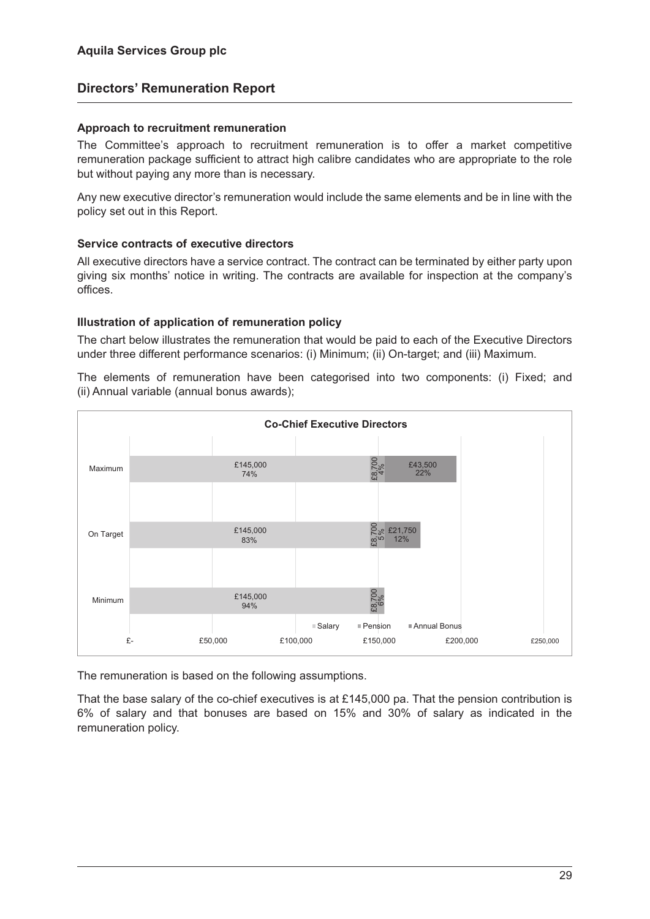### Approach to recruitment remuneration

The Committee's approach to recruitment remuneration is to offer a market competitive remuneration package sufficient to attract high calibre candidates who are appropriate to the role but without paying any more than is necessary.

Any new executive director's remuneration would include the same elements and be in line with the policy set out in this Report.

### Service contracts of executive directors

All executive directors have a service contract. The contract can be terminated by either party upon giving six months' notice in writing. The contracts are available for inspection at the company's offices.

### Illustration of application of remuneration policy

The chart below illustrates the remuneration that would be paid to each of the Executive Directors under three different performance scenarios: (i) Minimum; (ii) On-target; and (iii) Maximum.

The elements of remuneration have been categorised into two components: (i) Fixed; and (ii) Annual variable (annual bonus awards);

**Co-Chief Executive Directors**

| Scenario | Salary | Pension | Annual Bonus |
|---|---|---|---|
| Maximum | £145,000 (74%) | £8,700 (4%) | £43,500 (22%) |
| On Target | £145,000 (83%) | £8,700 (5%) | £21,750 (12%) |
| Minimum | £145,000 (94%) | £8,700 (6%) | |

The remuneration is based on the following assumptions.

That the base salary of the co-chief executives is at £145,000 pa. That the pension contribution is 6% of salary and that bonuses are based on 15% and 30% of salary as indicated in the remuneration policy.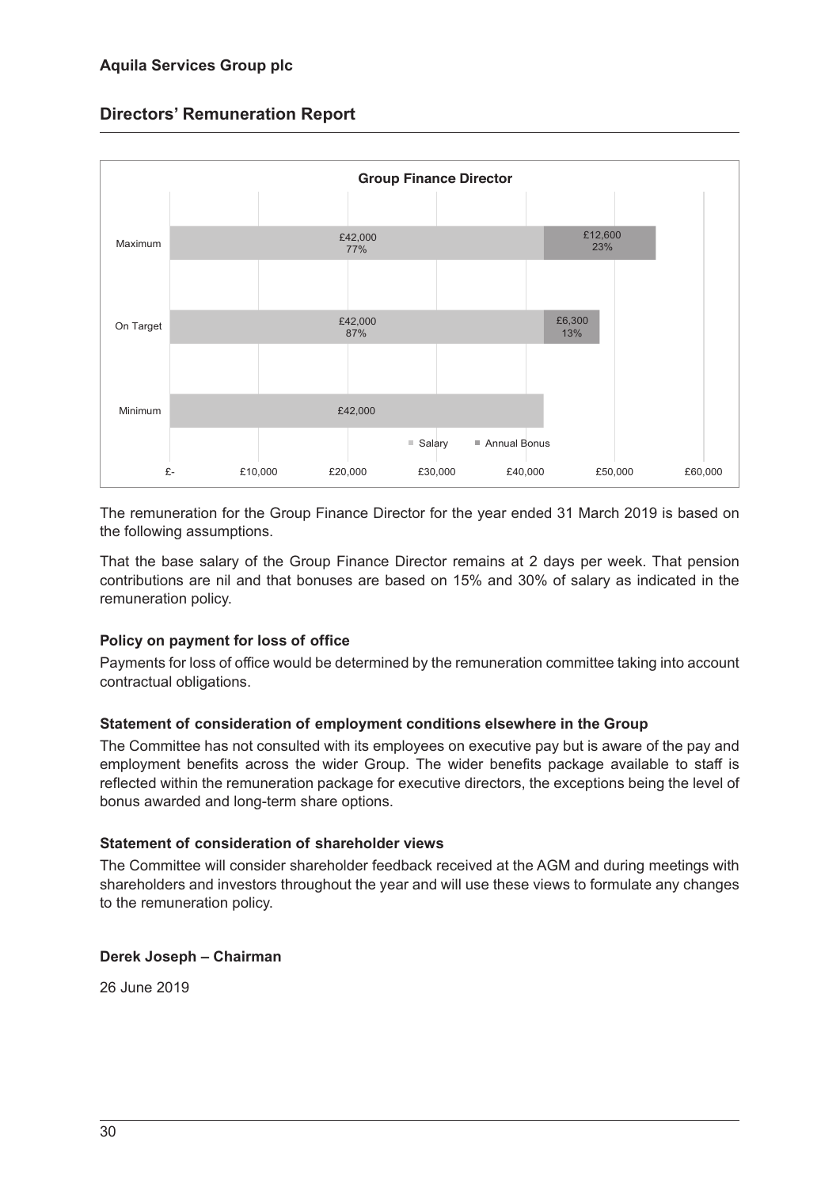## Directors' Remuneration Report

**Group Finance Director**

| | Salary | Annual Bonus |
|---|---|---|
| Maximum | £42,000 (77%) | £12,600 (23%) |
| On Target | £42,000 (87%) | £6,300 (13%) |
| Minimum | £42,000 | |

The remuneration for the Group Finance Director for the year ended 31 March 2019 is based on the following assumptions.

That the base salary of the Group Finance Director remains at 2 days per week. That pension contributions are nil and that bonuses are based on 15% and 30% of salary as indicated in the remuneration policy.

### Policy on payment for loss of office

Payments for loss of office would be determined by the remuneration committee taking into account contractual obligations.

### Statement of consideration of employment conditions elsewhere in the Group

The Committee has not consulted with its employees on executive pay but is aware of the pay and employment benefits across the wider Group. The wider benefits package available to staff is reflected within the remuneration package for executive directors, the exceptions being the level of bonus awarded and long-term share options.

### Statement of consideration of shareholder views

The Committee will consider shareholder feedback received at the AGM and during meetings with shareholders and investors throughout the year and will use these views to formulate any changes to the remuneration policy.

**Derek Joseph – Chairman**

26 June 2019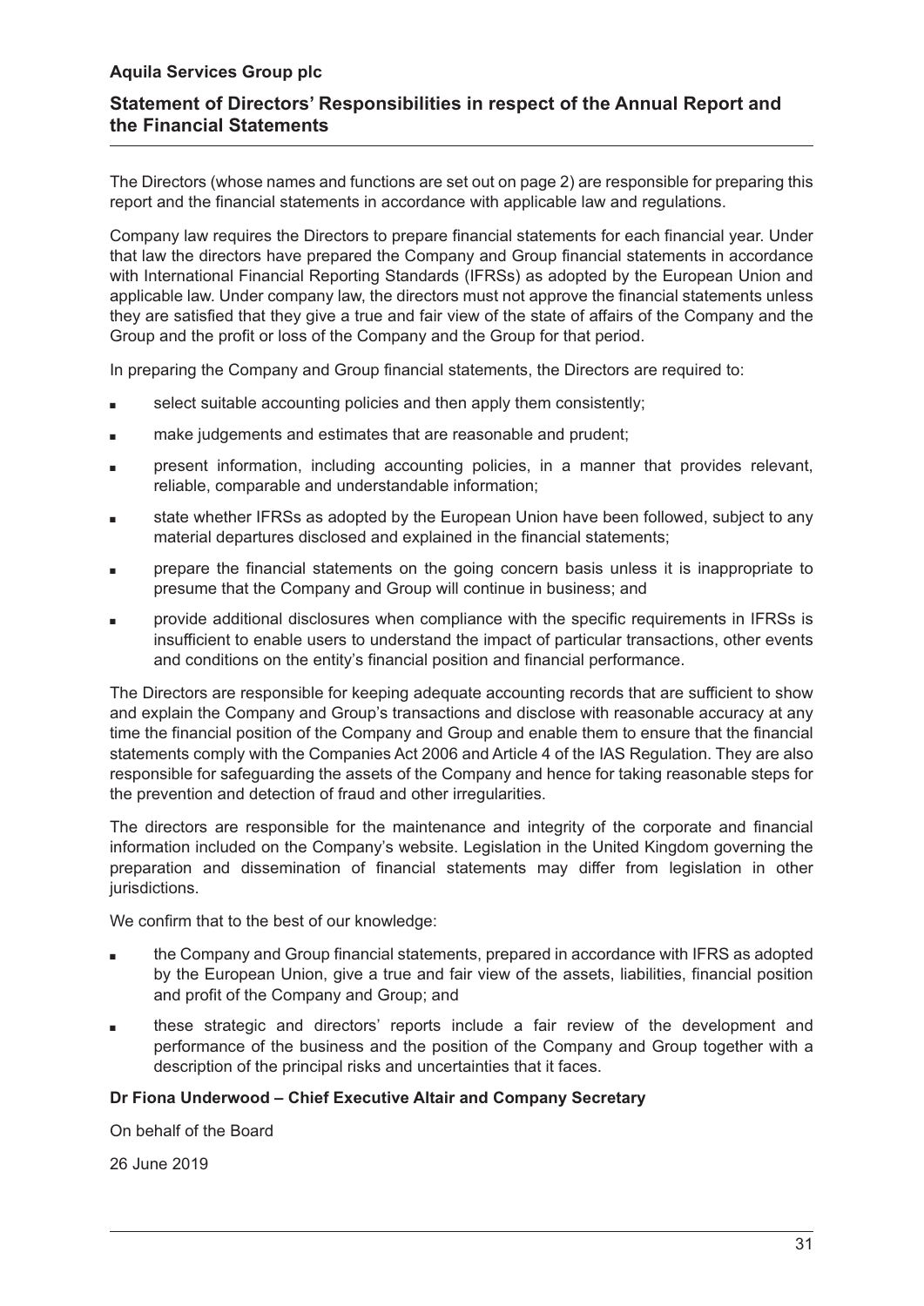# Aquila Services Group plc

## Statement of Directors' Responsibilities in respect of the Annual Report and the Financial Statements

The Directors (whose names and functions are set out on page 2) are responsible for preparing this report and the financial statements in accordance with applicable law and regulations.

Company law requires the Directors to prepare financial statements for each financial year. Under that law the directors have prepared the Company and Group financial statements in accordance with International Financial Reporting Standards (IFRSs) as adopted by the European Union and applicable law. Under company law, the directors must not approve the financial statements unless they are satisfied that they give a true and fair view of the state of affairs of the Company and the Group and the profit or loss of the Company and the Group for that period.

In preparing the Company and Group financial statements, the Directors are required to:

- select suitable accounting policies and then apply them consistently;
- make judgements and estimates that are reasonable and prudent;
- present information, including accounting policies, in a manner that provides relevant, reliable, comparable and understandable information;
- state whether IFRSs as adopted by the European Union have been followed, subject to any material departures disclosed and explained in the financial statements;
- prepare the financial statements on the going concern basis unless it is inappropriate to presume that the Company and Group will continue in business; and
- provide additional disclosures when compliance with the specific requirements in IFRSs is insufficient to enable users to understand the impact of particular transactions, other events and conditions on the entity's financial position and financial performance.

The Directors are responsible for keeping adequate accounting records that are sufficient to show and explain the Company and Group's transactions and disclose with reasonable accuracy at any time the financial position of the Company and Group and enable them to ensure that the financial statements comply with the Companies Act 2006 and Article 4 of the IAS Regulation. They are also responsible for safeguarding the assets of the Company and hence for taking reasonable steps for the prevention and detection of fraud and other irregularities.

The directors are responsible for the maintenance and integrity of the corporate and financial information included on the Company's website. Legislation in the United Kingdom governing the preparation and dissemination of financial statements may differ from legislation in other jurisdictions.

We confirm that to the best of our knowledge:

- the Company and Group financial statements, prepared in accordance with IFRS as adopted by the European Union, give a true and fair view of the assets, liabilities, financial position and profit of the Company and Group; and
- these strategic and directors' reports include a fair review of the development and performance of the business and the position of the Company and Group together with a description of the principal risks and uncertainties that it faces.

**Dr Fiona Underwood – Chief Executive Altair and Company Secretary**

On behalf of the Board

26 June 2019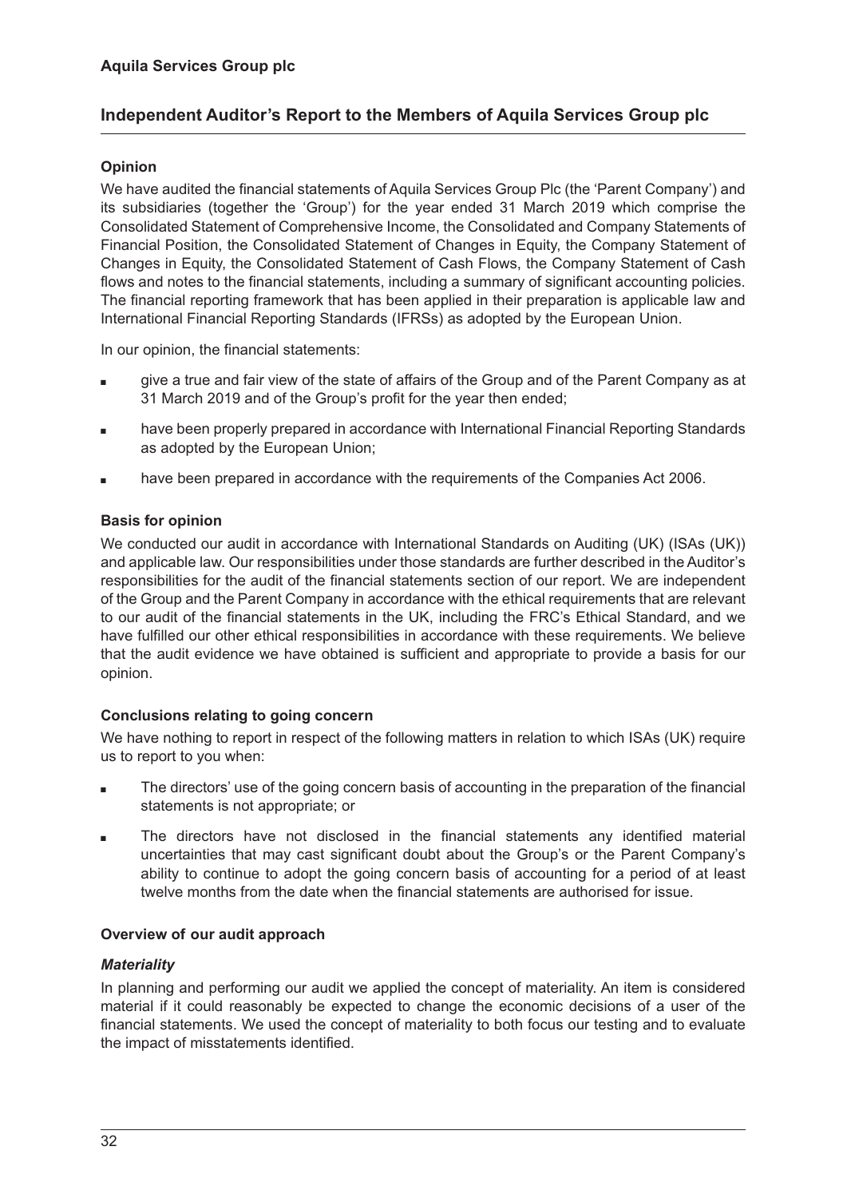## Independent Auditor's Report to the Members of Aquila Services Group plc

### Opinion

We have audited the financial statements of Aquila Services Group Plc (the 'Parent Company') and its subsidiaries (together the 'Group') for the year ended 31 March 2019 which comprise the Consolidated Statement of Comprehensive Income, the Consolidated and Company Statements of Financial Position, the Consolidated Statement of Changes in Equity, the Company Statement of Changes in Equity, the Consolidated Statement of Cash Flows, the Company Statement of Cash flows and notes to the financial statements, including a summary of significant accounting policies. The financial reporting framework that has been applied in their preparation is applicable law and International Financial Reporting Standards (IFRSs) as adopted by the European Union.

In our opinion, the financial statements:

- give a true and fair view of the state of affairs of the Group and of the Parent Company as at 31 March 2019 and of the Group's profit for the year then ended;
- have been properly prepared in accordance with International Financial Reporting Standards as adopted by the European Union;
- have been prepared in accordance with the requirements of the Companies Act 2006.

### Basis for opinion

We conducted our audit in accordance with International Standards on Auditing (UK) (ISAs (UK)) and applicable law. Our responsibilities under those standards are further described in the Auditor's responsibilities for the audit of the financial statements section of our report. We are independent of the Group and the Parent Company in accordance with the ethical requirements that are relevant to our audit of the financial statements in the UK, including the FRC's Ethical Standard, and we have fulfilled our other ethical responsibilities in accordance with these requirements. We believe that the audit evidence we have obtained is sufficient and appropriate to provide a basis for our opinion.

### Conclusions relating to going concern

We have nothing to report in respect of the following matters in relation to which ISAs (UK) require us to report to you when:

- The directors' use of the going concern basis of accounting in the preparation of the financial statements is not appropriate; or
- The directors have not disclosed in the financial statements any identified material uncertainties that may cast significant doubt about the Group's or the Parent Company's ability to continue to adopt the going concern basis of accounting for a period of at least twelve months from the date when the financial statements are authorised for issue.

### Overview of our audit approach

#### *Materiality*

In planning and performing our audit we applied the concept of materiality. An item is considered material if it could reasonably be expected to change the economic decisions of a user of the financial statements. We used the concept of materiality to both focus our testing and to evaluate the impact of misstatements identified.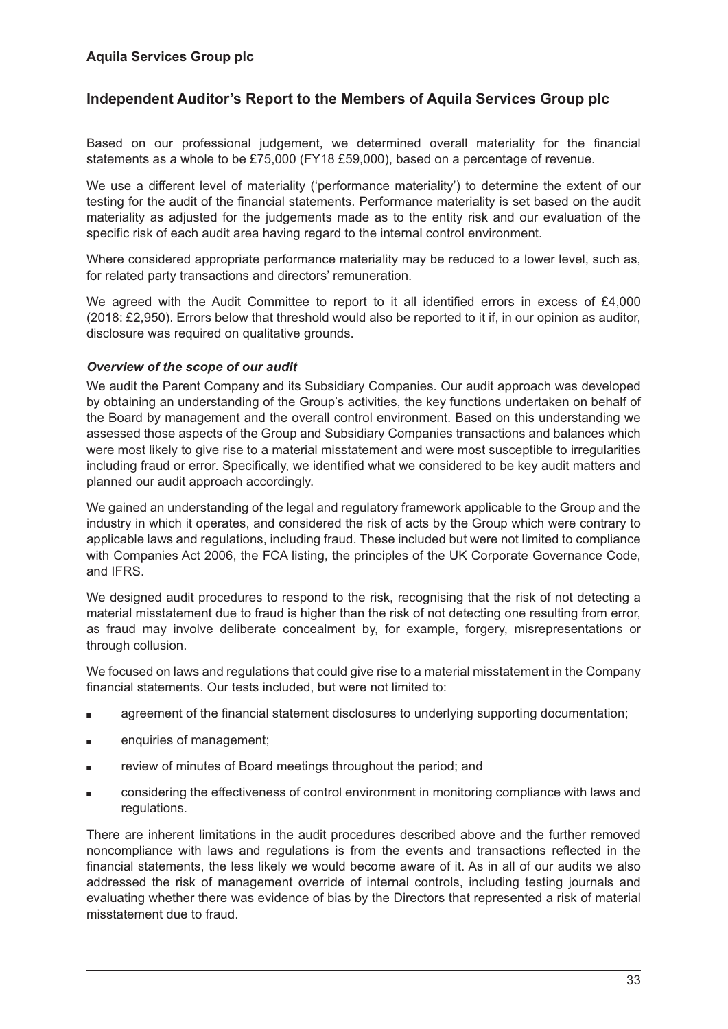Based on our professional judgement, we determined overall materiality for the financial statements as a whole to be £75,000 (FY18 £59,000), based on a percentage of revenue.

We use a different level of materiality ('performance materiality') to determine the extent of our testing for the audit of the financial statements. Performance materiality is set based on the audit materiality as adjusted for the judgements made as to the entity risk and our evaluation of the specific risk of each audit area having regard to the internal control environment.

Where considered appropriate performance materiality may be reduced to a lower level, such as, for related party transactions and directors' remuneration.

We agreed with the Audit Committee to report to it all identified errors in excess of £4,000 (2018: £2,950). Errors below that threshold would also be reported to it if, in our opinion as auditor, disclosure was required on qualitative grounds.

***Overview of the scope of our audit***

We audit the Parent Company and its Subsidiary Companies. Our audit approach was developed by obtaining an understanding of the Group's activities, the key functions undertaken on behalf of the Board by management and the overall control environment. Based on this understanding we assessed those aspects of the Group and Subsidiary Companies transactions and balances which were most likely to give rise to a material misstatement and were most susceptible to irregularities including fraud or error. Specifically, we identified what we considered to be key audit matters and planned our audit approach accordingly.

We gained an understanding of the legal and regulatory framework applicable to the Group and the industry in which it operates, and considered the risk of acts by the Group which were contrary to applicable laws and regulations, including fraud. These included but were not limited to compliance with Companies Act 2006, the FCA listing, the principles of the UK Corporate Governance Code, and IFRS.

We designed audit procedures to respond to the risk, recognising that the risk of not detecting a material misstatement due to fraud is higher than the risk of not detecting one resulting from error, as fraud may involve deliberate concealment by, for example, forgery, misrepresentations or through collusion.

We focused on laws and regulations that could give rise to a material misstatement in the Company financial statements. Our tests included, but were not limited to:

- agreement of the financial statement disclosures to underlying supporting documentation;
- enquiries of management;
- review of minutes of Board meetings throughout the period; and
- considering the effectiveness of control environment in monitoring compliance with laws and regulations.

There are inherent limitations in the audit procedures described above and the further removed noncompliance with laws and regulations is from the events and transactions reflected in the financial statements, the less likely we would become aware of it. As in all of our audits we also addressed the risk of management override of internal controls, including testing journals and evaluating whether there was evidence of bias by the Directors that represented a risk of material misstatement due to fraud.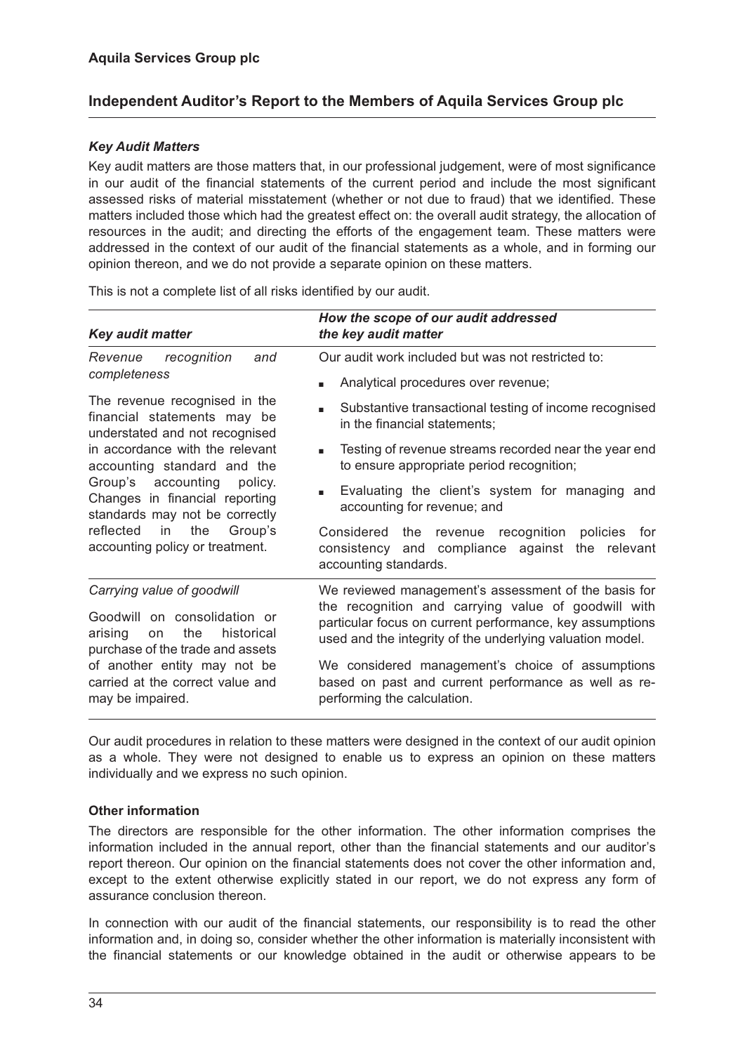## Independent Auditor's Report to the Members of Aquila Services Group plc

### *Key Audit Matters*

Key audit matters are those matters that, in our professional judgement, were of most significance in our audit of the financial statements of the current period and include the most significant assessed risks of material misstatement (whether or not due to fraud) that we identified. These matters included those which had the greatest effect on: the overall audit strategy, the allocation of resources in the audit; and directing the efforts of the engagement team. These matters were addressed in the context of our audit of the financial statements as a whole, and in forming our opinion thereon, and we do not provide a separate opinion on these matters.

This is not a complete list of all risks identified by our audit.

| *Key audit matter* | *How the scope of our audit addressed the key audit matter* |
|---|---|
| *Revenue recognition and completeness*<br><br>The revenue recognised in the financial statements may be understated and not recognised in accordance with the relevant accounting standard and the Group's accounting policy. Changes in financial reporting standards may not be correctly reflected in the Group's accounting policy or treatment. | Our audit work included but was not restricted to:<br><br>▪ Analytical procedures over revenue;<br>▪ Substantive transactional testing of income recognised in the financial statements;<br>▪ Testing of revenue streams recorded near the year end to ensure appropriate period recognition;<br>▪ Evaluating the client's system for managing and accounting for revenue; and<br><br>Considered the revenue recognition policies for consistency and compliance against the relevant accounting standards. |
| *Carrying value of goodwill*<br><br>Goodwill on consolidation or arising on the historical purchase of the trade and assets of another entity may not be carried at the correct value and may be impaired. | We reviewed management's assessment of the basis for the recognition and carrying value of goodwill with particular focus on current performance, key assumptions used and the integrity of the underlying valuation model.<br><br>We considered management's choice of assumptions based on past and current performance as well as re-performing the calculation. |

Our audit procedures in relation to these matters were designed in the context of our audit opinion as a whole. They were not designed to enable us to express an opinion on these matters individually and we express no such opinion.

### Other information

The directors are responsible for the other information. The other information comprises the information included in the annual report, other than the financial statements and our auditor's report thereon. Our opinion on the financial statements does not cover the other information and, except to the extent otherwise explicitly stated in our report, we do not express any form of assurance conclusion thereon.

In connection with our audit of the financial statements, our responsibility is to read the other information and, in doing so, consider whether the other information is materially inconsistent with the financial statements or our knowledge obtained in the audit or otherwise appears to be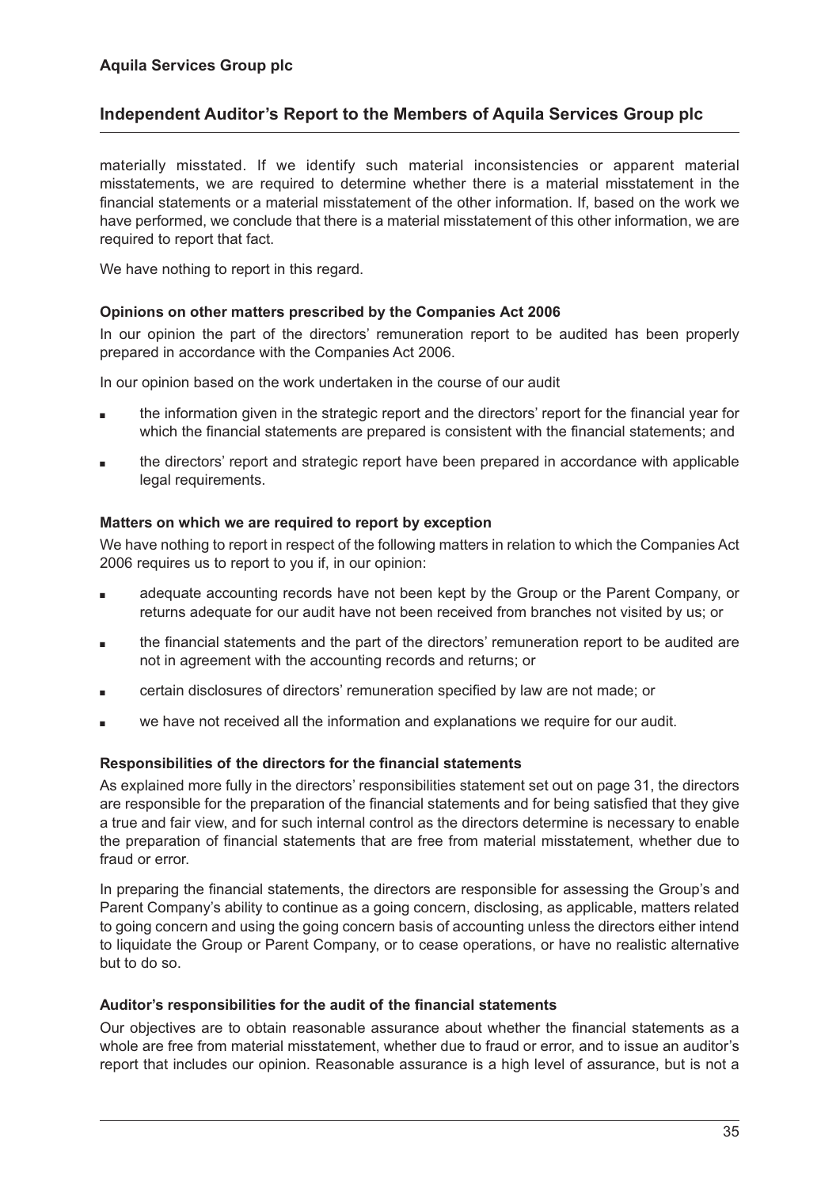materially misstated. If we identify such material inconsistencies or apparent material misstatements, we are required to determine whether there is a material misstatement in the financial statements or a material misstatement of the other information. If, based on the work we have performed, we conclude that there is a material misstatement of this other information, we are required to report that fact.

We have nothing to report in this regard.

### Opinions on other matters prescribed by the Companies Act 2006

In our opinion the part of the directors' remuneration report to be audited has been properly prepared in accordance with the Companies Act 2006.

In our opinion based on the work undertaken in the course of our audit

- the information given in the strategic report and the directors' report for the financial year for which the financial statements are prepared is consistent with the financial statements; and
- the directors' report and strategic report have been prepared in accordance with applicable legal requirements.

### Matters on which we are required to report by exception

We have nothing to report in respect of the following matters in relation to which the Companies Act 2006 requires us to report to you if, in our opinion:

- adequate accounting records have not been kept by the Group or the Parent Company, or returns adequate for our audit have not been received from branches not visited by us; or
- the financial statements and the part of the directors' remuneration report to be audited are not in agreement with the accounting records and returns; or
- certain disclosures of directors' remuneration specified by law are not made; or
- we have not received all the information and explanations we require for our audit.

### Responsibilities of the directors for the financial statements

As explained more fully in the directors' responsibilities statement set out on page 31, the directors are responsible for the preparation of the financial statements and for being satisfied that they give a true and fair view, and for such internal control as the directors determine is necessary to enable the preparation of financial statements that are free from material misstatement, whether due to fraud or error.

In preparing the financial statements, the directors are responsible for assessing the Group's and Parent Company's ability to continue as a going concern, disclosing, as applicable, matters related to going concern and using the going concern basis of accounting unless the directors either intend to liquidate the Group or Parent Company, or to cease operations, or have no realistic alternative but to do so.

### Auditor's responsibilities for the audit of the financial statements

Our objectives are to obtain reasonable assurance about whether the financial statements as a whole are free from material misstatement, whether due to fraud or error, and to issue an auditor's report that includes our opinion. Reasonable assurance is a high level of assurance, but is not a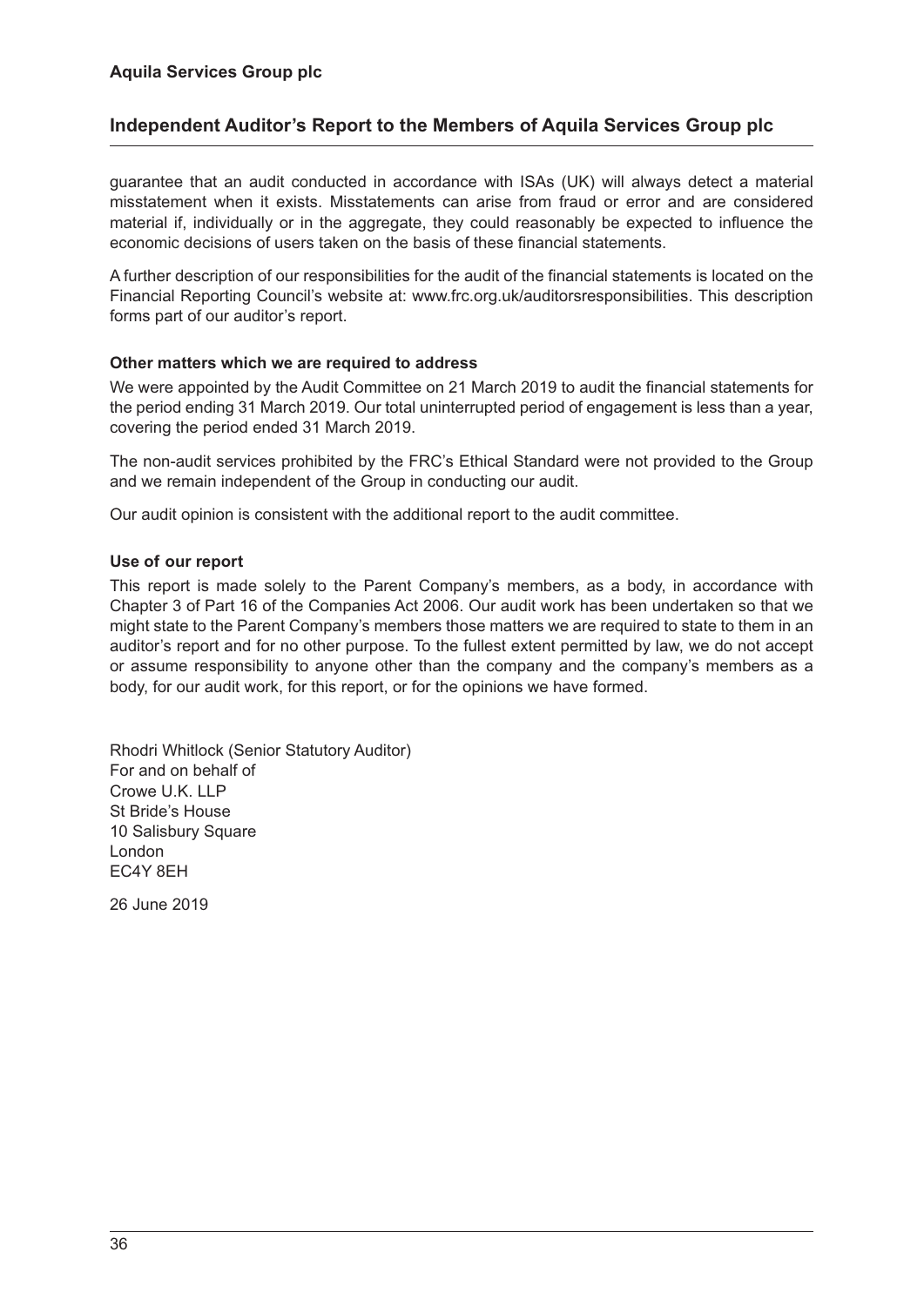guarantee that an audit conducted in accordance with ISAs (UK) will always detect a material misstatement when it exists. Misstatements can arise from fraud or error and are considered material if, individually or in the aggregate, they could reasonably be expected to influence the economic decisions of users taken on the basis of these financial statements.

A further description of our responsibilities for the audit of the financial statements is located on the Financial Reporting Council's website at: www.frc.org.uk/auditorsresponsibilities. This description forms part of our auditor's report.

**Other matters which we are required to address**

We were appointed by the Audit Committee on 21 March 2019 to audit the financial statements for the period ending 31 March 2019. Our total uninterrupted period of engagement is less than a year, covering the period ended 31 March 2019.

The non-audit services prohibited by the FRC's Ethical Standard were not provided to the Group and we remain independent of the Group in conducting our audit.

Our audit opinion is consistent with the additional report to the audit committee.

**Use of our report**

This report is made solely to the Parent Company's members, as a body, in accordance with Chapter 3 of Part 16 of the Companies Act 2006. Our audit work has been undertaken so that we might state to the Parent Company's members those matters we are required to state to them in an auditor's report and for no other purpose. To the fullest extent permitted by law, we do not accept or assume responsibility to anyone other than the company and the company's members as a body, for our audit work, for this report, or for the opinions we have formed.

Rhodri Whitlock (Senior Statutory Auditor)
For and on behalf of
Crowe U.K. LLP
St Bride's House
10 Salisbury Square
London
EC4Y 8EH

26 June 2019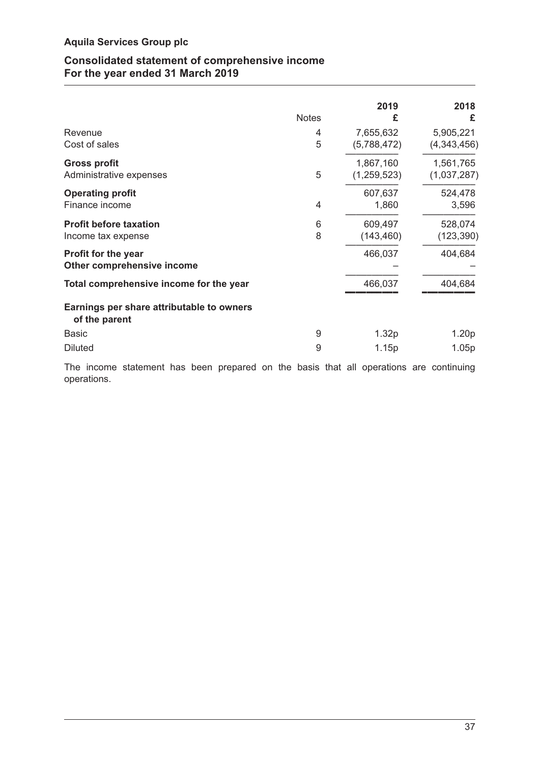**Aquila Services Group plc**

## Consolidated statement of comprehensive income
## For the year ended 31 March 2019

| | Notes | 2019<br>£ | 2018<br>£ |
|---|---|---|---|
| Revenue | 4 | 7,655,632 | 5,905,221 |
| Cost of sales | 5 | (5,788,472) | (4,343,456) |
| **Gross profit** | | 1,867,160 | 1,561,765 |
| Administrative expenses | 5 | (1,259,523) | (1,037,287) |
| **Operating profit** | | 607,637 | 524,478 |
| Finance income | 4 | 1,860 | 3,596 |
| **Profit before taxation** | 6 | 609,497 | 528,074 |
| Income tax expense | 8 | (143,460) | (123,390) |
| **Profit for the year** | | 466,037 | 404,684 |
| **Other comprehensive income** | | – | – |
| **Total comprehensive income for the year** | | 466,037 | 404,684 |
| **Earnings per share attributable to owners of the parent** | | | |
| Basic | 9 | 1.32p | 1.20p |
| Diluted | 9 | 1.15p | 1.05p |

The income statement has been prepared on the basis that all operations are continuing operations.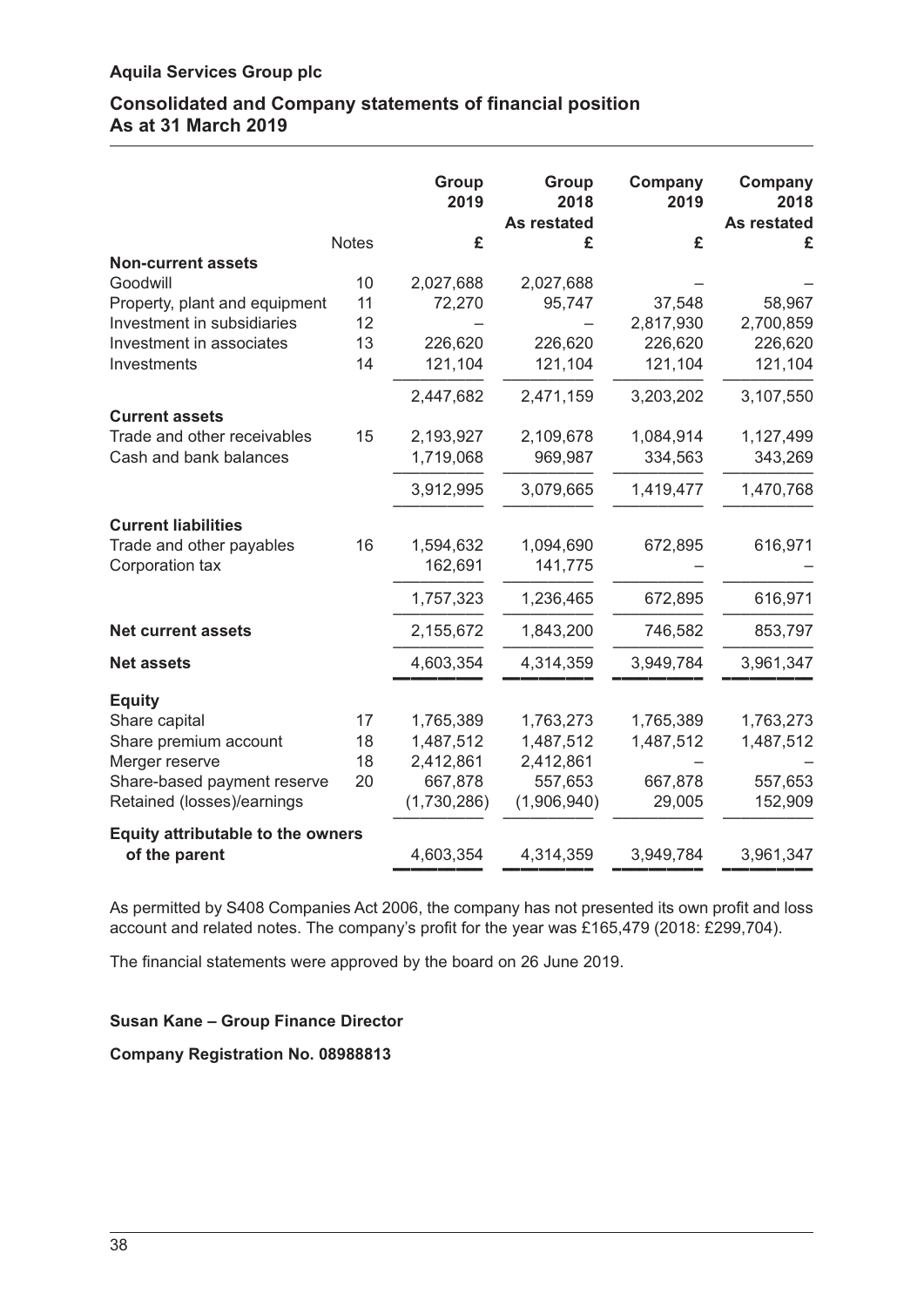**Aquila Services Group plc**

## Consolidated and Company statements of financial position
## As at 31 March 2019

| | Notes | Group 2019 £ | Group 2018 As restated £ | Company 2019 £ | Company 2018 As restated £ |
|---|---|---|---|---|---|
| **Non-current assets** | | | | | |
| Goodwill | 10 | 2,027,688 | 2,027,688 | – | – |
| Property, plant and equipment | 11 | 72,270 | 95,747 | 37,548 | 58,967 |
| Investment in subsidiaries | 12 | – | – | 2,817,930 | 2,700,859 |
| Investment in associates | 13 | 226,620 | 226,620 | 226,620 | 226,620 |
| Investments | 14 | 121,104 | 121,104 | 121,104 | 121,104 |
| | | 2,447,682 | 2,471,159 | 3,203,202 | 3,107,550 |
| **Current assets** | | | | | |
| Trade and other receivables | 15 | 2,193,927 | 2,109,678 | 1,084,914 | 1,127,499 |
| Cash and bank balances | | 1,719,068 | 969,987 | 334,563 | 343,269 |
| | | 3,912,995 | 3,079,665 | 1,419,477 | 1,470,768 |
| **Current liabilities** | | | | | |
| Trade and other payables | 16 | 1,594,632 | 1,094,690 | 672,895 | 616,971 |
| Corporation tax | | 162,691 | 141,775 | – | – |
| | | 1,757,323 | 1,236,465 | 672,895 | 616,971 |
| **Net current assets** | | 2,155,672 | 1,843,200 | 746,582 | 853,797 |
| **Net assets** | | 4,603,354 | 4,314,359 | 3,949,784 | 3,961,347 |
| **Equity** | | | | | |
| Share capital | 17 | 1,765,389 | 1,763,273 | 1,765,389 | 1,763,273 |
| Share premium account | 18 | 1,487,512 | 1,487,512 | 1,487,512 | 1,487,512 |
| Merger reserve | 18 | 2,412,861 | 2,412,861 | – | – |
| Share-based payment reserve | 20 | 667,878 | 557,653 | 667,878 | 557,653 |
| Retained (losses)/earnings | | (1,730,286) | (1,906,940) | 29,005 | 152,909 |
| **Equity attributable to the owners of the parent** | | 4,603,354 | 4,314,359 | 3,949,784 | 3,961,347 |

As permitted by S408 Companies Act 2006, the company has not presented its own profit and loss account and related notes. The company's profit for the year was £165,479 (2018: £299,704).

The financial statements were approved by the board on 26 June 2019.

**Susan Kane – Group Finance Director**

**Company Registration No. 08988813**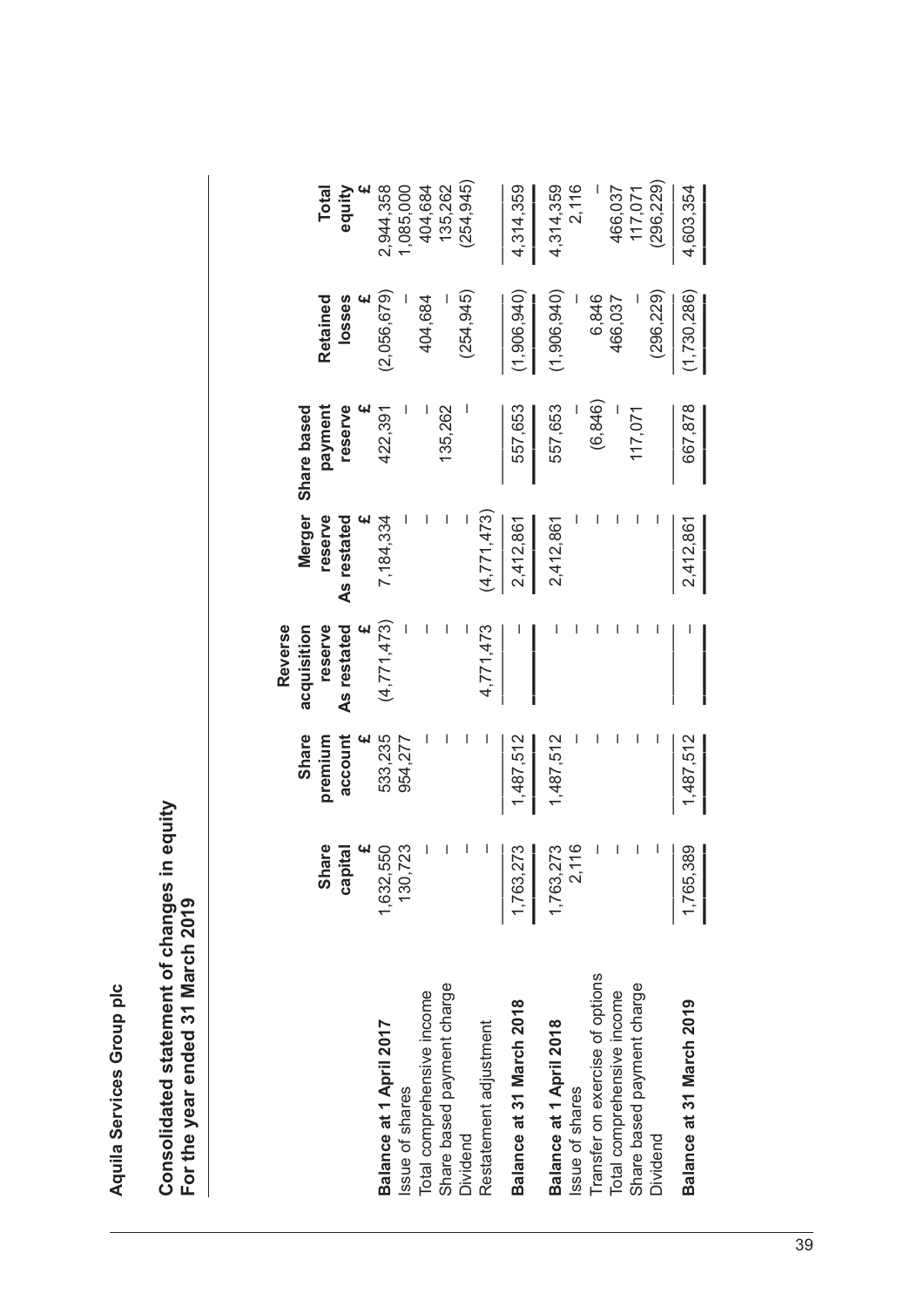Aquila Services Group plc

## Consolidated statement of changes in equity
### For the year ended 31 March 2019

| | Share capital £ | Share premium account £ | Reverse acquisition reserve As restated £ | Merger reserve As restated £ | Share based payment reserve £ | Retained losses £ | Total equity £ |
|---|---|---|---|---|---|---|---|
| **Balance at 1 April 2017** | 1,632,550 | 533,235 | (4,771,473) | 7,184,334 | 422,391 | (2,056,679) | 2,944,358 |
| Issue of shares | 130,723 | 954,277 | – | – | – | – | 1,085,000 |
| Total comprehensive income | – | – | – | – | – | 404,684 | 404,684 |
| Share based payment charge | – | – | – | – | 135,262 | – | 135,262 |
| Dividend | – | – | – | – | – | (254,945) | (254,945) |
| Restatement adjustment | – | – | 4,771,473 | (4,771,473) | | | |
| **Balance at 31 March 2018** | 1,763,273 | 1,487,512 | – | 2,412,861 | 557,653 | (1,906,940) | 4,314,359 |
| **Balance at 1 April 2018** | 1,763,273 | 1,487,512 | – | 2,412,861 | 557,653 | (1,906,940) | 4,314,359 |
| Issue of shares | 2,116 | – | – | – | – | – | 2,116 |
| Transfer on exercise of options | – | – | – | – | (6,846) | 6,846 | – |
| Total comprehensive income | – | – | – | – | – | 466,037 | 466,037 |
| Share based payment charge | – | – | – | – | 117,071 | – | 117,071 |
| Dividend | – | – | – | – | – | (296,229) | (296,229) |
| **Balance at 31 March 2019** | 1,765,389 | 1,487,512 | – | 2,412,861 | 667,878 | (1,730,286) | 4,603,354 |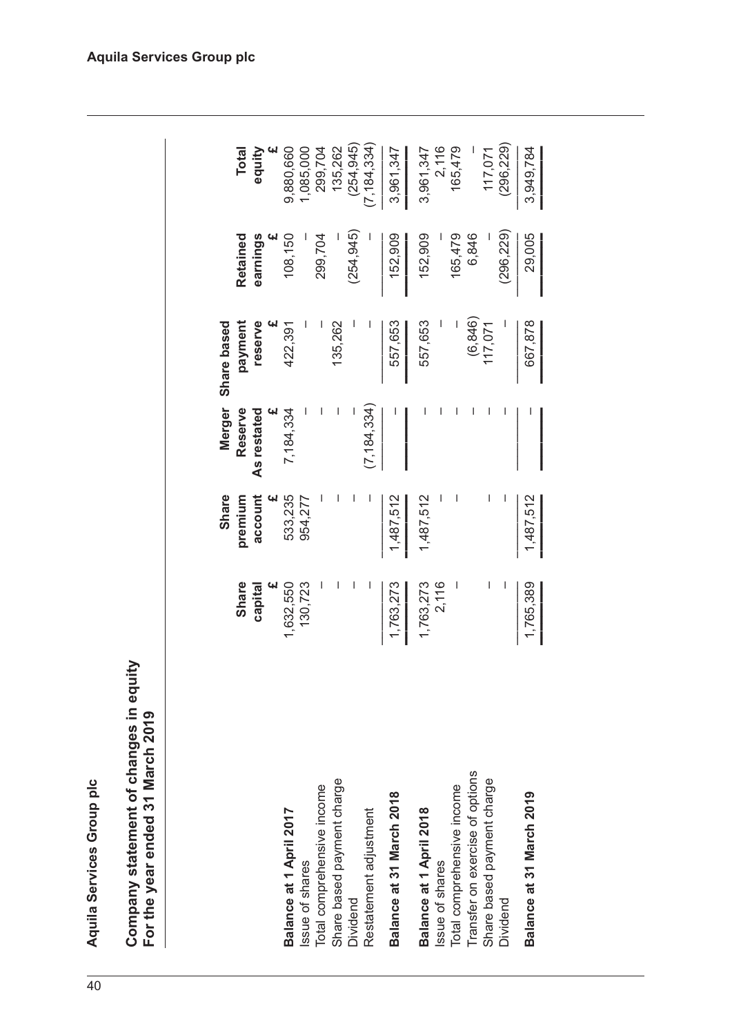## Company statement of changes in equity
### For the year ended 31 March 2019

| | Share capital £ | Share premium account £ | Merger Reserve As restated £ | Share based payment reserve £ | Retained earnings £ | Total equity £ |
|---|---|---|---|---|---|---|
| **Balance at 1 April 2017** | 1,632,550 | 533,235 | 7,184,334 | 422,391 | 108,150 | 9,880,660 |
| Issue of shares | 130,723 | 954,277 | – | – | – | 1,085,000 |
| Total comprehensive income | – | – | – | – | 299,704 | 299,704 |
| Share based payment charge | – | – | – | 135,262 | – | 135,262 |
| Dividend | – | – | – | – | (254,945) | (254,945) |
| Restatement adjustment | – | – | (7,184,334) | – | – | (7,184,334) |
| **Balance at 31 March 2018** | 1,763,273 | 1,487,512 | – | 557,653 | 152,909 | 3,961,347 |
| **Balance at 1 April 2018** | 1,763,273 | 1,487,512 | – | 557,653 | 152,909 | 3,961,347 |
| Issue of shares | 2,116 | – | – | – | – | 2,116 |
| Total comprehensive income | – | – | – | – | 165,479 | 165,479 |
| Transfer on exercise of options | | | – | (6,846) | 6,846 | – |
| Share based payment charge | – | – | – | 117,071 | – | 117,071 |
| Dividend | – | – | – | – | (296,229) | (296,229) |
| **Balance at 31 March 2019** | 1,765,389 | 1,487,512 | – | 667,878 | 29,005 | 3,949,784 |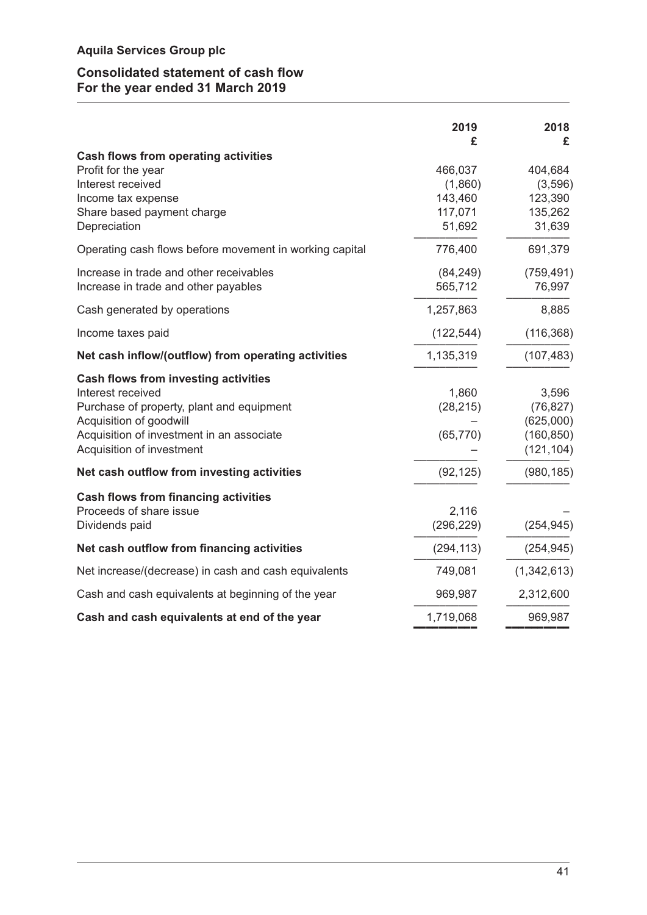**Aquila Services Group plc**

## Consolidated statement of cash flow
## For the year ended 31 March 2019

| | 2019<br>£ | 2018<br>£ |
|---|---|---|
| **Cash flows from operating activities** | | |
| Profit for the year | 466,037 | 404,684 |
| Interest received | (1,860) | (3,596) |
| Income tax expense | 143,460 | 123,390 |
| Share based payment charge | 117,071 | 135,262 |
| Depreciation | 51,692 | 31,639 |
| Operating cash flows before movement in working capital | 776,400 | 691,379 |
| Increase in trade and other receivables | (84,249) | (759,491) |
| Increase in trade and other payables | 565,712 | 76,997 |
| Cash generated by operations | 1,257,863 | 8,885 |
| Income taxes paid | (122,544) | (116,368) |
| **Net cash inflow/(outflow) from operating activities** | 1,135,319 | (107,483) |
| **Cash flows from investing activities** | | |
| Interest received | 1,860 | 3,596 |
| Purchase of property, plant and equipment | (28,215) | (76,827) |
| Acquisition of goodwill | – | (625,000) |
| Acquisition of investment in an associate | (65,770) | (160,850) |
| Acquisition of investment | – | (121,104) |
| **Net cash outflow from investing activities** | (92,125) | (980,185) |
| **Cash flows from financing activities** | | |
| Proceeds of share issue | 2,116 | – |
| Dividends paid | (296,229) | (254,945) |
| **Net cash outflow from financing activities** | (294,113) | (254,945) |
| Net increase/(decrease) in cash and cash equivalents | 749,081 | (1,342,613) |
| Cash and cash equivalents at beginning of the year | 969,987 | 2,312,600 |
| **Cash and cash equivalents at end of the year** | 1,719,068 | 969,987 |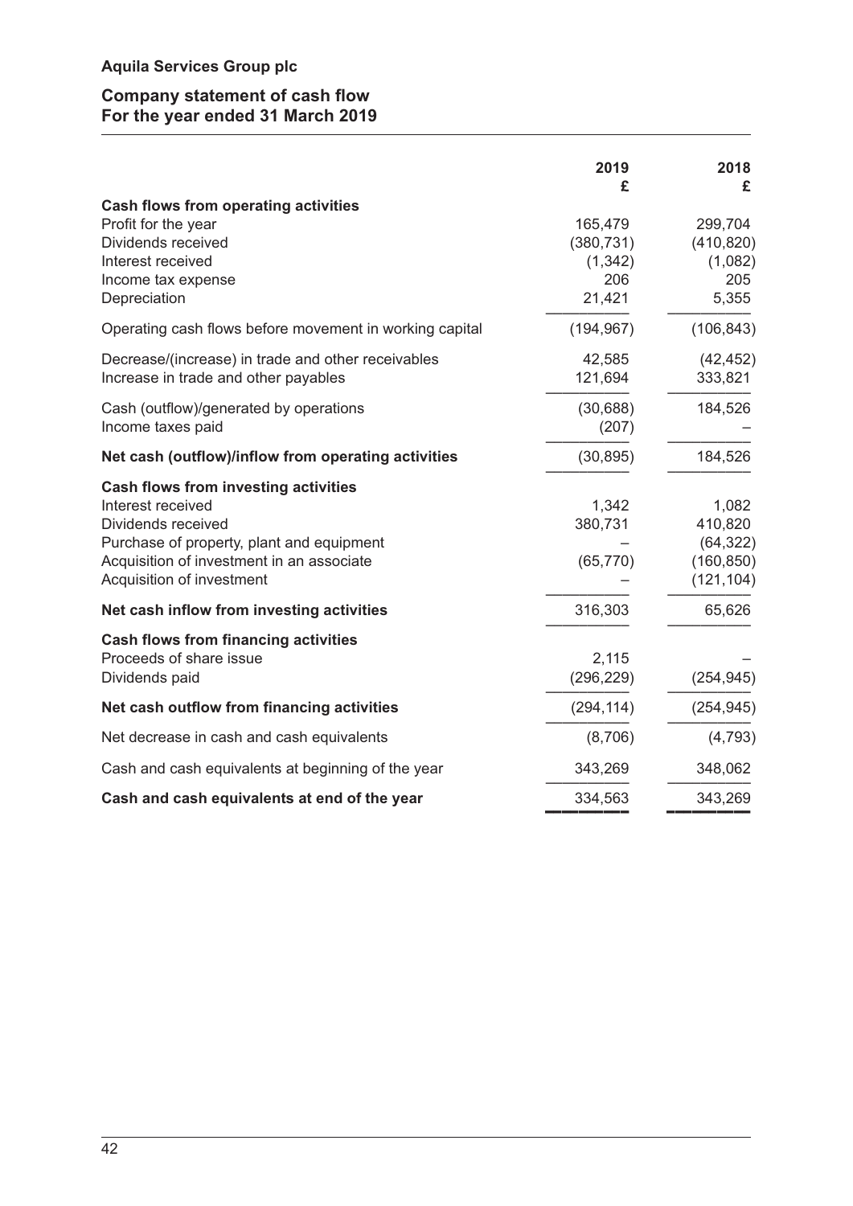**Aquila Services Group plc**

## Company statement of cash flow
### For the year ended 31 March 2019

| | 2019<br>£ | 2018<br>£ |
|---|---|---|
| **Cash flows from operating activities** | | |
| Profit for the year | 165,479 | 299,704 |
| Dividends received | (380,731) | (410,820) |
| Interest received | (1,342) | (1,082) |
| Income tax expense | 206 | 205 |
| Depreciation | 21,421 | 5,355 |
| Operating cash flows before movement in working capital | (194,967) | (106,843) |
| Decrease/(increase) in trade and other receivables | 42,585 | (42,452) |
| Increase in trade and other payables | 121,694 | 333,821 |
| Cash (outflow)/generated by operations | (30,688) | 184,526 |
| Income taxes paid | (207) | – |
| **Net cash (outflow)/inflow from operating activities** | (30,895) | 184,526 |
| **Cash flows from investing activities** | | |
| Interest received | 1,342 | 1,082 |
| Dividends received | 380,731 | 410,820 |
| Purchase of property, plant and equipment | – | (64,322) |
| Acquisition of investment in an associate | (65,770) | (160,850) |
| Acquisition of investment | – | (121,104) |
| **Net cash inflow from investing activities** | 316,303 | 65,626 |
| **Cash flows from financing activities** | | |
| Proceeds of share issue | 2,115 | – |
| Dividends paid | (296,229) | (254,945) |
| **Net cash outflow from financing activities** | (294,114) | (254,945) |
| Net decrease in cash and cash equivalents | (8,706) | (4,793) |
| Cash and cash equivalents at beginning of the year | 343,269 | 348,062 |
| **Cash and cash equivalents at end of the year** | 334,563 | 343,269 |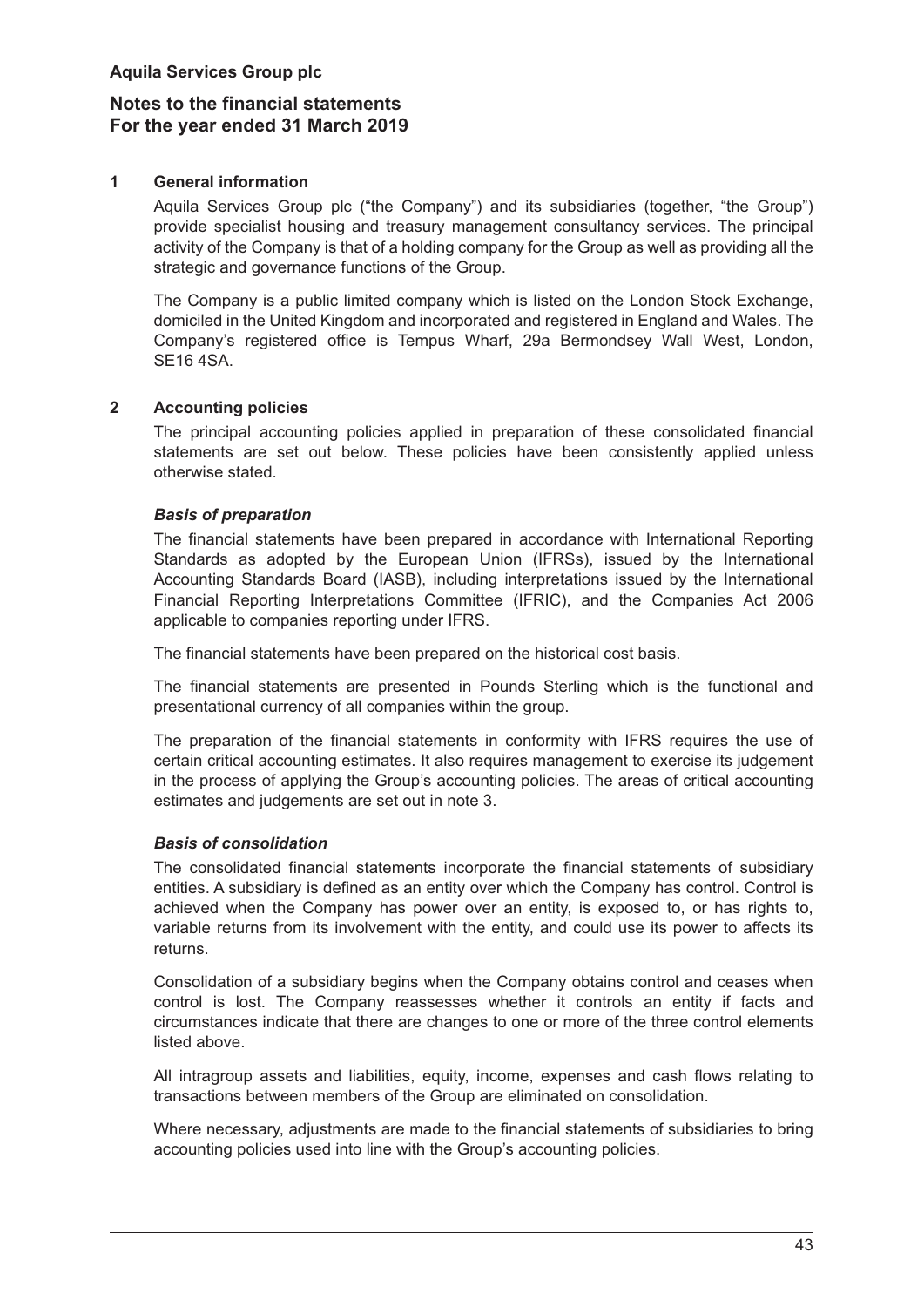## 1 General information

Aquila Services Group plc ("the Company") and its subsidiaries (together, "the Group") provide specialist housing and treasury management consultancy services. The principal activity of the Company is that of a holding company for the Group as well as providing all the strategic and governance functions of the Group.

The Company is a public limited company which is listed on the London Stock Exchange, domiciled in the United Kingdom and incorporated and registered in England and Wales. The Company's registered office is Tempus Wharf, 29a Bermondsey Wall West, London, SE16 4SA.

## 2 Accounting policies

The principal accounting policies applied in preparation of these consolidated financial statements are set out below. These policies have been consistently applied unless otherwise stated.

### *Basis of preparation*

The financial statements have been prepared in accordance with International Reporting Standards as adopted by the European Union (IFRSs), issued by the International Accounting Standards Board (IASB), including interpretations issued by the International Financial Reporting Interpretations Committee (IFRIC), and the Companies Act 2006 applicable to companies reporting under IFRS.

The financial statements have been prepared on the historical cost basis.

The financial statements are presented in Pounds Sterling which is the functional and presentational currency of all companies within the group.

The preparation of the financial statements in conformity with IFRS requires the use of certain critical accounting estimates. It also requires management to exercise its judgement in the process of applying the Group's accounting policies. The areas of critical accounting estimates and judgements are set out in note 3.

### *Basis of consolidation*

The consolidated financial statements incorporate the financial statements of subsidiary entities. A subsidiary is defined as an entity over which the Company has control. Control is achieved when the Company has power over an entity, is exposed to, or has rights to, variable returns from its involvement with the entity, and could use its power to affects its returns.

Consolidation of a subsidiary begins when the Company obtains control and ceases when control is lost. The Company reassesses whether it controls an entity if facts and circumstances indicate that there are changes to one or more of the three control elements listed above.

All intragroup assets and liabilities, equity, income, expenses and cash flows relating to transactions between members of the Group are eliminated on consolidation.

Where necessary, adjustments are made to the financial statements of subsidiaries to bring accounting policies used into line with the Group's accounting policies.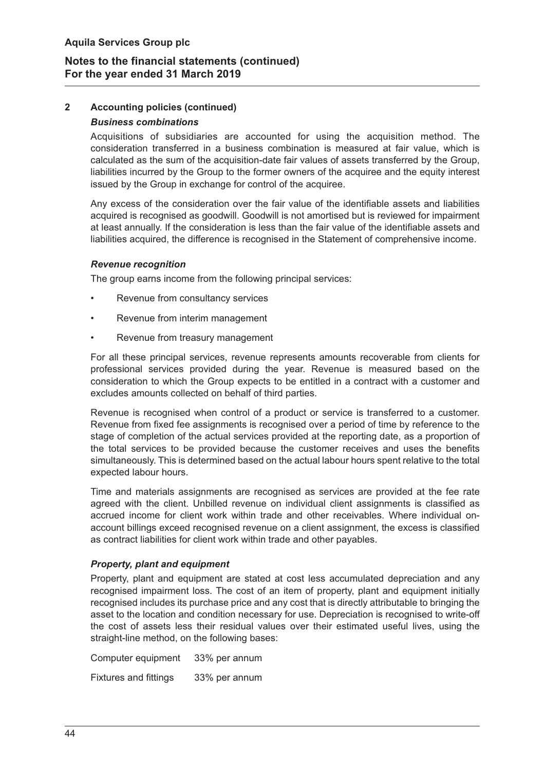## 2 Accounting policies (continued)

### *Business combinations*

Acquisitions of subsidiaries are accounted for using the acquisition method. The consideration transferred in a business combination is measured at fair value, which is calculated as the sum of the acquisition-date fair values of assets transferred by the Group, liabilities incurred by the Group to the former owners of the acquiree and the equity interest issued by the Group in exchange for control of the acquiree.

Any excess of the consideration over the fair value of the identifiable assets and liabilities acquired is recognised as goodwill. Goodwill is not amortised but is reviewed for impairment at least annually. If the consideration is less than the fair value of the identifiable assets and liabilities acquired, the difference is recognised in the Statement of comprehensive income.

### *Revenue recognition*

The group earns income from the following principal services:

- Revenue from consultancy services
- Revenue from interim management
- Revenue from treasury management

For all these principal services, revenue represents amounts recoverable from clients for professional services provided during the year. Revenue is measured based on the consideration to which the Group expects to be entitled in a contract with a customer and excludes amounts collected on behalf of third parties.

Revenue is recognised when control of a product or service is transferred to a customer. Revenue from fixed fee assignments is recognised over a period of time by reference to the stage of completion of the actual services provided at the reporting date, as a proportion of the total services to be provided because the customer receives and uses the benefits simultaneously. This is determined based on the actual labour hours spent relative to the total expected labour hours.

Time and materials assignments are recognised as services are provided at the fee rate agreed with the client. Unbilled revenue on individual client assignments is classified as accrued income for client work within trade and other receivables. Where individual on-account billings exceed recognised revenue on a client assignment, the excess is classified as contract liabilities for client work within trade and other payables.

### *Property, plant and equipment*

Property, plant and equipment are stated at cost less accumulated depreciation and any recognised impairment loss. The cost of an item of property, plant and equipment initially recognised includes its purchase price and any cost that is directly attributable to bringing the asset to the location and condition necessary for use. Depreciation is recognised to write-off the cost of assets less their residual values over their estimated useful lives, using the straight-line method, on the following bases:

| | |
|---|---|
| Computer equipment | 33% per annum |
| Fixtures and fittings | 33% per annum |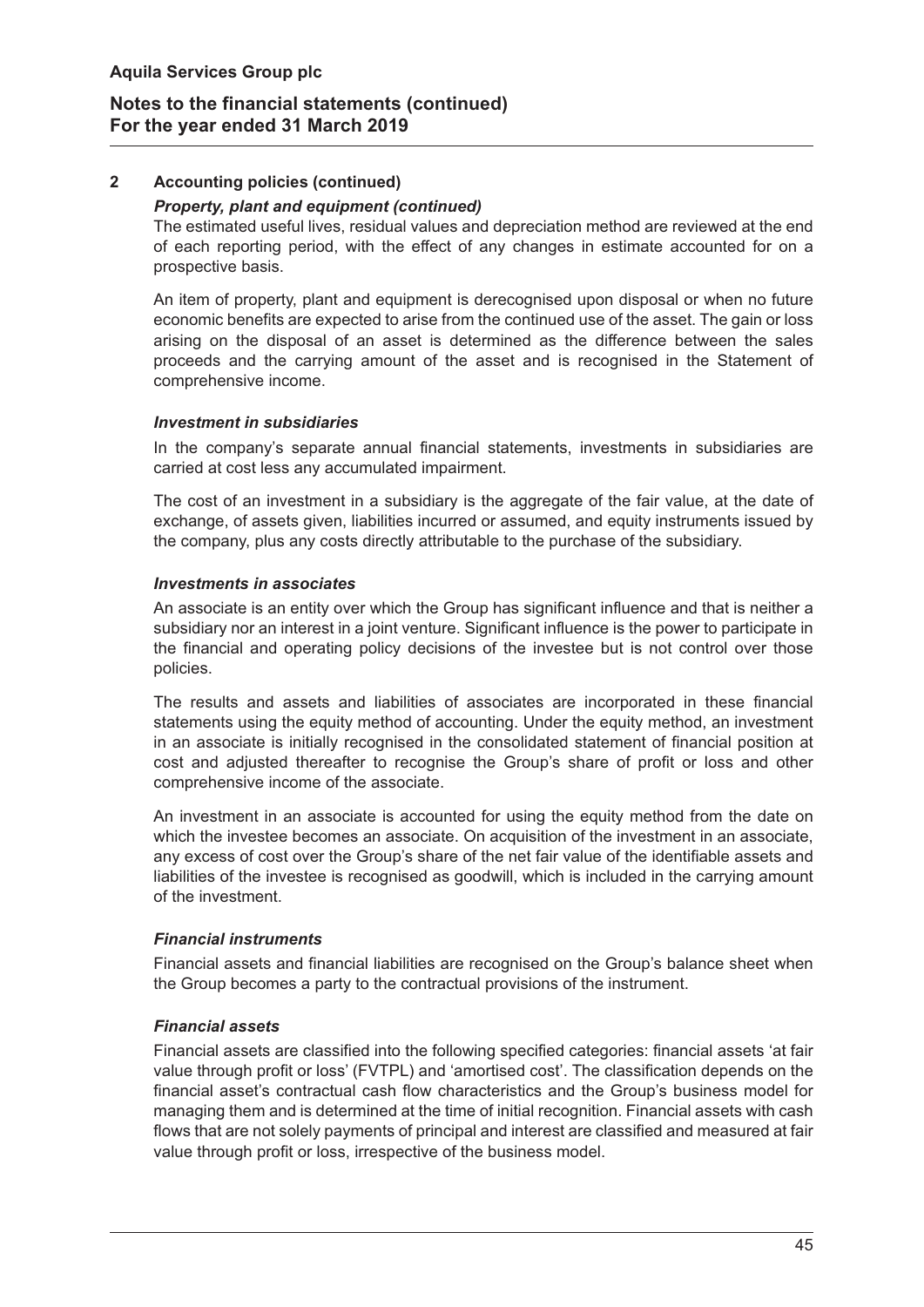## 2 Accounting policies (continued)

### *Property, plant and equipment (continued)*

The estimated useful lives, residual values and depreciation method are reviewed at the end of each reporting period, with the effect of any changes in estimate accounted for on a prospective basis.

An item of property, plant and equipment is derecognised upon disposal or when no future economic benefits are expected to arise from the continued use of the asset. The gain or loss arising on the disposal of an asset is determined as the difference between the sales proceeds and the carrying amount of the asset and is recognised in the Statement of comprehensive income.

### *Investment in subsidiaries*

In the company's separate annual financial statements, investments in subsidiaries are carried at cost less any accumulated impairment.

The cost of an investment in a subsidiary is the aggregate of the fair value, at the date of exchange, of assets given, liabilities incurred or assumed, and equity instruments issued by the company, plus any costs directly attributable to the purchase of the subsidiary.

### *Investments in associates*

An associate is an entity over which the Group has significant influence and that is neither a subsidiary nor an interest in a joint venture. Significant influence is the power to participate in the financial and operating policy decisions of the investee but is not control over those policies.

The results and assets and liabilities of associates are incorporated in these financial statements using the equity method of accounting. Under the equity method, an investment in an associate is initially recognised in the consolidated statement of financial position at cost and adjusted thereafter to recognise the Group's share of profit or loss and other comprehensive income of the associate.

An investment in an associate is accounted for using the equity method from the date on which the investee becomes an associate. On acquisition of the investment in an associate, any excess of cost over the Group's share of the net fair value of the identifiable assets and liabilities of the investee is recognised as goodwill, which is included in the carrying amount of the investment.

### *Financial instruments*

Financial assets and financial liabilities are recognised on the Group's balance sheet when the Group becomes a party to the contractual provisions of the instrument.

### *Financial assets*

Financial assets are classified into the following specified categories: financial assets 'at fair value through profit or loss' (FVTPL) and 'amortised cost'. The classification depends on the financial asset's contractual cash flow characteristics and the Group's business model for managing them and is determined at the time of initial recognition. Financial assets with cash flows that are not solely payments of principal and interest are classified and measured at fair value through profit or loss, irrespective of the business model.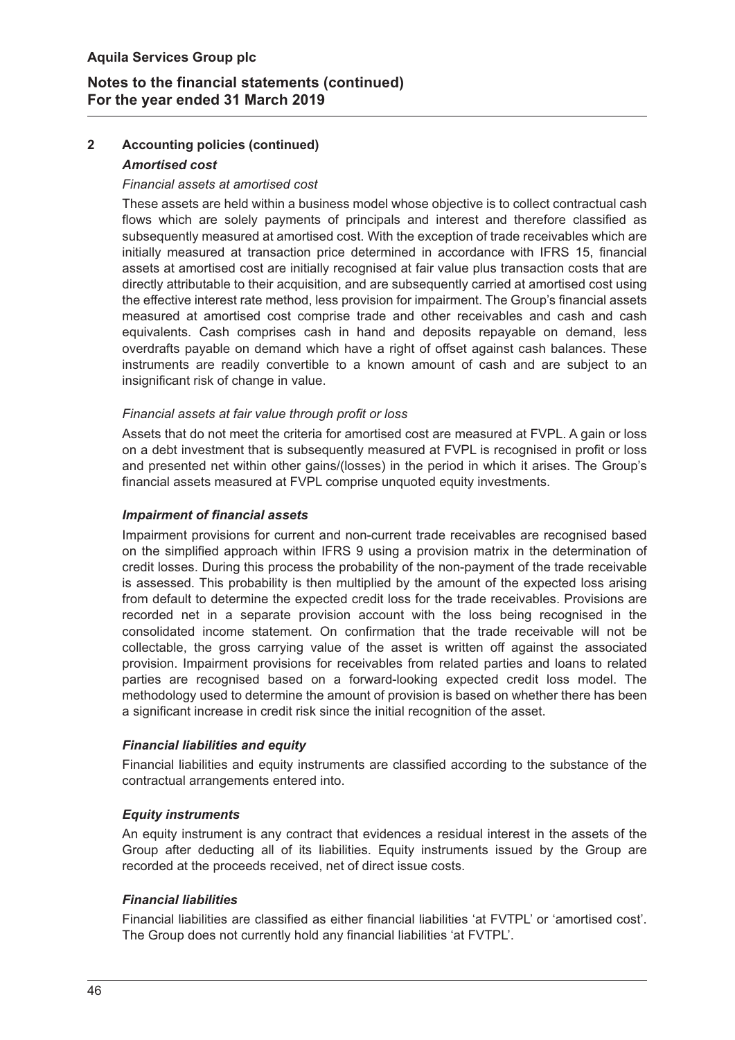## 2 Accounting policies (continued)

### *Amortised cost*

*Financial assets at amortised cost*

These assets are held within a business model whose objective is to collect contractual cash flows which are solely payments of principals and interest and therefore classified as subsequently measured at amortised cost. With the exception of trade receivables which are initially measured at transaction price determined in accordance with IFRS 15, financial assets at amortised cost are initially recognised at fair value plus transaction costs that are directly attributable to their acquisition, and are subsequently carried at amortised cost using the effective interest rate method, less provision for impairment. The Group's financial assets measured at amortised cost comprise trade and other receivables and cash and cash equivalents. Cash comprises cash in hand and deposits repayable on demand, less overdrafts payable on demand which have a right of offset against cash balances. These instruments are readily convertible to a known amount of cash and are subject to an insignificant risk of change in value.

*Financial assets at fair value through profit or loss*

Assets that do not meet the criteria for amortised cost are measured at FVPL. A gain or loss on a debt investment that is subsequently measured at FVPL is recognised in profit or loss and presented net within other gains/(losses) in the period in which it arises. The Group's financial assets measured at FVPL comprise unquoted equity investments.

### *Impairment of financial assets*

Impairment provisions for current and non-current trade receivables are recognised based on the simplified approach within IFRS 9 using a provision matrix in the determination of credit losses. During this process the probability of the non-payment of the trade receivable is assessed. This probability is then multiplied by the amount of the expected loss arising from default to determine the expected credit loss for the trade receivables. Provisions are recorded net in a separate provision account with the loss being recognised in the consolidated income statement. On confirmation that the trade receivable will not be collectable, the gross carrying value of the asset is written off against the associated provision. Impairment provisions for receivables from related parties and loans to related parties are recognised based on a forward-looking expected credit loss model. The methodology used to determine the amount of provision is based on whether there has been a significant increase in credit risk since the initial recognition of the asset.

### *Financial liabilities and equity*

Financial liabilities and equity instruments are classified according to the substance of the contractual arrangements entered into.

### *Equity instruments*

An equity instrument is any contract that evidences a residual interest in the assets of the Group after deducting all of its liabilities. Equity instruments issued by the Group are recorded at the proceeds received, net of direct issue costs.

### *Financial liabilities*

Financial liabilities are classified as either financial liabilities 'at FVTPL' or 'amortised cost'. The Group does not currently hold any financial liabilities 'at FVTPL'.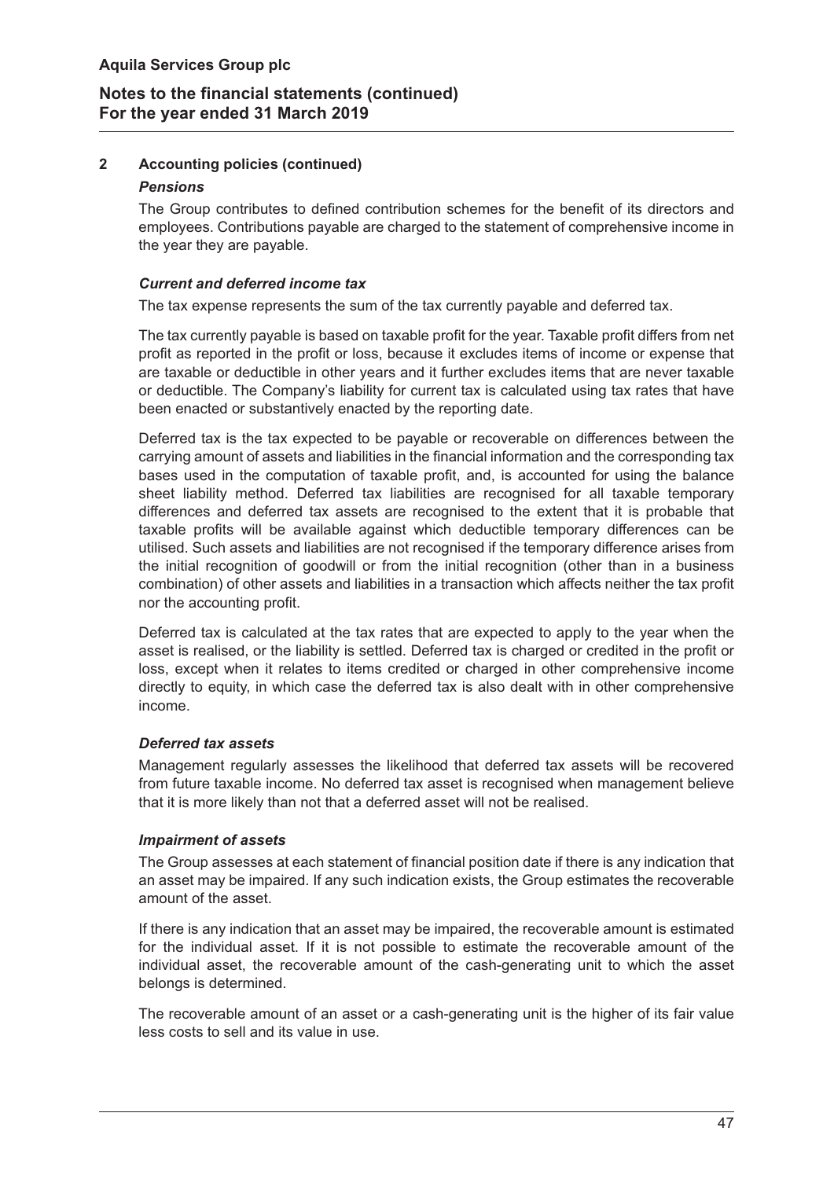## 2 Accounting policies (continued)

### *Pensions*

The Group contributes to defined contribution schemes for the benefit of its directors and employees. Contributions payable are charged to the statement of comprehensive income in the year they are payable.

### *Current and deferred income tax*

The tax expense represents the sum of the tax currently payable and deferred tax.

The tax currently payable is based on taxable profit for the year. Taxable profit differs from net profit as reported in the profit or loss, because it excludes items of income or expense that are taxable or deductible in other years and it further excludes items that are never taxable or deductible. The Company's liability for current tax is calculated using tax rates that have been enacted or substantively enacted by the reporting date.

Deferred tax is the tax expected to be payable or recoverable on differences between the carrying amount of assets and liabilities in the financial information and the corresponding tax bases used in the computation of taxable profit, and, is accounted for using the balance sheet liability method. Deferred tax liabilities are recognised for all taxable temporary differences and deferred tax assets are recognised to the extent that it is probable that taxable profits will be available against which deductible temporary differences can be utilised. Such assets and liabilities are not recognised if the temporary difference arises from the initial recognition of goodwill or from the initial recognition (other than in a business combination) of other assets and liabilities in a transaction which affects neither the tax profit nor the accounting profit.

Deferred tax is calculated at the tax rates that are expected to apply to the year when the asset is realised, or the liability is settled. Deferred tax is charged or credited in the profit or loss, except when it relates to items credited or charged in other comprehensive income directly to equity, in which case the deferred tax is also dealt with in other comprehensive income.

### *Deferred tax assets*

Management regularly assesses the likelihood that deferred tax assets will be recovered from future taxable income. No deferred tax asset is recognised when management believe that it is more likely than not that a deferred asset will not be realised.

### *Impairment of assets*

The Group assesses at each statement of financial position date if there is any indication that an asset may be impaired. If any such indication exists, the Group estimates the recoverable amount of the asset.

If there is any indication that an asset may be impaired, the recoverable amount is estimated for the individual asset. If it is not possible to estimate the recoverable amount of the individual asset, the recoverable amount of the cash-generating unit to which the asset belongs is determined.

The recoverable amount of an asset or a cash-generating unit is the higher of its fair value less costs to sell and its value in use.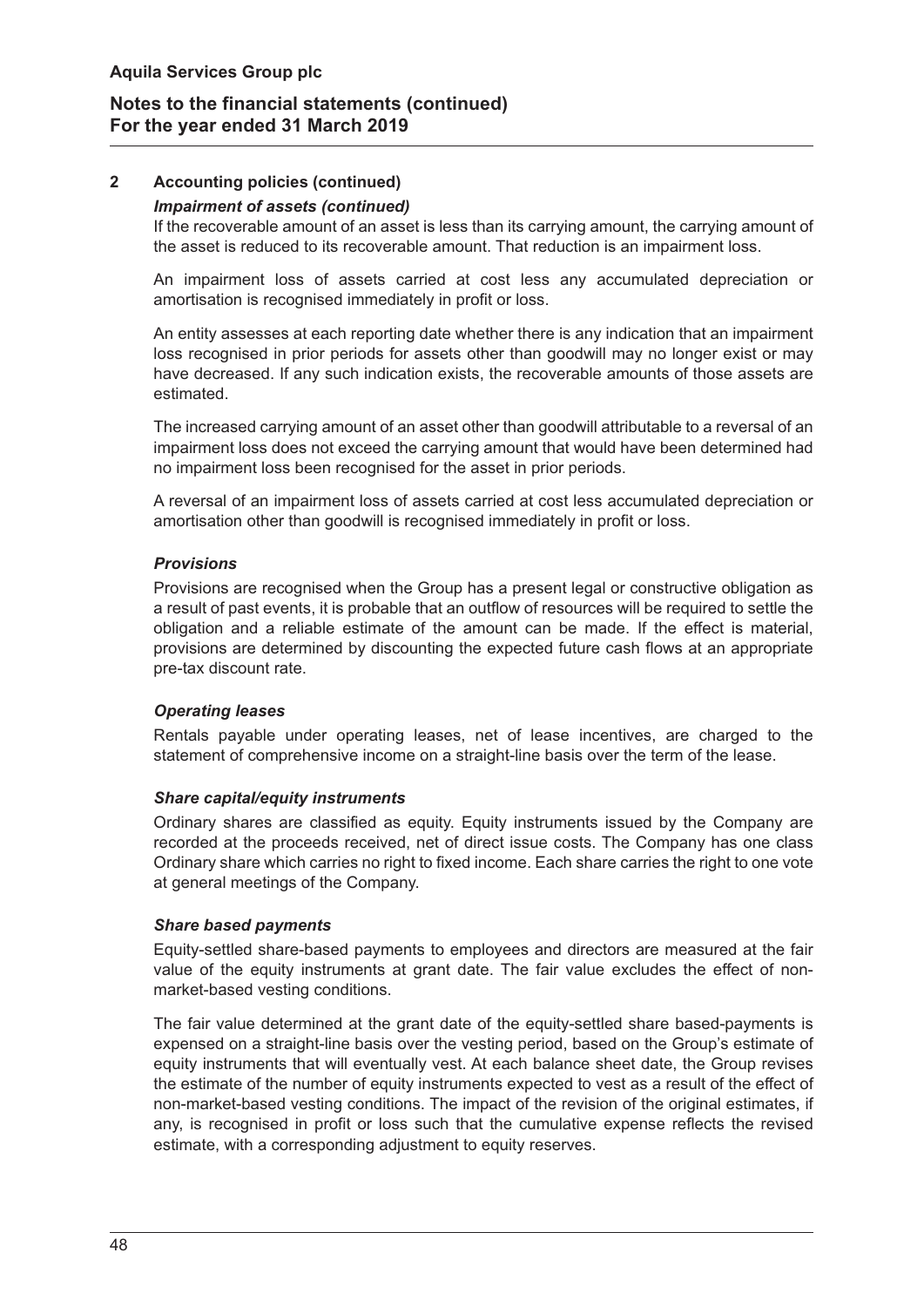## 2 Accounting policies (continued)

### *Impairment of assets (continued)*

If the recoverable amount of an asset is less than its carrying amount, the carrying amount of the asset is reduced to its recoverable amount. That reduction is an impairment loss.

An impairment loss of assets carried at cost less any accumulated depreciation or amortisation is recognised immediately in profit or loss.

An entity assesses at each reporting date whether there is any indication that an impairment loss recognised in prior periods for assets other than goodwill may no longer exist or may have decreased. If any such indication exists, the recoverable amounts of those assets are estimated.

The increased carrying amount of an asset other than goodwill attributable to a reversal of an impairment loss does not exceed the carrying amount that would have been determined had no impairment loss been recognised for the asset in prior periods.

A reversal of an impairment loss of assets carried at cost less accumulated depreciation or amortisation other than goodwill is recognised immediately in profit or loss.

### *Provisions*

Provisions are recognised when the Group has a present legal or constructive obligation as a result of past events, it is probable that an outflow of resources will be required to settle the obligation and a reliable estimate of the amount can be made. If the effect is material, provisions are determined by discounting the expected future cash flows at an appropriate pre-tax discount rate.

### *Operating leases*

Rentals payable under operating leases, net of lease incentives, are charged to the statement of comprehensive income on a straight-line basis over the term of the lease.

### *Share capital/equity instruments*

Ordinary shares are classified as equity. Equity instruments issued by the Company are recorded at the proceeds received, net of direct issue costs. The Company has one class Ordinary share which carries no right to fixed income. Each share carries the right to one vote at general meetings of the Company.

### *Share based payments*

Equity-settled share-based payments to employees and directors are measured at the fair value of the equity instruments at grant date. The fair value excludes the effect of non-market-based vesting conditions.

The fair value determined at the grant date of the equity-settled share based-payments is expensed on a straight-line basis over the vesting period, based on the Group's estimate of equity instruments that will eventually vest. At each balance sheet date, the Group revises the estimate of the number of equity instruments expected to vest as a result of the effect of non-market-based vesting conditions. The impact of the revision of the original estimates, if any, is recognised in profit or loss such that the cumulative expense reflects the revised estimate, with a corresponding adjustment to equity reserves.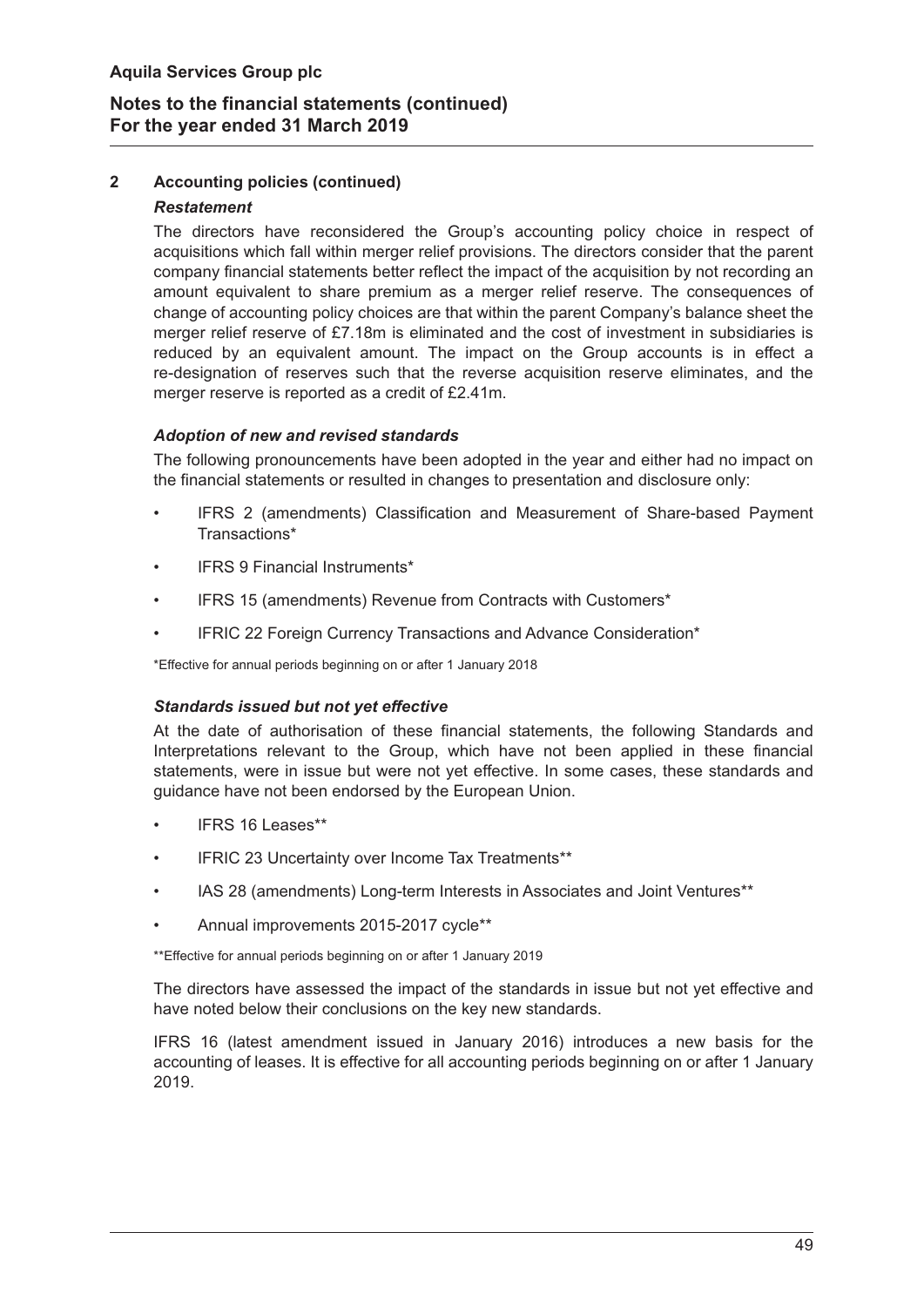## 2 Accounting policies (continued)

***Restatement***

The directors have reconsidered the Group's accounting policy choice in respect of acquisitions which fall within merger relief provisions. The directors consider that the parent company financial statements better reflect the impact of the acquisition by not recording an amount equivalent to share premium as a merger relief reserve. The consequences of change of accounting policy choices are that within the parent Company's balance sheet the merger relief reserve of £7.18m is eliminated and the cost of investment in subsidiaries is reduced by an equivalent amount. The impact on the Group accounts is in effect a re-designation of reserves such that the reverse acquisition reserve eliminates, and the merger reserve is reported as a credit of £2.41m.

***Adoption of new and revised standards***

The following pronouncements have been adopted in the year and either had no impact on the financial statements or resulted in changes to presentation and disclosure only:

- IFRS 2 (amendments) Classification and Measurement of Share-based Payment Transactions*
- IFRS 9 Financial Instruments*
- IFRS 15 (amendments) Revenue from Contracts with Customers*
- IFRIC 22 Foreign Currency Transactions and Advance Consideration*

*Effective for annual periods beginning on or after 1 January 2018

***Standards issued but not yet effective***

At the date of authorisation of these financial statements, the following Standards and Interpretations relevant to the Group, which have not been applied in these financial statements, were in issue but were not yet effective. In some cases, these standards and guidance have not been endorsed by the European Union.

- IFRS 16 Leases**
- IFRIC 23 Uncertainty over Income Tax Treatments**
- IAS 28 (amendments) Long-term Interests in Associates and Joint Ventures**
- Annual improvements 2015-2017 cycle**

**Effective for annual periods beginning on or after 1 January 2019

The directors have assessed the impact of the standards in issue but not yet effective and have noted below their conclusions on the key new standards.

IFRS 16 (latest amendment issued in January 2016) introduces a new basis for the accounting of leases. It is effective for all accounting periods beginning on or after 1 January 2019.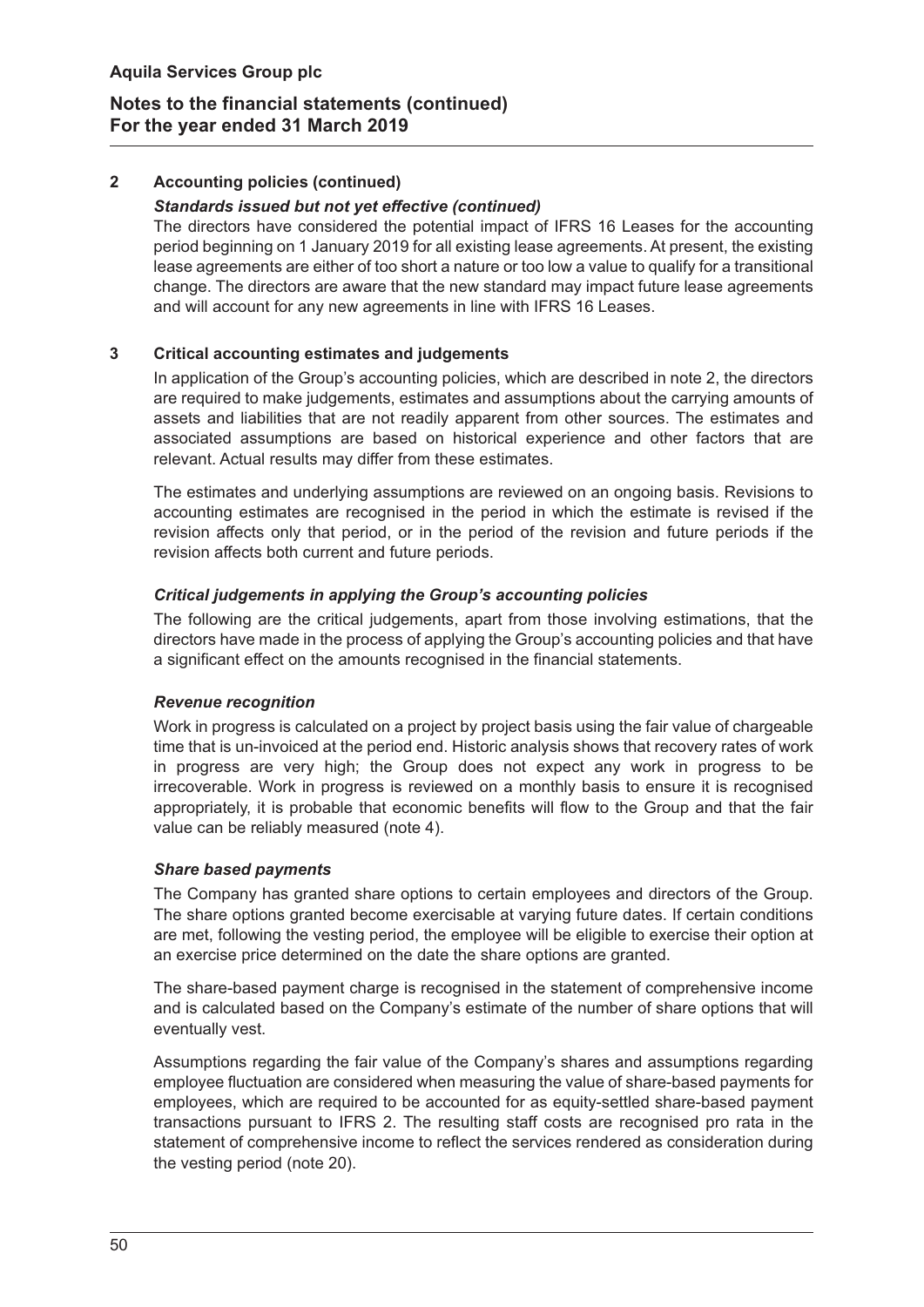## 2 Accounting policies (continued)

### *Standards issued but not yet effective (continued)*

The directors have considered the potential impact of IFRS 16 Leases for the accounting period beginning on 1 January 2019 for all existing lease agreements. At present, the existing lease agreements are either of too short a nature or too low a value to qualify for a transitional change. The directors are aware that the new standard may impact future lease agreements and will account for any new agreements in line with IFRS 16 Leases.

## 3 Critical accounting estimates and judgements

In application of the Group's accounting policies, which are described in note 2, the directors are required to make judgements, estimates and assumptions about the carrying amounts of assets and liabilities that are not readily apparent from other sources. The estimates and associated assumptions are based on historical experience and other factors that are relevant. Actual results may differ from these estimates.

The estimates and underlying assumptions are reviewed on an ongoing basis. Revisions to accounting estimates are recognised in the period in which the estimate is revised if the revision affects only that period, or in the period of the revision and future periods if the revision affects both current and future periods.

### *Critical judgements in applying the Group's accounting policies*

The following are the critical judgements, apart from those involving estimations, that the directors have made in the process of applying the Group's accounting policies and that have a significant effect on the amounts recognised in the financial statements.

### *Revenue recognition*

Work in progress is calculated on a project by project basis using the fair value of chargeable time that is un-invoiced at the period end. Historic analysis shows that recovery rates of work in progress are very high; the Group does not expect any work in progress to be irrecoverable. Work in progress is reviewed on a monthly basis to ensure it is recognised appropriately, it is probable that economic benefits will flow to the Group and that the fair value can be reliably measured (note 4).

### *Share based payments*

The Company has granted share options to certain employees and directors of the Group. The share options granted become exercisable at varying future dates. If certain conditions are met, following the vesting period, the employee will be eligible to exercise their option at an exercise price determined on the date the share options are granted.

The share-based payment charge is recognised in the statement of comprehensive income and is calculated based on the Company's estimate of the number of share options that will eventually vest.

Assumptions regarding the fair value of the Company's shares and assumptions regarding employee fluctuation are considered when measuring the value of share-based payments for employees, which are required to be accounted for as equity-settled share-based payment transactions pursuant to IFRS 2. The resulting staff costs are recognised pro rata in the statement of comprehensive income to reflect the services rendered as consideration during the vesting period (note 20).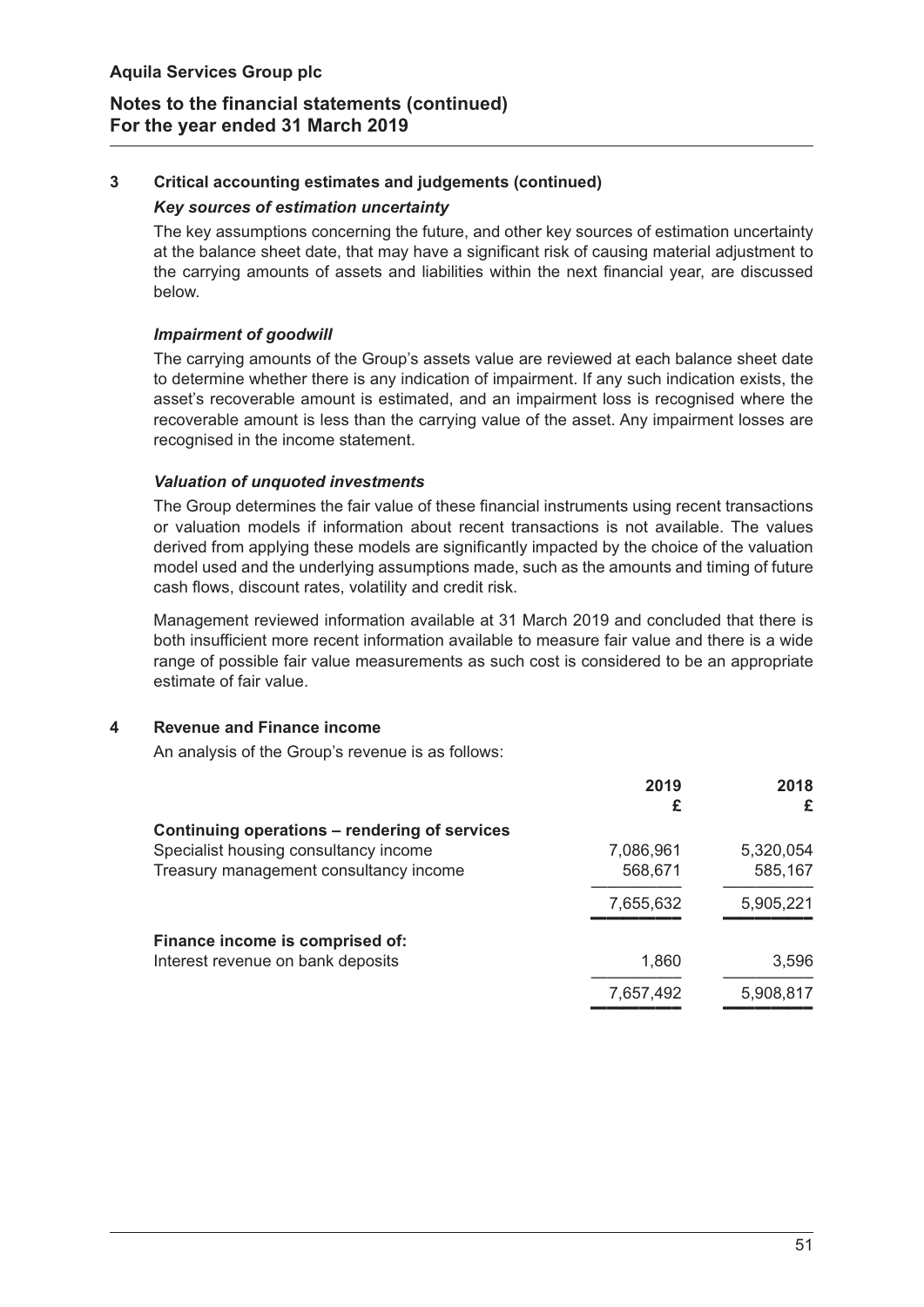### 3 Critical accounting estimates and judgements (continued)

***Key sources of estimation uncertainty***

The key assumptions concerning the future, and other key sources of estimation uncertainty at the balance sheet date, that may have a significant risk of causing material adjustment to the carrying amounts of assets and liabilities within the next financial year, are discussed below.

***Impairment of goodwill***

The carrying amounts of the Group's assets value are reviewed at each balance sheet date to determine whether there is any indication of impairment. If any such indication exists, the asset's recoverable amount is estimated, and an impairment loss is recognised where the recoverable amount is less than the carrying value of the asset. Any impairment losses are recognised in the income statement.

***Valuation of unquoted investments***

The Group determines the fair value of these financial instruments using recent transactions or valuation models if information about recent transactions is not available. The values derived from applying these models are significantly impacted by the choice of the valuation model used and the underlying assumptions made, such as the amounts and timing of future cash flows, discount rates, volatility and credit risk.

Management reviewed information available at 31 March 2019 and concluded that there is both insufficient more recent information available to measure fair value and there is a wide range of possible fair value measurements as such cost is considered to be an appropriate estimate of fair value.

### 4 Revenue and Finance income

An analysis of the Group's revenue is as follows:

| | 2019 £ | 2018 £ |
|---|---|---|
| **Continuing operations – rendering of services** | | |
| Specialist housing consultancy income | 7,086,961 | 5,320,054 |
| Treasury management consultancy income | 568,671 | 585,167 |
| | 7,655,632 | 5,905,221 |
| **Finance income is comprised of:** | | |
| Interest revenue on bank deposits | 1,860 | 3,596 |
| | 7,657,492 | 5,908,817 |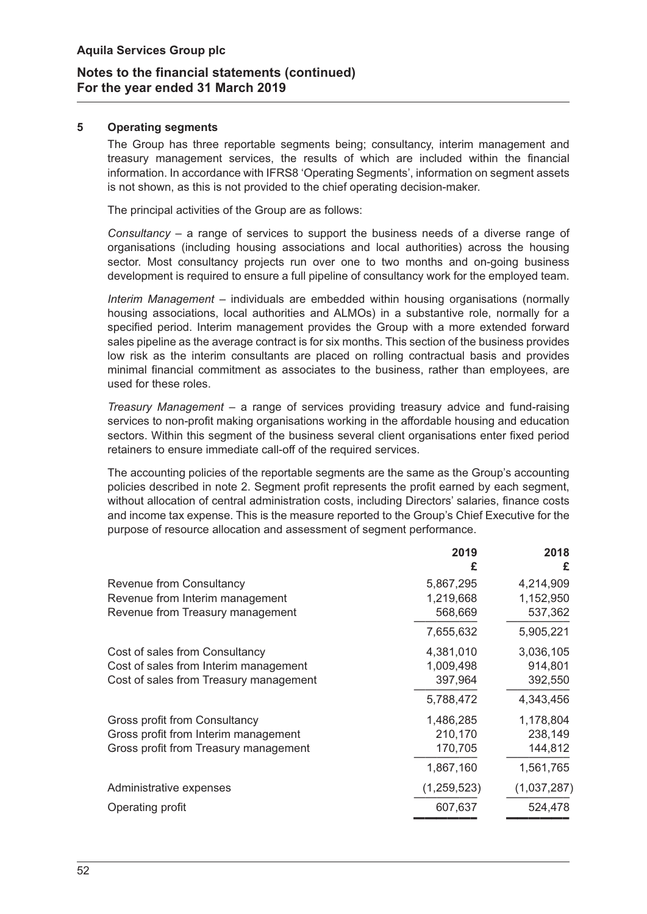## Aquila Services Group plc

## Notes to the financial statements (continued)
## For the year ended 31 March 2019

### 5 Operating segments

The Group has three reportable segments being; consultancy, interim management and treasury management services, the results of which are included within the financial information. In accordance with IFRS8 'Operating Segments', information on segment assets is not shown, as this is not provided to the chief operating decision-maker.

The principal activities of the Group are as follows:

*Consultancy* – a range of services to support the business needs of a diverse range of organisations (including housing associations and local authorities) across the housing sector. Most consultancy projects run over one to two months and on-going business development is required to ensure a full pipeline of consultancy work for the employed team.

*Interim Management* – individuals are embedded within housing organisations (normally housing associations, local authorities and ALMOs) in a substantive role, normally for a specified period. Interim management provides the Group with a more extended forward sales pipeline as the average contract is for six months. This section of the business provides low risk as the interim consultants are placed on rolling contractual basis and provides minimal financial commitment as associates to the business, rather than employees, are used for these roles.

*Treasury Management* – a range of services providing treasury advice and fund-raising services to non-profit making organisations working in the affordable housing and education sectors. Within this segment of the business several client organisations enter fixed period retainers to ensure immediate call-off of the required services.

The accounting policies of the reportable segments are the same as the Group's accounting policies described in note 2. Segment profit represents the profit earned by each segment, without allocation of central administration costs, including Directors' salaries, finance costs and income tax expense. This is the measure reported to the Group's Chief Executive for the purpose of resource allocation and assessment of segment performance.

| | 2019<br>£ | 2018<br>£ |
|---|---|---|
| Revenue from Consultancy | 5,867,295 | 4,214,909 |
| Revenue from Interim management | 1,219,668 | 1,152,950 |
| Revenue from Treasury management | 568,669 | 537,362 |
| | 7,655,632 | 5,905,221 |
| Cost of sales from Consultancy | 4,381,010 | 3,036,105 |
| Cost of sales from Interim management | 1,009,498 | 914,801 |
| Cost of sales from Treasury management | 397,964 | 392,550 |
| | 5,788,472 | 4,343,456 |
| Gross profit from Consultancy | 1,486,285 | 1,178,804 |
| Gross profit from Interim management | 210,170 | 238,149 |
| Gross profit from Treasury management | 170,705 | 144,812 |
| | 1,867,160 | 1,561,765 |
| Administrative expenses | (1,259,523) | (1,037,287) |
| Operating profit | 607,637 | 524,478 |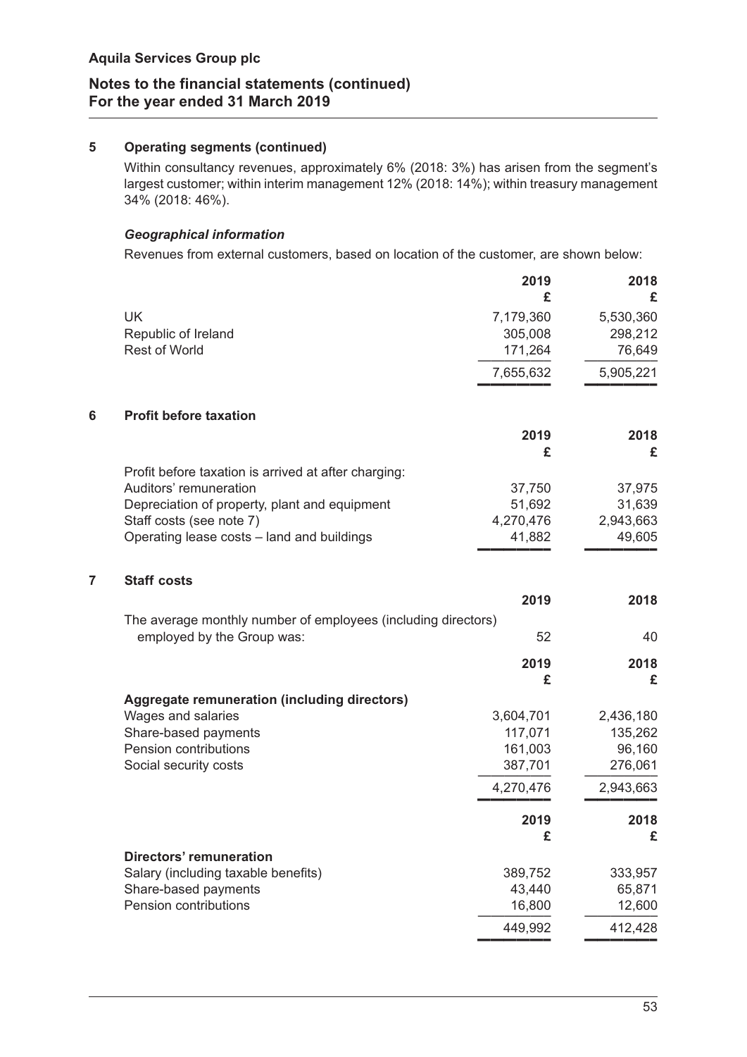## 5 Operating segments (continued)

Within consultancy revenues, approximately 6% (2018: 3%) has arisen from the segment's largest customer; within interim management 12% (2018: 14%); within treasury management 34% (2018: 46%).

### *Geographical information*

Revenues from external customers, based on location of the customer, are shown below:

| | 2019 £ | 2018 £ |
|---|---|---|
| UK | 7,179,360 | 5,530,360 |
| Republic of Ireland | 305,008 | 298,212 |
| Rest of World | 171,264 | 76,649 |
| | 7,655,632 | 5,905,221 |

## 6 Profit before taxation

| | 2019 £ | 2018 £ |
|---|---|---|
| Profit before taxation is arrived at after charging: | | |
| Auditors' remuneration | 37,750 | 37,975 |
| Depreciation of property, plant and equipment | 51,692 | 31,639 |
| Staff costs (see note 7) | 4,270,476 | 2,943,663 |
| Operating lease costs – land and buildings | 41,882 | 49,605 |

## 7 Staff costs

| | 2019 | 2018 |
|---|---|---|
| The average monthly number of employees (including directors) employed by the Group was: | 52 | 40 |

| | 2019 £ | 2018 £ |
|---|---|---|
| **Aggregate remuneration (including directors)** | | |
| Wages and salaries | 3,604,701 | 2,436,180 |
| Share-based payments | 117,071 | 135,262 |
| Pension contributions | 161,003 | 96,160 |
| Social security costs | 387,701 | 276,061 |
| | 4,270,476 | 2,943,663 |

| | 2019 £ | 2018 £ |
|---|---|---|
| **Directors' remuneration** | | |
| Salary (including taxable benefits) | 389,752 | 333,957 |
| Share-based payments | 43,440 | 65,871 |
| Pension contributions | 16,800 | 12,600 |
| | 449,992 | 412,428 |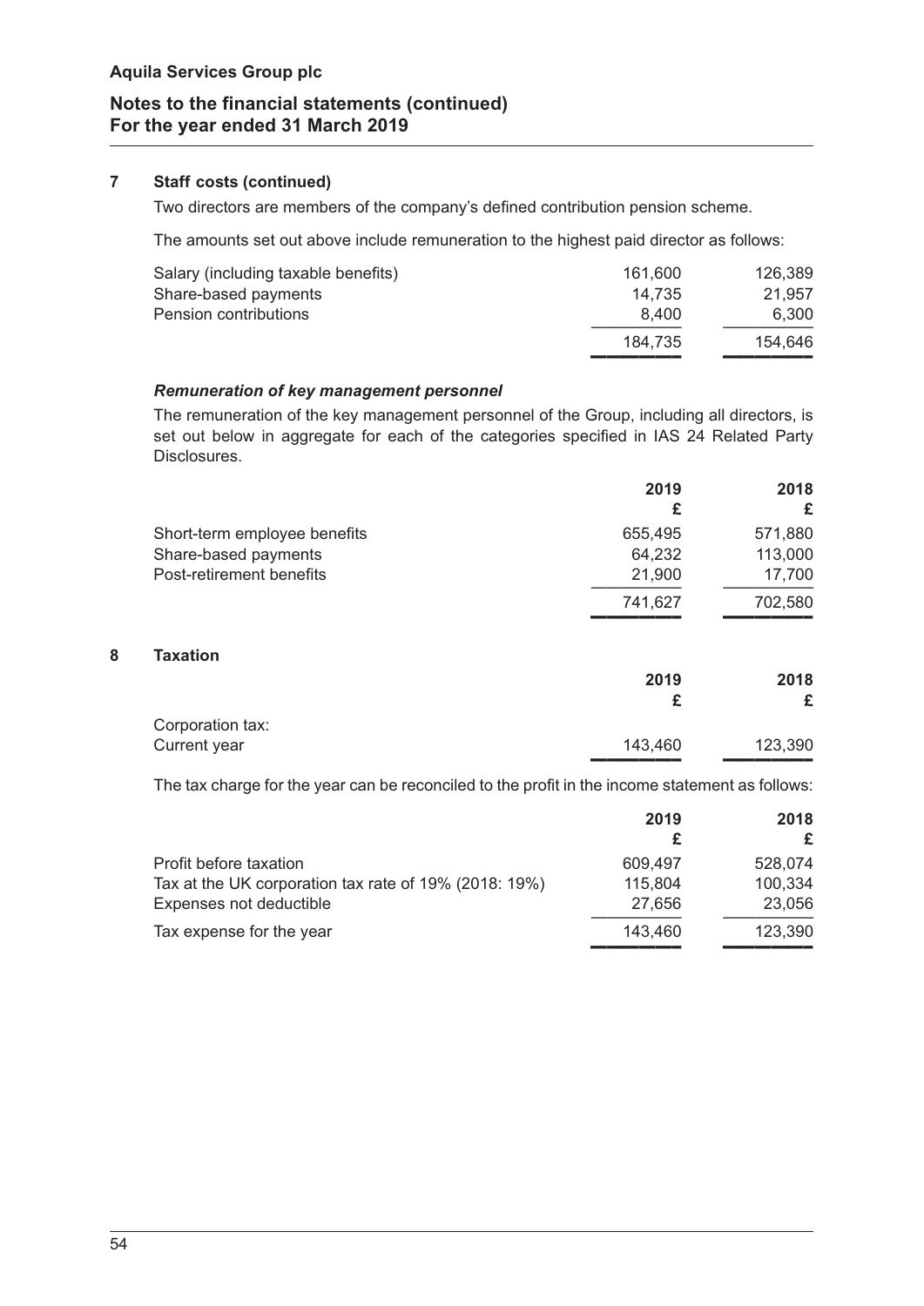**Aquila Services Group plc**

## Notes to the financial statements (continued)
## For the year ended 31 March 2019

### 7 Staff costs (continued)

Two directors are members of the company's defined contribution pension scheme.

The amounts set out above include remuneration to the highest paid director as follows:

| | | |
|---|---|---|
| Salary (including taxable benefits) | 161,600 | 126,389 |
| Share-based payments | 14,735 | 21,957 |
| Pension contributions | 8,400 | 6,300 |
| | 184,735 | 154,646 |

***Remuneration of key management personnel***

The remuneration of the key management personnel of the Group, including all directors, is set out below in aggregate for each of the categories specified in IAS 24 Related Party Disclosures.

| | 2019<br>£ | 2018<br>£ |
|---|---|---|
| Short-term employee benefits | 655,495 | 571,880 |
| Share-based payments | 64,232 | 113,000 |
| Post-retirement benefits | 21,900 | 17,700 |
| | 741,627 | 702,580 |

### 8 Taxation

| | 2019<br>£ | 2018<br>£ |
|---|---|---|
| Corporation tax: | | |
| Current year | 143,460 | 123,390 |

The tax charge for the year can be reconciled to the profit in the income statement as follows:

| | 2019<br>£ | 2018<br>£ |
|---|---|---|
| Profit before taxation | 609,497 | 528,074 |
| Tax at the UK corporation tax rate of 19% (2018: 19%) | 115,804 | 100,334 |
| Expenses not deductible | 27,656 | 23,056 |
| Tax expense for the year | 143,460 | 123,390 |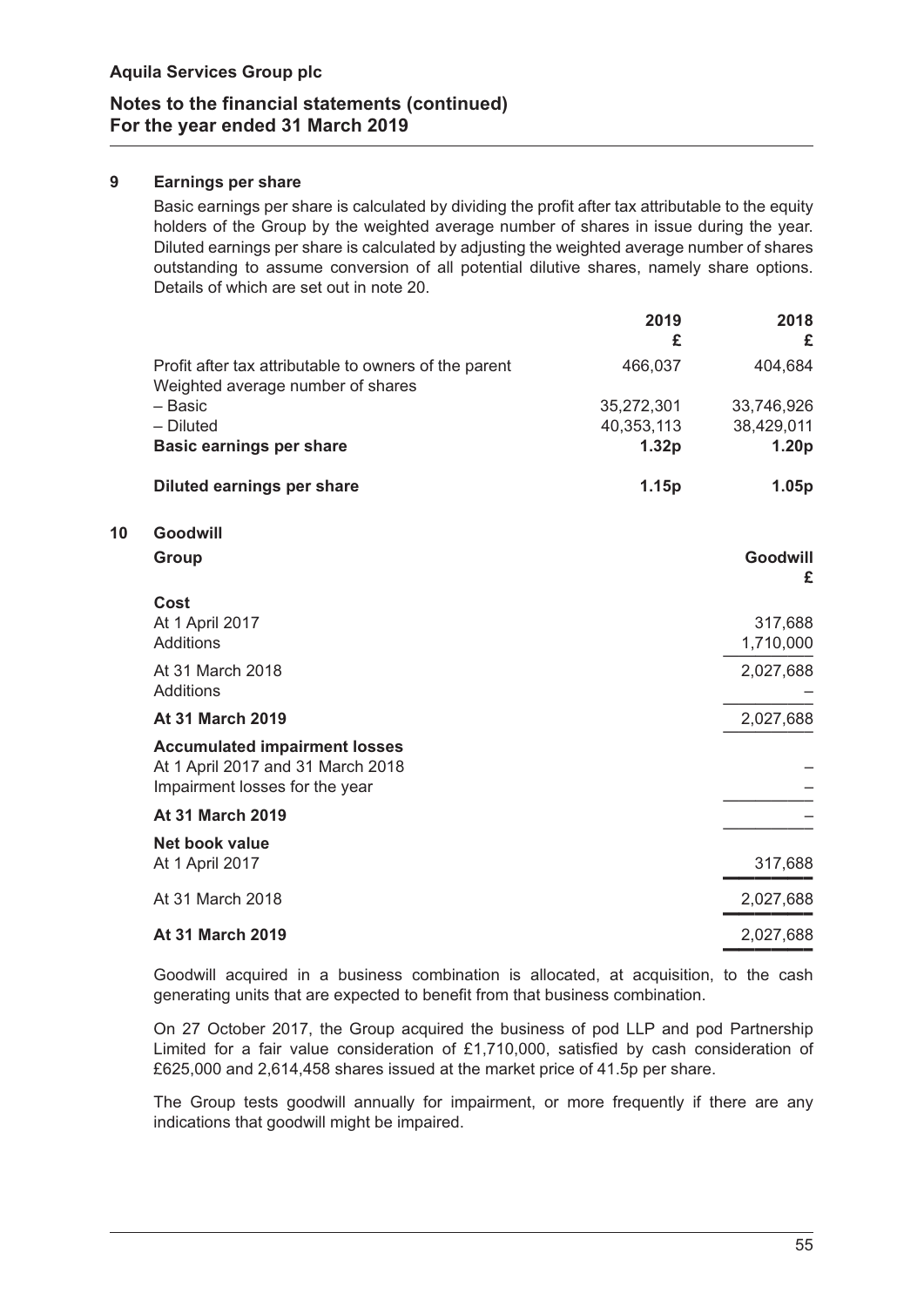## 9 Earnings per share

Basic earnings per share is calculated by dividing the profit after tax attributable to the equity holders of the Group by the weighted average number of shares in issue during the year. Diluted earnings per share is calculated by adjusting the weighted average number of shares outstanding to assume conversion of all potential dilutive shares, namely share options. Details of which are set out in note 20.

| | 2019 £ | 2018 £ |
|---|---|---|
| Profit after tax attributable to owners of the parent | 466,037 | 404,684 |
| Weighted average number of shares | | |
| – Basic | 35,272,301 | 33,746,926 |
| – Diluted | 40,353,113 | 38,429,011 |
| **Basic earnings per share** | **1.32p** | **1.20p** |
| **Diluted earnings per share** | **1.15p** | **1.05p** |

## 10 Goodwill

| **Group** | **Goodwill £** |
|---|---|
| **Cost** | |
| At 1 April 2017 | 317,688 |
| Additions | 1,710,000 |
| At 31 March 2018 | 2,027,688 |
| Additions | – |
| **At 31 March 2019** | 2,027,688 |
| **Accumulated impairment losses** | |
| At 1 April 2017 and 31 March 2018 | – |
| Impairment losses for the year | – |
| **At 31 March 2019** | – |
| **Net book value** | |
| At 1 April 2017 | 317,688 |
| At 31 March 2018 | 2,027,688 |
| **At 31 March 2019** | 2,027,688 |

Goodwill acquired in a business combination is allocated, at acquisition, to the cash generating units that are expected to benefit from that business combination.

On 27 October 2017, the Group acquired the business of pod LLP and pod Partnership Limited for a fair value consideration of £1,710,000, satisfied by cash consideration of £625,000 and 2,614,458 shares issued at the market price of 41.5p per share.

The Group tests goodwill annually for impairment, or more frequently if there are any indications that goodwill might be impaired.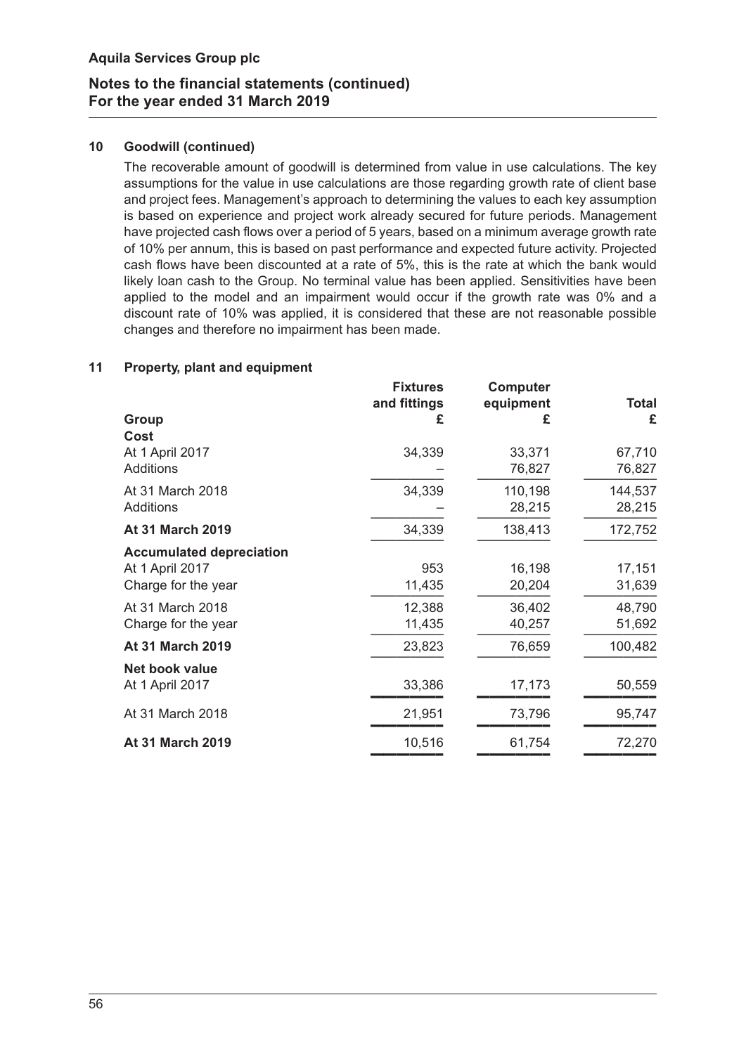## 10 Goodwill (continued)

The recoverable amount of goodwill is determined from value in use calculations. The key assumptions for the value in use calculations are those regarding growth rate of client base and project fees. Management's approach to determining the values to each key assumption is based on experience and project work already secured for future periods. Management have projected cash flows over a period of 5 years, based on a minimum average growth rate of 10% per annum, this is based on past performance and expected future activity. Projected cash flows have been discounted at a rate of 5%, this is the rate at which the bank would likely loan cash to the Group. No terminal value has been applied. Sensitivities have been applied to the model and an impairment would occur if the growth rate was 0% and a discount rate of 10% was applied, it is considered that these are not reasonable possible changes and therefore no impairment has been made.

## 11 Property, plant and equipment

| Group | Fixtures and fittings £ | Computer equipment £ | Total £ |
|---|---|---|---|
| **Cost** | | | |
| At 1 April 2017 | 34,339 | 33,371 | 67,710 |
| Additions | – | 76,827 | 76,827 |
| At 31 March 2018 | 34,339 | 110,198 | 144,537 |
| Additions | – | 28,215 | 28,215 |
| **At 31 March 2019** | 34,339 | 138,413 | 172,752 |
| **Accumulated depreciation** | | | |
| At 1 April 2017 | 953 | 16,198 | 17,151 |
| Charge for the year | 11,435 | 20,204 | 31,639 |
| At 31 March 2018 | 12,388 | 36,402 | 48,790 |
| Charge for the year | 11,435 | 40,257 | 51,692 |
| **At 31 March 2019** | 23,823 | 76,659 | 100,482 |
| **Net book value** | | | |
| At 1 April 2017 | 33,386 | 17,173 | 50,559 |
| At 31 March 2018 | 21,951 | 73,796 | 95,747 |
| **At 31 March 2019** | 10,516 | 61,754 | 72,270 |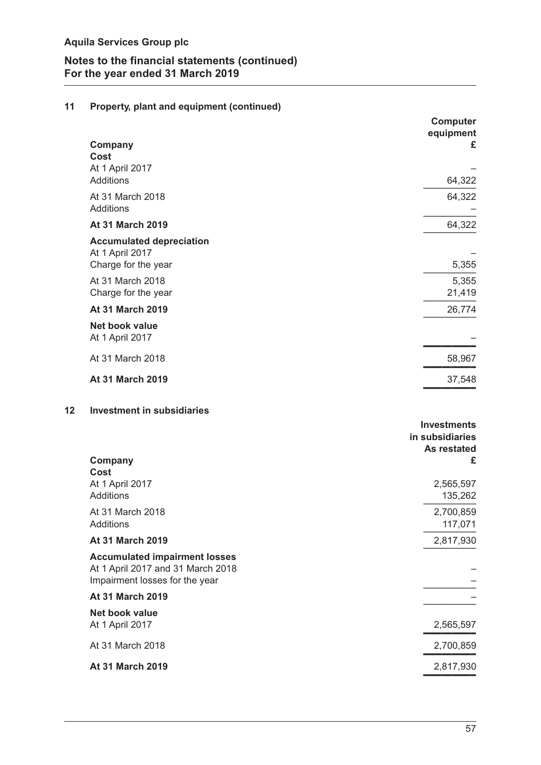## 11 Property, plant and equipment (continued)

| Company | Computer equipment £ |
|---|---|
| **Cost** | |
| At 1 April 2017 | – |
| Additions | 64,322 |
| At 31 March 2018 | 64,322 |
| Additions | – |
| **At 31 March 2019** | 64,322 |
| **Accumulated depreciation** | |
| At 1 April 2017 | – |
| Charge for the year | 5,355 |
| At 31 March 2018 | 5,355 |
| Charge for the year | 21,419 |
| **At 31 March 2019** | 26,774 |
| **Net book value** | |
| At 1 April 2017 | – |
| At 31 March 2018 | 58,967 |
| **At 31 March 2019** | 37,548 |

## 12 Investment in subsidiaries

| Company | Investments in subsidiaries As restated £ |
|---|---|
| **Cost** | |
| At 1 April 2017 | 2,565,597 |
| Additions | 135,262 |
| At 31 March 2018 | 2,700,859 |
| Additions | 117,071 |
| **At 31 March 2019** | 2,817,930 |
| **Accumulated impairment losses** | |
| At 1 April 2017 and 31 March 2018 | – |
| Impairment losses for the year | – |
| **At 31 March 2019** | – |
| **Net book value** | |
| At 1 April 2017 | 2,565,597 |
| At 31 March 2018 | 2,700,859 |
| **At 31 March 2019** | 2,817,930 |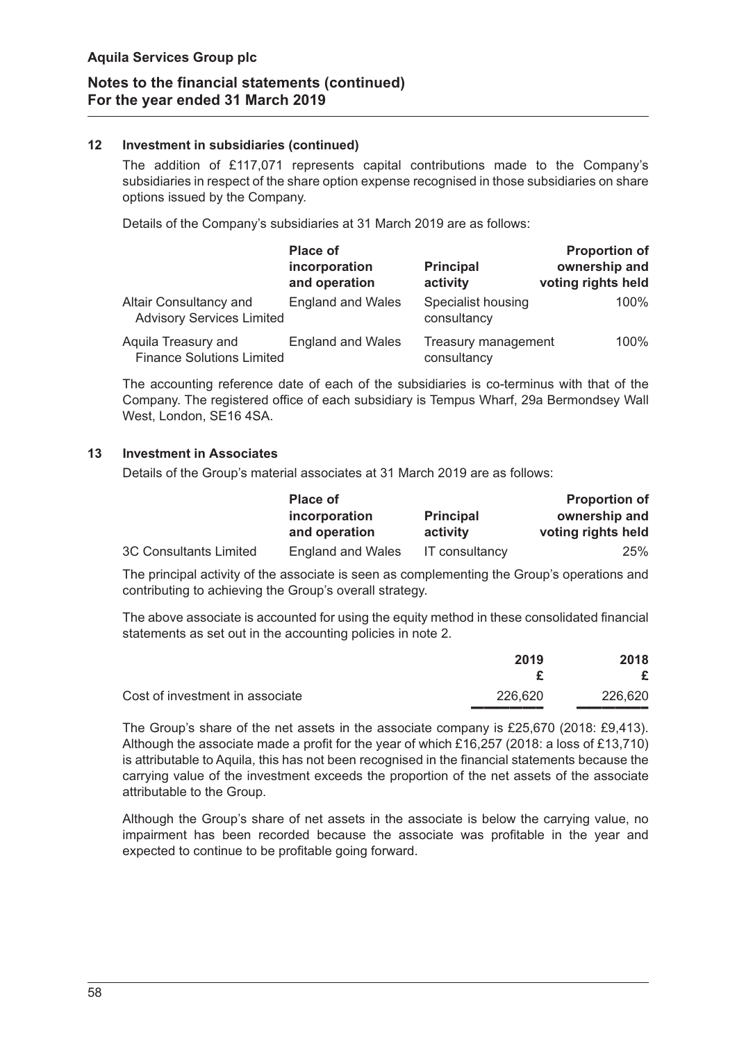**Aquila Services Group plc**

**Notes to the financial statements (continued)**
**For the year ended 31 March 2019**

### 12 Investment in subsidiaries (continued)

The addition of £117,071 represents capital contributions made to the Company's subsidiaries in respect of the share option expense recognised in those subsidiaries on share options issued by the Company.

Details of the Company's subsidiaries at 31 March 2019 are as follows:

| | Place of incorporation and operation | Principal activity | Proportion of ownership and voting rights held |
|---|---|---|---|
| Altair Consultancy and Advisory Services Limited | England and Wales | Specialist housing consultancy | 100% |
| Aquila Treasury and Finance Solutions Limited | England and Wales | Treasury management consultancy | 100% |

The accounting reference date of each of the subsidiaries is co-terminus with that of the Company. The registered office of each subsidiary is Tempus Wharf, 29a Bermondsey Wall West, London, SE16 4SA.

### 13 Investment in Associates

Details of the Group's material associates at 31 March 2019 are as follows:

| | Place of incorporation and operation | Principal activity | Proportion of ownership and voting rights held |
|---|---|---|---|
| 3C Consultants Limited | England and Wales | IT consultancy | 25% |

The principal activity of the associate is seen as complementing the Group's operations and contributing to achieving the Group's overall strategy.

The above associate is accounted for using the equity method in these consolidated financial statements as set out in the accounting policies in note 2.

| | 2019 £ | 2018 £ |
|---|---|---|
| Cost of investment in associate | 226,620 | 226,620 |

The Group's share of the net assets in the associate company is £25,670 (2018: £9,413). Although the associate made a profit for the year of which £16,257 (2018: a loss of £13,710) is attributable to Aquila, this has not been recognised in the financial statements because the carrying value of the investment exceeds the proportion of the net assets of the associate attributable to the Group.

Although the Group's share of net assets in the associate is below the carrying value, no impairment has been recorded because the associate was profitable in the year and expected to continue to be profitable going forward.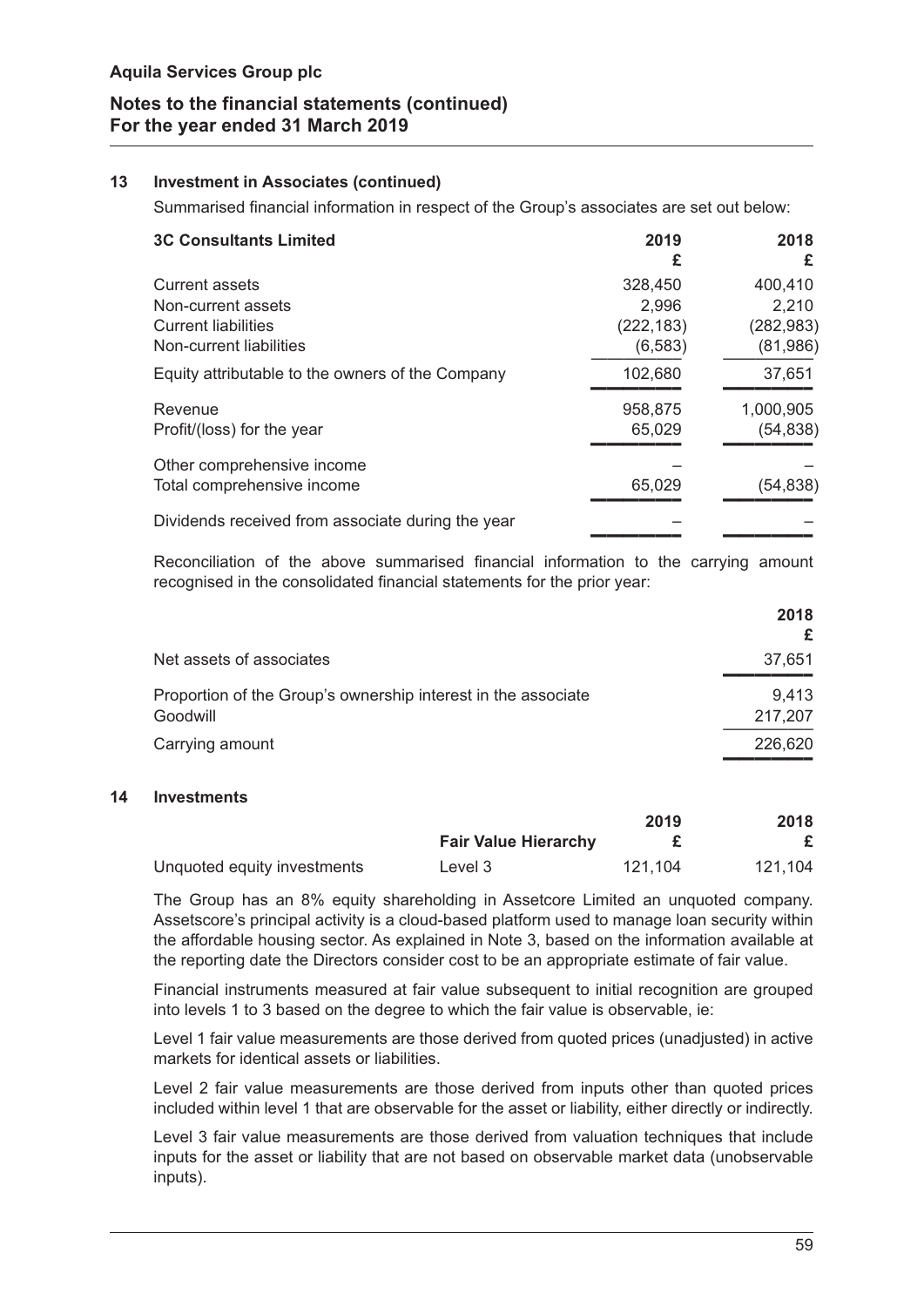## 13 Investment in Associates (continued)

Summarised financial information in respect of the Group's associates are set out below:

| 3C Consultants Limited | 2019 £ | 2018 £ |
|---|---|---|
| Current assets | 328,450 | 400,410 |
| Non-current assets | 2,996 | 2,210 |
| Current liabilities | (222,183) | (282,983) |
| Non-current liabilities | (6,583) | (81,986) |
| Equity attributable to the owners of the Company | 102,680 | 37,651 |
| Revenue | 958,875 | 1,000,905 |
| Profit/(loss) for the year | 65,029 | (54,838) |
| Other comprehensive income | – | – |
| Total comprehensive income | 65,029 | (54,838) |
| Dividends received from associate during the year | – | – |

Reconciliation of the above summarised financial information to the carrying amount recognised in the consolidated financial statements for the prior year:

| | 2018 £ |
|---|---|
| Net assets of associates | 37,651 |
| Proportion of the Group's ownership interest in the associate | 9,413 |
| Goodwill | 217,207 |
| Carrying amount | 226,620 |

## 14 Investments

| | Fair Value Hierarchy | 2019 £ | 2018 £ |
|---|---|---|---|
| Unquoted equity investments | Level 3 | 121,104 | 121,104 |

The Group has an 8% equity shareholding in Assetcore Limited an unquoted company. Assetscore's principal activity is a cloud-based platform used to manage loan security within the affordable housing sector. As explained in Note 3, based on the information available at the reporting date the Directors consider cost to be an appropriate estimate of fair value.

Financial instruments measured at fair value subsequent to initial recognition are grouped into levels 1 to 3 based on the degree to which the fair value is observable, ie:

Level 1 fair value measurements are those derived from quoted prices (unadjusted) in active markets for identical assets or liabilities.

Level 2 fair value measurements are those derived from inputs other than quoted prices included within level 1 that are observable for the asset or liability, either directly or indirectly.

Level 3 fair value measurements are those derived from valuation techniques that include inputs for the asset or liability that are not based on observable market data (unobservable inputs).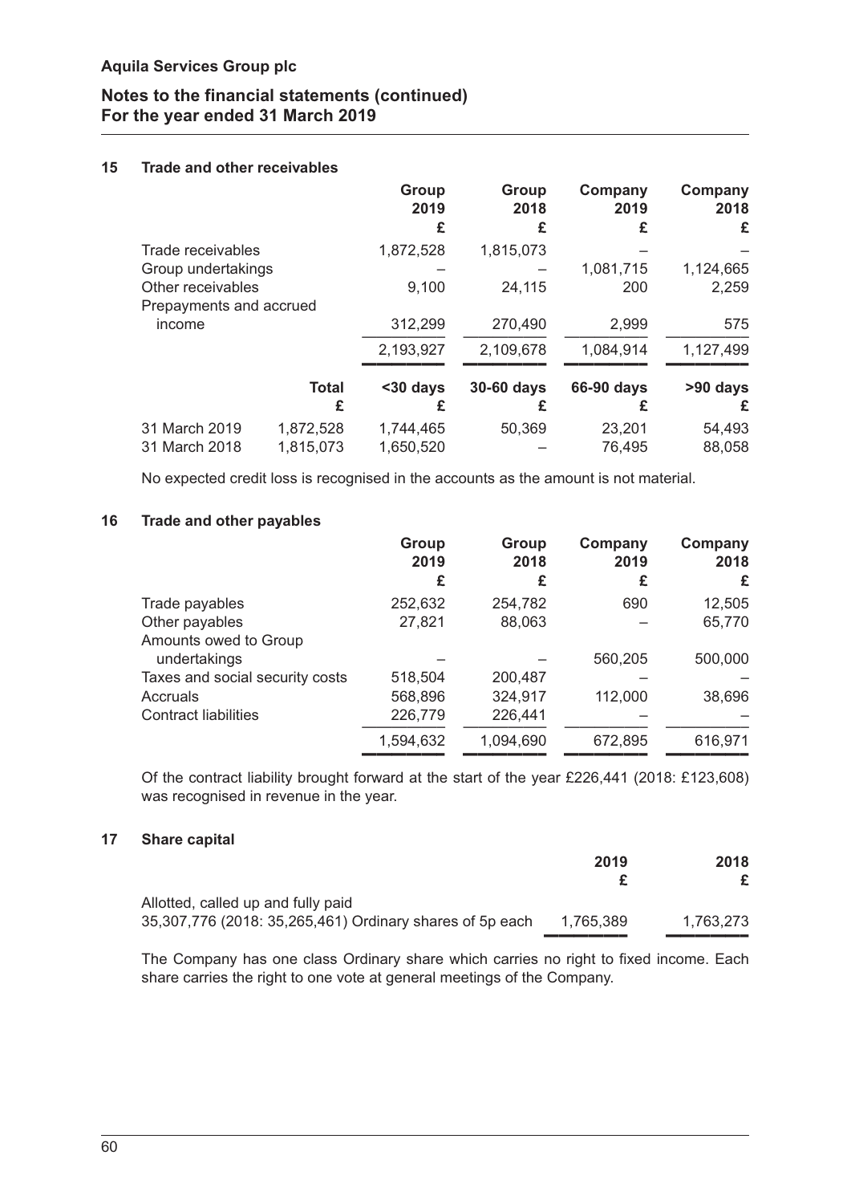## 15 Trade and other receivables

| | Group 2019 £ | Group 2018 £ | Company 2019 £ | Company 2018 £ |
|---|---|---|---|---|
| Trade receivables | 1,872,528 | 1,815,073 | – | – |
| Group undertakings | – | – | 1,081,715 | 1,124,665 |
| Other receivables | 9,100 | 24,115 | 200 | 2,259 |
| Prepayments and accrued income | 312,299 | 270,490 | 2,999 | 575 |
| | 2,193,927 | 2,109,678 | 1,084,914 | 1,127,499 |

| | Total £ | <30 days £ | 30-60 days £ | 66-90 days £ | >90 days £ |
|---|---|---|---|---|---|
| 31 March 2019 | 1,872,528 | 1,744,465 | 50,369 | 23,201 | 54,493 |
| 31 March 2018 | 1,815,073 | 1,650,520 | – | 76,495 | 88,058 |

No expected credit loss is recognised in the accounts as the amount is not material.

## 16 Trade and other payables

| | Group 2019 £ | Group 2018 £ | Company 2019 £ | Company 2018 £ |
|---|---|---|---|---|
| Trade payables | 252,632 | 254,782 | 690 | 12,505 |
| Other payables | 27,821 | 88,063 | – | 65,770 |
| Amounts owed to Group undertakings | – | – | 560,205 | 500,000 |
| Taxes and social security costs | 518,504 | 200,487 | – | – |
| Accruals | 568,896 | 324,917 | 112,000 | 38,696 |
| Contract liabilities | 226,779 | 226,441 | – | – |
| | 1,594,632 | 1,094,690 | 672,895 | 616,971 |

Of the contract liability brought forward at the start of the year £226,441 (2018: £123,608) was recognised in revenue in the year.

## 17 Share capital

| | 2019 £ | 2018 £ |
|---|---|---|
| Allotted, called up and fully paid | | |
| 35,307,776 (2018: 35,265,461) Ordinary shares of 5p each | 1,765,389 | 1,763,273 |

The Company has one class Ordinary share which carries no right to fixed income. Each share carries the right to one vote at general meetings of the Company.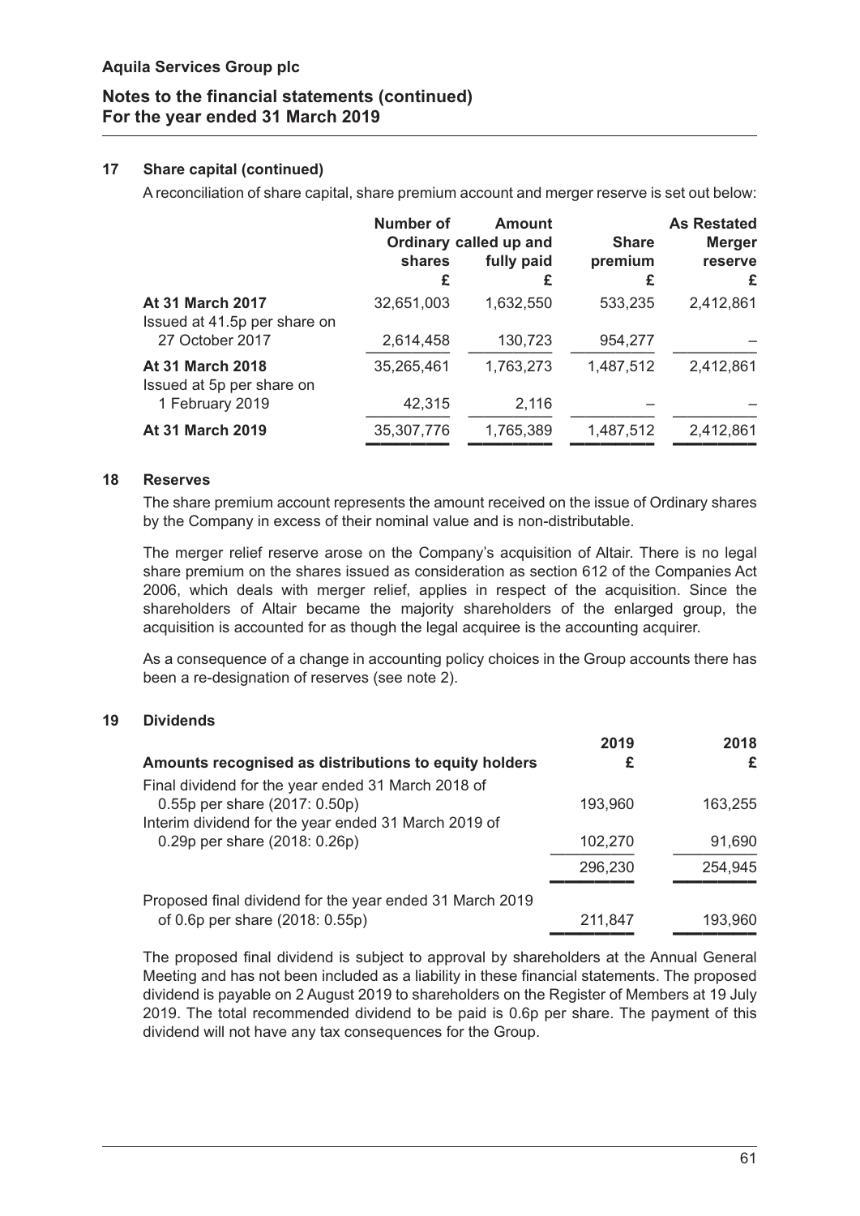### 17 Share capital (continued)

A reconciliation of share capital, share premium account and merger reserve is set out below:

| | Number of Ordinary shares £ | Amount called up and fully paid £ | Share premium £ | As Restated Merger reserve £ |
|---|---|---|---|---|
| **At 31 March 2017** | 32,651,003 | 1,632,550 | 533,235 | 2,412,861 |
| Issued at 41.5p per share on 27 October 2017 | 2,614,458 | 130,723 | 954,277 | – |
| **At 31 March 2018** | 35,265,461 | 1,763,273 | 1,487,512 | 2,412,861 |
| Issued at 5p per share on 1 February 2019 | 42,315 | 2,116 | – | – |
| **At 31 March 2019** | 35,307,776 | 1,765,389 | 1,487,512 | 2,412,861 |

### 18 Reserves

The share premium account represents the amount received on the issue of Ordinary shares by the Company in excess of their nominal value and is non-distributable.

The merger relief reserve arose on the Company's acquisition of Altair. There is no legal share premium on the shares issued as consideration as section 612 of the Companies Act 2006, which deals with merger relief, applies in respect of the acquisition. Since the shareholders of Altair became the majority shareholders of the enlarged group, the acquisition is accounted for as though the legal acquiree is the accounting acquirer.

As a consequence of a change in accounting policy choices in the Group accounts there has been a re-designation of reserves (see note 2).

### 19 Dividends

| **Amounts recognised as distributions to equity holders** | 2019 £ | 2018 £ |
|---|---|---|
| Final dividend for the year ended 31 March 2018 of 0.55p per share (2017: 0.50p) | 193,960 | 163,255 |
| Interim dividend for the year ended 31 March 2019 of 0.29p per share (2018: 0.26p) | 102,270 | 91,690 |
| | 296,230 | 254,945 |
| Proposed final dividend for the year ended 31 March 2019 of 0.6p per share (2018: 0.55p) | 211,847 | 193,960 |

The proposed final dividend is subject to approval by shareholders at the Annual General Meeting and has not been included as a liability in these financial statements. The proposed dividend is payable on 2 August 2019 to shareholders on the Register of Members at 19 July 2019. The total recommended dividend to be paid is 0.6p per share. The payment of this dividend will not have any tax consequences for the Group.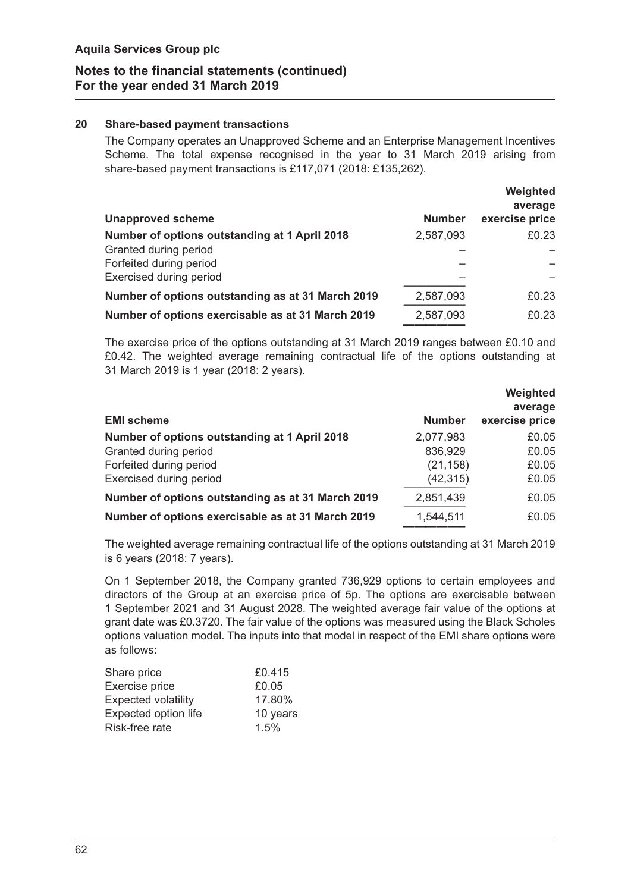## 20 Share-based payment transactions

The Company operates an Unapproved Scheme and an Enterprise Management Incentives Scheme. The total expense recognised in the year to 31 March 2019 arising from share-based payment transactions is £117,071 (2018: £135,262).

| Unapproved scheme | Number | Weighted average exercise price |
|---|---|---|
| **Number of options outstanding at 1 April 2018** | 2,587,093 | £0.23 |
| Granted during period | – | – |
| Forfeited during period | – | – |
| Exercised during period | – | – |
| **Number of options outstanding as at 31 March 2019** | 2,587,093 | £0.23 |
| **Number of options exercisable as at 31 March 2019** | 2,587,093 | £0.23 |

The exercise price of the options outstanding at 31 March 2019 ranges between £0.10 and £0.42. The weighted average remaining contractual life of the options outstanding at 31 March 2019 is 1 year (2018: 2 years).

| EMI scheme | Number | Weighted average exercise price |
|---|---|---|
| **Number of options outstanding at 1 April 2018** | 2,077,983 | £0.05 |
| Granted during period | 836,929 | £0.05 |
| Forfeited during period | (21,158) | £0.05 |
| Exercised during period | (42,315) | £0.05 |
| **Number of options outstanding as at 31 March 2019** | 2,851,439 | £0.05 |
| **Number of options exercisable as at 31 March 2019** | 1,544,511 | £0.05 |

The weighted average remaining contractual life of the options outstanding at 31 March 2019 is 6 years (2018: 7 years).

On 1 September 2018, the Company granted 736,929 options to certain employees and directors of the Group at an exercise price of 5p. The options are exercisable between 1 September 2021 and 31 August 2028. The weighted average fair value of the options at grant date was £0.3720. The fair value of the options was measured using the Black Scholes options valuation model. The inputs into that model in respect of the EMI share options were as follows:

| | |
|---|---|
| Share price | £0.415 |
| Exercise price | £0.05 |
| Expected volatility | 17.80% |
| Expected option life | 10 years |
| Risk-free rate | 1.5% |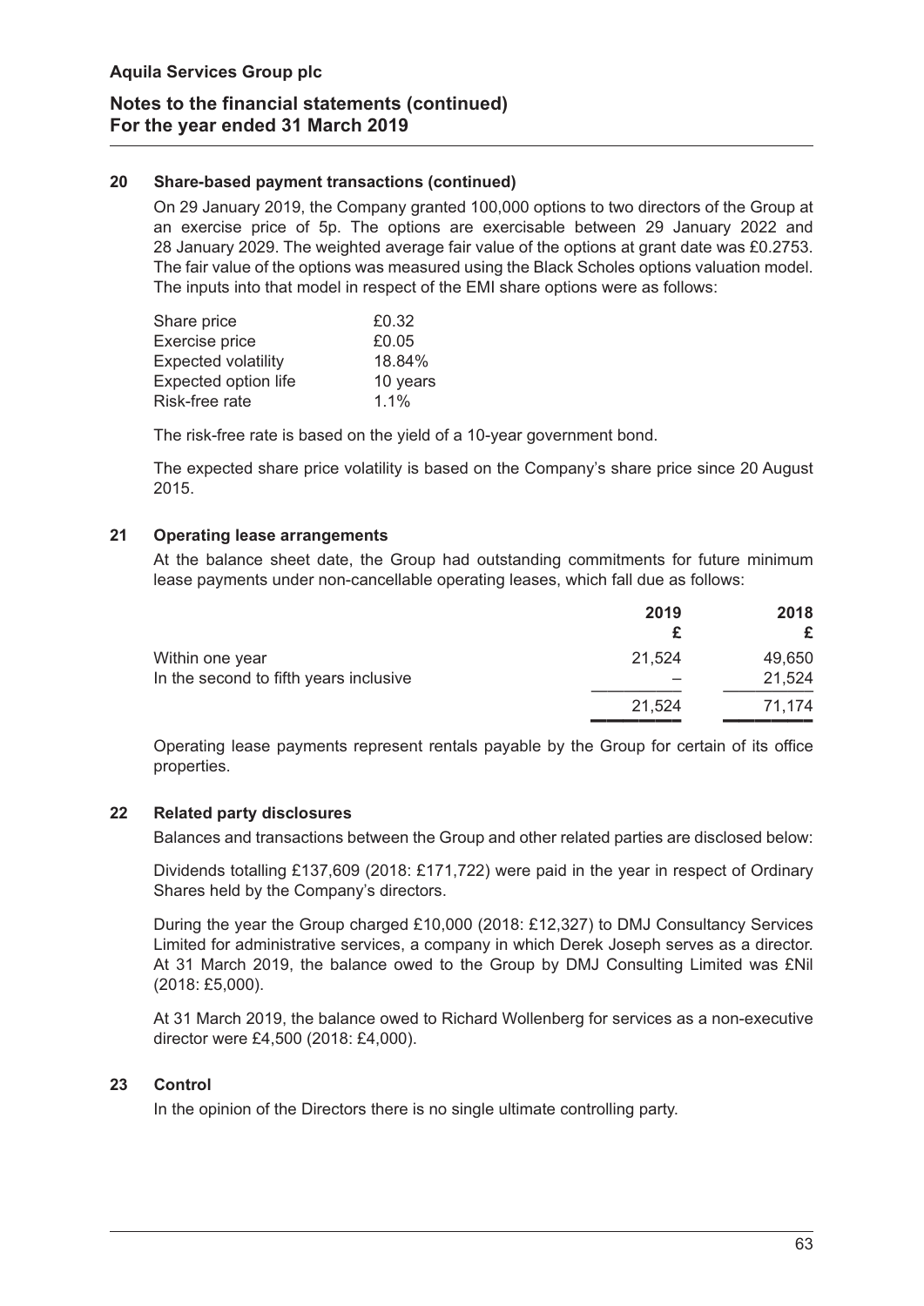## 20 Share-based payment transactions (continued)

On 29 January 2019, the Company granted 100,000 options to two directors of the Group at an exercise price of 5p. The options are exercisable between 29 January 2022 and 28 January 2029. The weighted average fair value of the options at grant date was £0.2753. The fair value of the options was measured using the Black Scholes options valuation model. The inputs into that model in respect of the EMI share options were as follows:

| | |
|---|---|
| Share price | £0.32 |
| Exercise price | £0.05 |
| Expected volatility | 18.84% |
| Expected option life | 10 years |
| Risk-free rate | 1.1% |

The risk-free rate is based on the yield of a 10-year government bond.

The expected share price volatility is based on the Company's share price since 20 August 2015.

## 21 Operating lease arrangements

At the balance sheet date, the Group had outstanding commitments for future minimum lease payments under non-cancellable operating leases, which fall due as follows:

| | 2019<br>£ | 2018<br>£ |
|---|---|---|
| Within one year | 21,524 | 49,650 |
| In the second to fifth years inclusive | – | 21,524 |
| | 21,524 | 71,174 |

Operating lease payments represent rentals payable by the Group for certain of its office properties.

## 22 Related party disclosures

Balances and transactions between the Group and other related parties are disclosed below:

Dividends totalling £137,609 (2018: £171,722) were paid in the year in respect of Ordinary Shares held by the Company's directors.

During the year the Group charged £10,000 (2018: £12,327) to DMJ Consultancy Services Limited for administrative services, a company in which Derek Joseph serves as a director. At 31 March 2019, the balance owed to the Group by DMJ Consulting Limited was £Nil (2018: £5,000).

At 31 March 2019, the balance owed to Richard Wollenberg for services as a non-executive director were £4,500 (2018: £4,000).

## 23 Control

In the opinion of the Directors there is no single ultimate controlling party.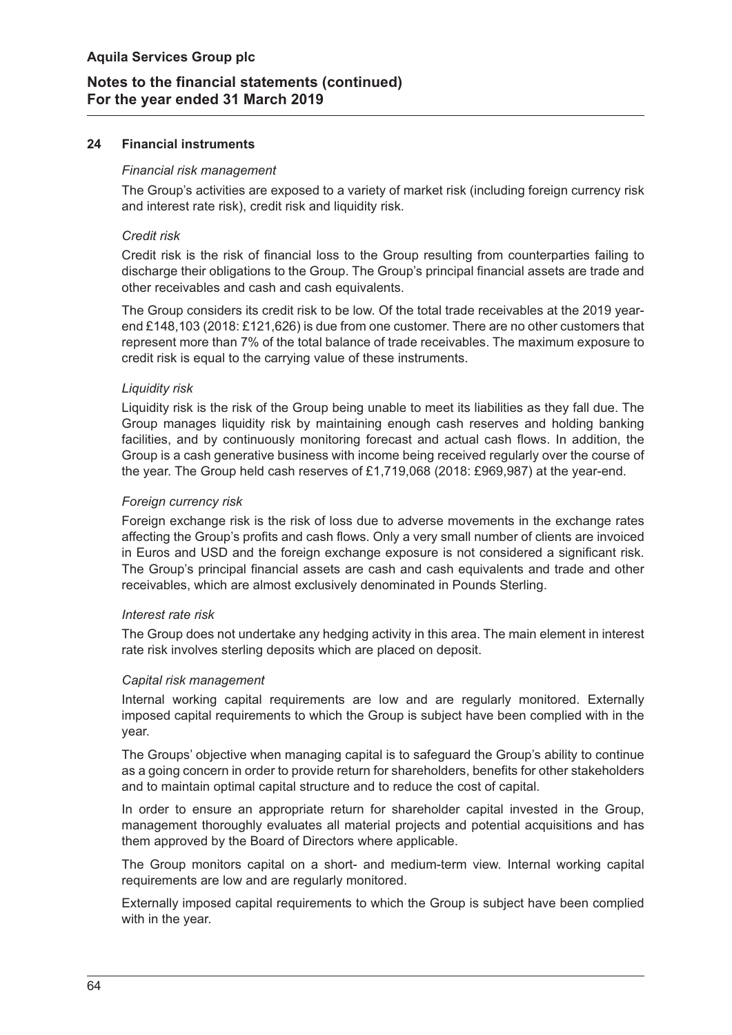## 24 Financial instruments

*Financial risk management*

The Group's activities are exposed to a variety of market risk (including foreign currency risk and interest rate risk), credit risk and liquidity risk.

*Credit risk*

Credit risk is the risk of financial loss to the Group resulting from counterparties failing to discharge their obligations to the Group. The Group's principal financial assets are trade and other receivables and cash and cash equivalents.

The Group considers its credit risk to be low. Of the total trade receivables at the 2019 year-end £148,103 (2018: £121,626) is due from one customer. There are no other customers that represent more than 7% of the total balance of trade receivables. The maximum exposure to credit risk is equal to the carrying value of these instruments.

*Liquidity risk*

Liquidity risk is the risk of the Group being unable to meet its liabilities as they fall due. The Group manages liquidity risk by maintaining enough cash reserves and holding banking facilities, and by continuously monitoring forecast and actual cash flows. In addition, the Group is a cash generative business with income being received regularly over the course of the year. The Group held cash reserves of £1,719,068 (2018: £969,987) at the year-end.

*Foreign currency risk*

Foreign exchange risk is the risk of loss due to adverse movements in the exchange rates affecting the Group's profits and cash flows. Only a very small number of clients are invoiced in Euros and USD and the foreign exchange exposure is not considered a significant risk. The Group's principal financial assets are cash and cash equivalents and trade and other receivables, which are almost exclusively denominated in Pounds Sterling.

*Interest rate risk*

The Group does not undertake any hedging activity in this area. The main element in interest rate risk involves sterling deposits which are placed on deposit.

*Capital risk management*

Internal working capital requirements are low and are regularly monitored. Externally imposed capital requirements to which the Group is subject have been complied with in the year.

The Groups' objective when managing capital is to safeguard the Group's ability to continue as a going concern in order to provide return for shareholders, benefits for other stakeholders and to maintain optimal capital structure and to reduce the cost of capital.

In order to ensure an appropriate return for shareholder capital invested in the Group, management thoroughly evaluates all material projects and potential acquisitions and has them approved by the Board of Directors where applicable.

The Group monitors capital on a short- and medium-term view. Internal working capital requirements are low and are regularly monitored.

Externally imposed capital requirements to which the Group is subject have been complied with in the year.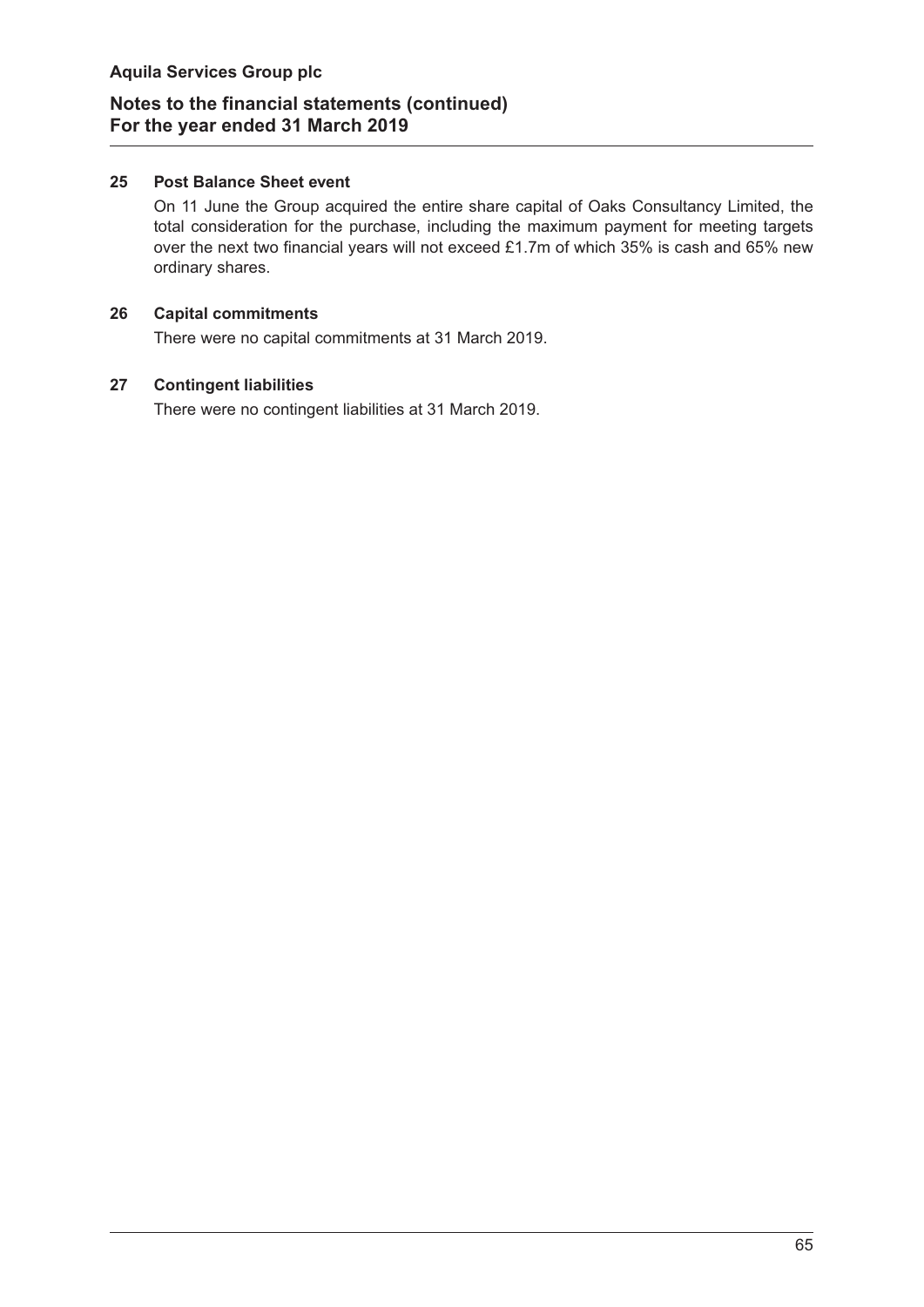## 25 Post Balance Sheet event

On 11 June the Group acquired the entire share capital of Oaks Consultancy Limited, the total consideration for the purchase, including the maximum payment for meeting targets over the next two financial years will not exceed £1.7m of which 35% is cash and 65% new ordinary shares.

## 26 Capital commitments

There were no capital commitments at 31 March 2019.

## 27 Contingent liabilities

There were no contingent liabilities at 31 March 2019.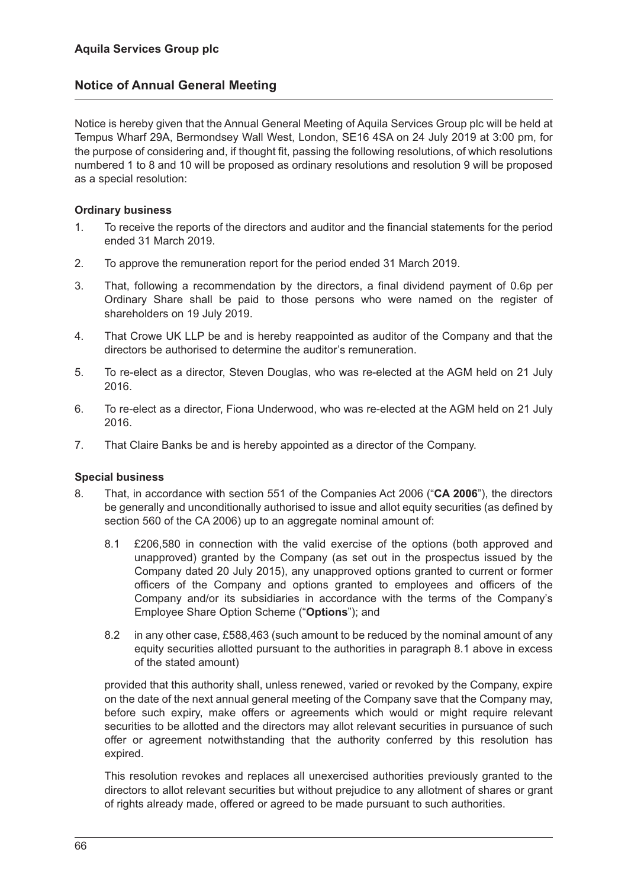**Aquila Services Group plc**

## Notice of Annual General Meeting

Notice is hereby given that the Annual General Meeting of Aquila Services Group plc will be held at Tempus Wharf 29A, Bermondsey Wall West, London, SE16 4SA on 24 July 2019 at 3:00 pm, for the purpose of considering and, if thought fit, passing the following resolutions, of which resolutions numbered 1 to 8 and 10 will be proposed as ordinary resolutions and resolution 9 will be proposed as a special resolution:

### Ordinary business

1. To receive the reports of the directors and auditor and the financial statements for the period ended 31 March 2019.

2. To approve the remuneration report for the period ended 31 March 2019.

3. That, following a recommendation by the directors, a final dividend payment of 0.6p per Ordinary Share shall be paid to those persons who were named on the register of shareholders on 19 July 2019.

4. That Crowe UK LLP be and is hereby reappointed as auditor of the Company and that the directors be authorised to determine the auditor's remuneration.

5. To re-elect as a director, Steven Douglas, who was re-elected at the AGM held on 21 July 2016.

6. To re-elect as a director, Fiona Underwood, who was re-elected at the AGM held on 21 July 2016.

7. That Claire Banks be and is hereby appointed as a director of the Company.

### Special business

8. That, in accordance with section 551 of the Companies Act 2006 ("**CA 2006**"), the directors be generally and unconditionally authorised to issue and allot equity securities (as defined by section 560 of the CA 2006) up to an aggregate nominal amount of:

   8.1 £206,580 in connection with the valid exercise of the options (both approved and unapproved) granted by the Company (as set out in the prospectus issued by the Company dated 20 July 2015), any unapproved options granted to current or former officers of the Company and options granted to employees and officers of the Company and/or its subsidiaries in accordance with the terms of the Company's Employee Share Option Scheme ("**Options**"); and

   8.2 in any other case, £588,463 (such amount to be reduced by the nominal amount of any equity securities allotted pursuant to the authorities in paragraph 8.1 above in excess of the stated amount)

   provided that this authority shall, unless renewed, varied or revoked by the Company, expire on the date of the next annual general meeting of the Company save that the Company may, before such expiry, make offers or agreements which would or might require relevant securities to be allotted and the directors may allot relevant securities in pursuance of such offer or agreement notwithstanding that the authority conferred by this resolution has expired.

   This resolution revokes and replaces all unexercised authorities previously granted to the directors to allot relevant securities but without prejudice to any allotment of shares or grant of rights already made, offered or agreed to be made pursuant to such authorities.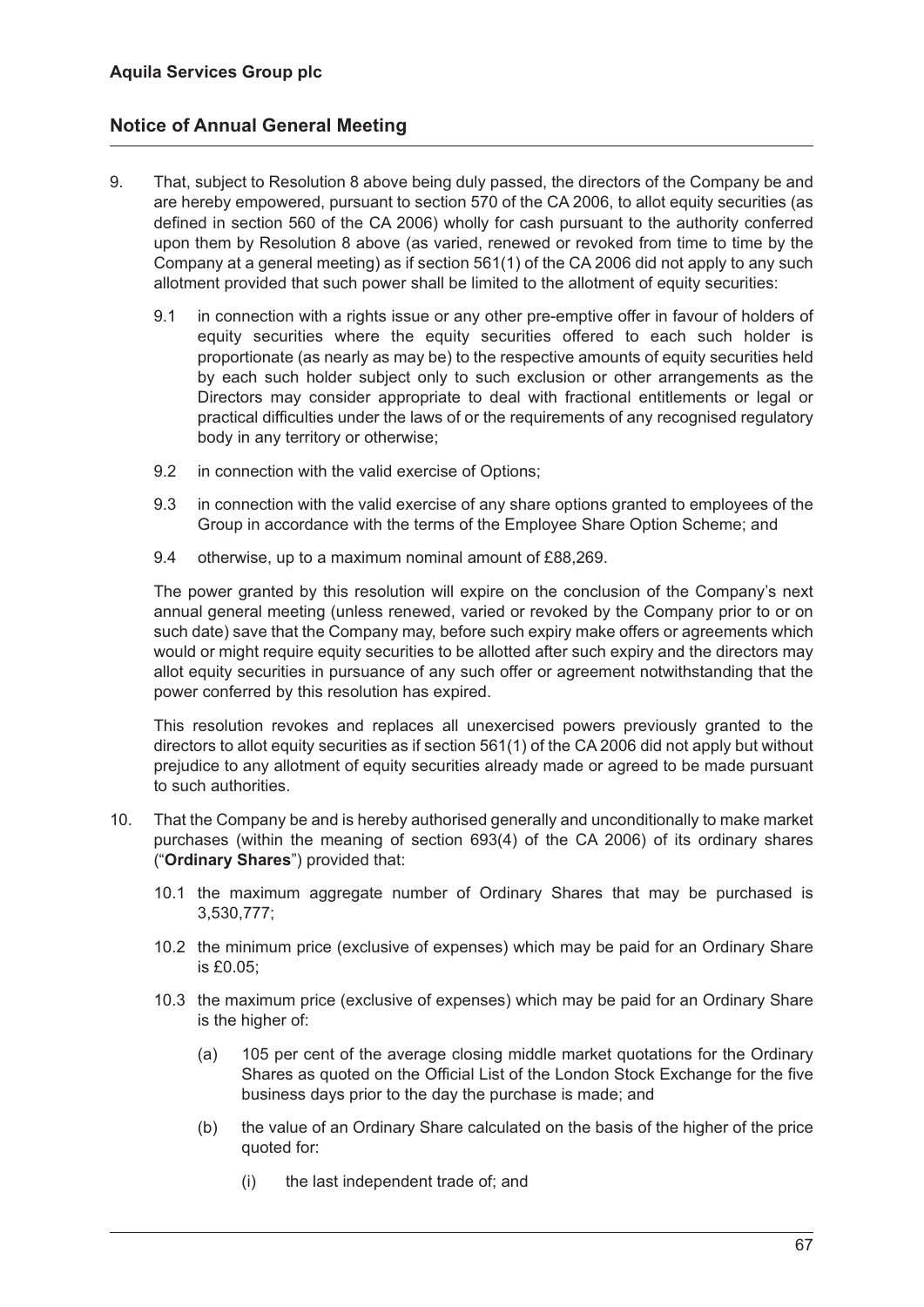9. That, subject to Resolution 8 above being duly passed, the directors of the Company be and are hereby empowered, pursuant to section 570 of the CA 2006, to allot equity securities (as defined in section 560 of the CA 2006) wholly for cash pursuant to the authority conferred upon them by Resolution 8 above (as varied, renewed or revoked from time to time by the Company at a general meeting) as if section 561(1) of the CA 2006 did not apply to any such allotment provided that such power shall be limited to the allotment of equity securities:

   9.1 in connection with a rights issue or any other pre-emptive offer in favour of holders of equity securities where the equity securities offered to each such holder is proportionate (as nearly as may be) to the respective amounts of equity securities held by each such holder subject only to such exclusion or other arrangements as the Directors may consider appropriate to deal with fractional entitlements or legal or practical difficulties under the laws of or the requirements of any recognised regulatory body in any territory or otherwise;

   9.2 in connection with the valid exercise of Options;

   9.3 in connection with the valid exercise of any share options granted to employees of the Group in accordance with the terms of the Employee Share Option Scheme; and

   9.4 otherwise, up to a maximum nominal amount of £88,269.

   The power granted by this resolution will expire on the conclusion of the Company's next annual general meeting (unless renewed, varied or revoked by the Company prior to or on such date) save that the Company may, before such expiry make offers or agreements which would or might require equity securities to be allotted after such expiry and the directors may allot equity securities in pursuance of any such offer or agreement notwithstanding that the power conferred by this resolution has expired.

   This resolution revokes and replaces all unexercised powers previously granted to the directors to allot equity securities as if section 561(1) of the CA 2006 did not apply but without prejudice to any allotment of equity securities already made or agreed to be made pursuant to such authorities.

10. That the Company be and is hereby authorised generally and unconditionally to make market purchases (within the meaning of section 693(4) of the CA 2006) of its ordinary shares ("**Ordinary Shares**") provided that:

   10.1 the maximum aggregate number of Ordinary Shares that may be purchased is 3,530,777;

   10.2 the minimum price (exclusive of expenses) which may be paid for an Ordinary Share is £0.05;

   10.3 the maximum price (exclusive of expenses) which may be paid for an Ordinary Share is the higher of:

      (a) 105 per cent of the average closing middle market quotations for the Ordinary Shares as quoted on the Official List of the London Stock Exchange for the five business days prior to the day the purchase is made; and

      (b) the value of an Ordinary Share calculated on the basis of the higher of the price quoted for:

         (i) the last independent trade of; and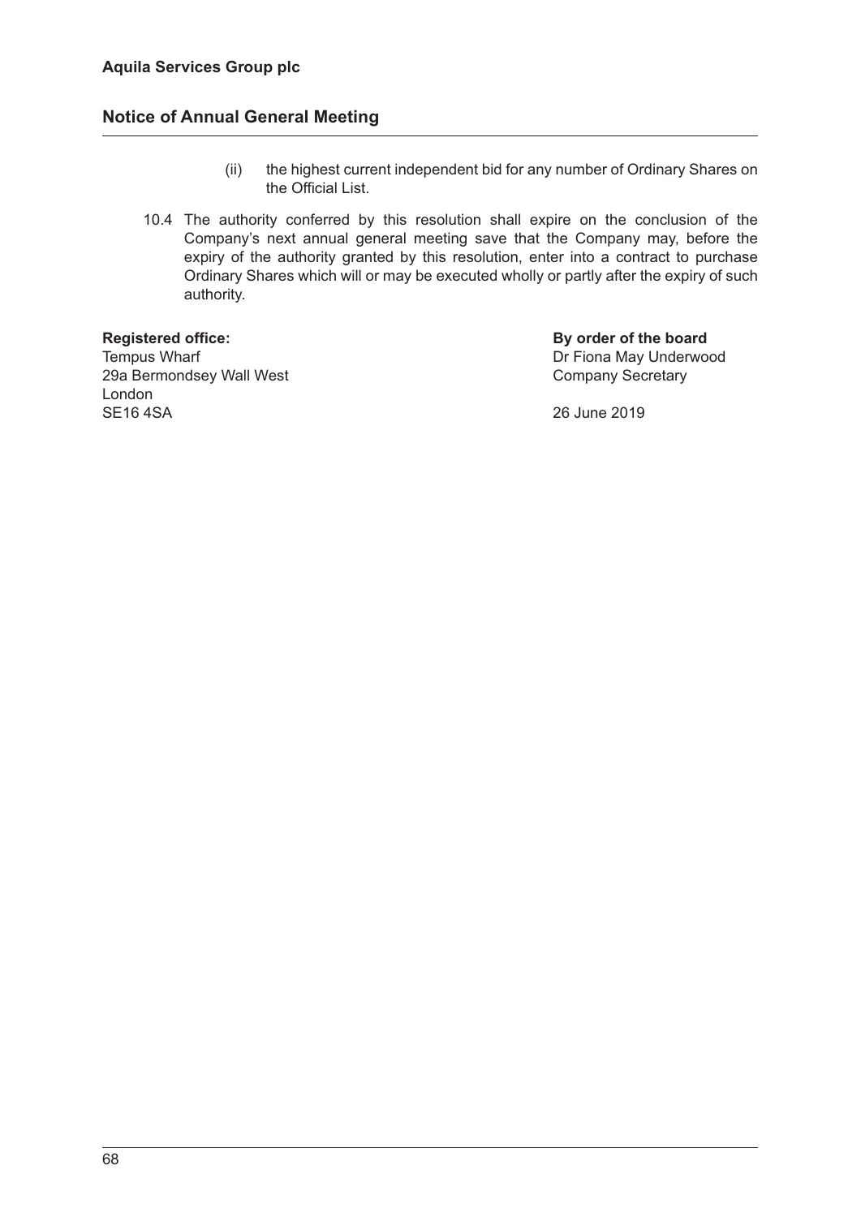(ii) the highest current independent bid for any number of Ordinary Shares on the Official List.

10.4 The authority conferred by this resolution shall expire on the conclusion of the Company's next annual general meeting save that the Company may, before the expiry of the authority granted by this resolution, enter into a contract to purchase Ordinary Shares which will or may be executed wholly or partly after the expiry of such authority.

**Registered office:**
Tempus Wharf
29a Bermondsey Wall West
London
SE16 4SA

**By order of the board**
Dr Fiona May Underwood
Company Secretary

26 June 2019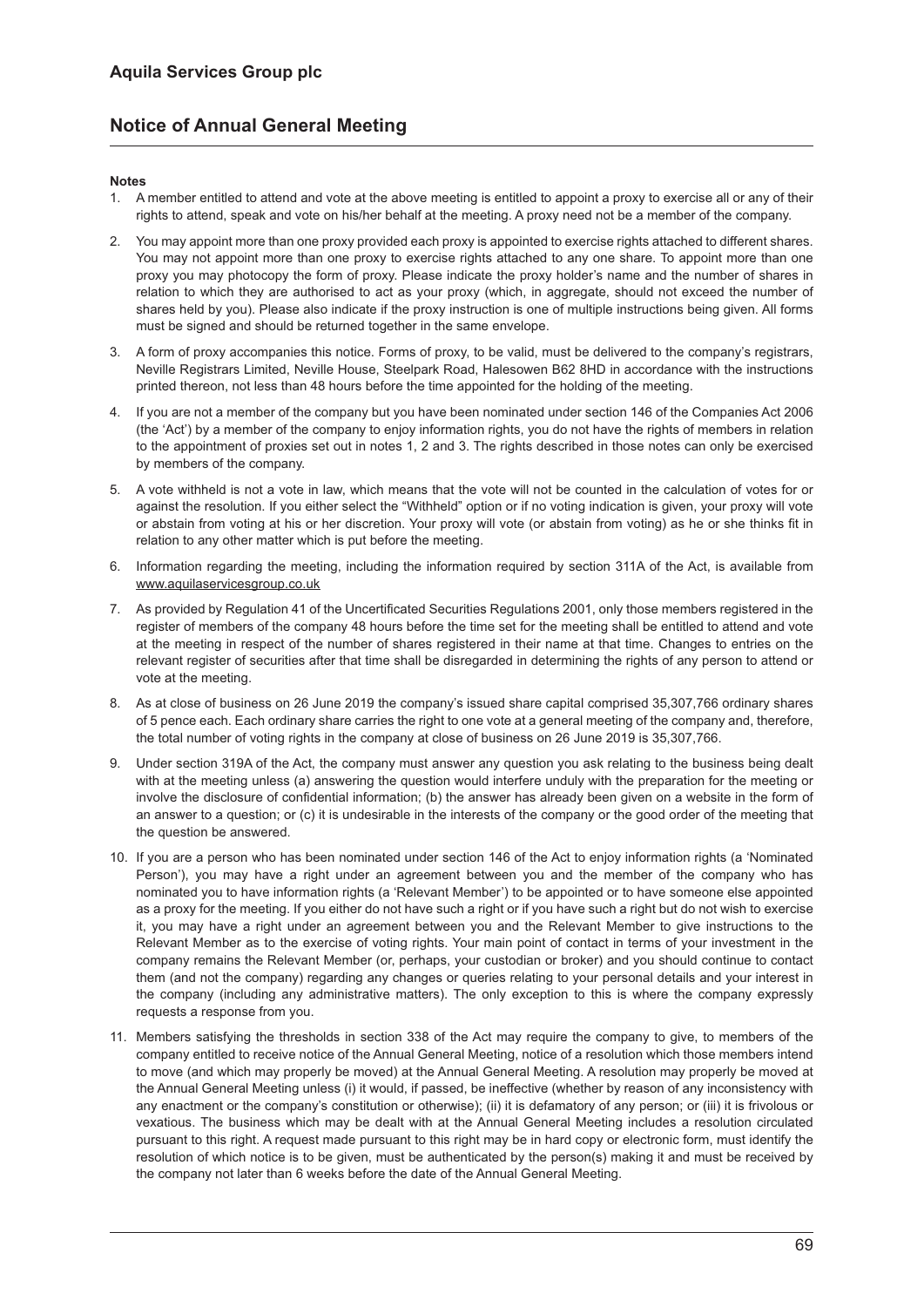## Aquila Services Group plc

## Notice of Annual General Meeting

**Notes**

1. A member entitled to attend and vote at the above meeting is entitled to appoint a proxy to exercise all or any of their rights to attend, speak and vote on his/her behalf at the meeting. A proxy need not be a member of the company.
2. You may appoint more than one proxy provided each proxy is appointed to exercise rights attached to different shares. You may not appoint more than one proxy to exercise rights attached to any one share. To appoint more than one proxy you may photocopy the form of proxy. Please indicate the proxy holder's name and the number of shares in relation to which they are authorised to act as your proxy (which, in aggregate, should not exceed the number of shares held by you). Please also indicate if the proxy instruction is one of multiple instructions being given. All forms must be signed and should be returned together in the same envelope.
3. A form of proxy accompanies this notice. Forms of proxy, to be valid, must be delivered to the company's registrars, Neville Registrars Limited, Neville House, Steelpark Road, Halesowen B62 8HD in accordance with the instructions printed thereon, not less than 48 hours before the time appointed for the holding of the meeting.
4. If you are not a member of the company but you have been nominated under section 146 of the Companies Act 2006 (the 'Act') by a member of the company to enjoy information rights, you do not have the rights of members in relation to the appointment of proxies set out in notes 1, 2 and 3. The rights described in those notes can only be exercised by members of the company.
5. A vote withheld is not a vote in law, which means that the vote will not be counted in the calculation of votes for or against the resolution. If you either select the "Withheld" option or if no voting indication is given, your proxy will vote or abstain from voting at his or her discretion. Your proxy will vote (or abstain from voting) as he or she thinks fit in relation to any other matter which is put before the meeting.
6. Information regarding the meeting, including the information required by section 311A of the Act, is available from www.aquilaservicesgroup.co.uk
7. As provided by Regulation 41 of the Uncertificated Securities Regulations 2001, only those members registered in the register of members of the company 48 hours before the time set for the meeting shall be entitled to attend and vote at the meeting in respect of the number of shares registered in their name at that time. Changes to entries on the relevant register of securities after that time shall be disregarded in determining the rights of any person to attend or vote at the meeting.
8. As at close of business on 26 June 2019 the company's issued share capital comprised 35,307,766 ordinary shares of 5 pence each. Each ordinary share carries the right to one vote at a general meeting of the company and, therefore, the total number of voting rights in the company at close of business on 26 June 2019 is 35,307,766.
9. Under section 319A of the Act, the company must answer any question you ask relating to the business being dealt with at the meeting unless (a) answering the question would interfere unduly with the preparation for the meeting or involve the disclosure of confidential information; (b) the answer has already been given on a website in the form of an answer to a question; or (c) it is undesirable in the interests of the company or the good order of the meeting that the question be answered.
10. If you are a person who has been nominated under section 146 of the Act to enjoy information rights (a 'Nominated Person'), you may have a right under an agreement between you and the member of the company who has nominated you to have information rights (a 'Relevant Member') to be appointed or to have someone else appointed as a proxy for the meeting. If you either do not have such a right or if you have such a right but do not wish to exercise it, you may have a right under an agreement between you and the Relevant Member to give instructions to the Relevant Member as to the exercise of voting rights. Your main point of contact in terms of your investment in the company remains the Relevant Member (or, perhaps, your custodian or broker) and you should continue to contact them (and not the company) regarding any changes or queries relating to your personal details and your interest in the company (including any administrative matters). The only exception to this is where the company expressly requests a response from you.
11. Members satisfying the thresholds in section 338 of the Act may require the company to give, to members of the company entitled to receive notice of the Annual General Meeting, notice of a resolution which those members intend to move (and which may properly be moved) at the Annual General Meeting. A resolution may properly be moved at the Annual General Meeting unless (i) it would, if passed, be ineffective (whether by reason of any inconsistency with any enactment or the company's constitution or otherwise); (ii) it is defamatory of any person; or (iii) it is frivolous or vexatious. The business which may be dealt with at the Annual General Meeting includes a resolution circulated pursuant to this right. A request made pursuant to this right may be in hard copy or electronic form, must identify the resolution of which notice is to be given, must be authenticated by the person(s) making it and must be received by the company not later than 6 weeks before the date of the Annual General Meeting.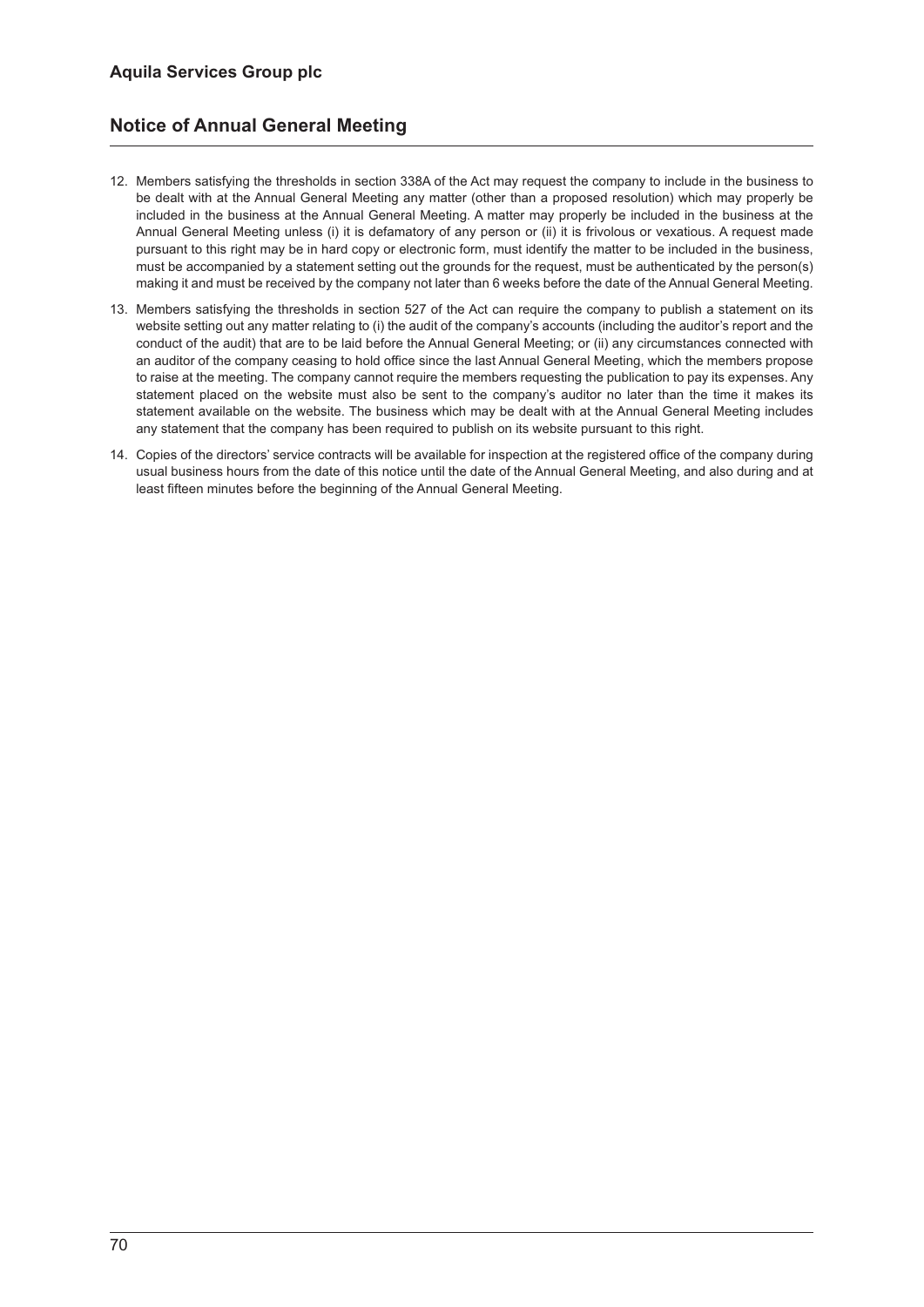## Notice of Annual General Meeting

12. Members satisfying the thresholds in section 338A of the Act may request the company to include in the business to be dealt with at the Annual General Meeting any matter (other than a proposed resolution) which may properly be included in the business at the Annual General Meeting. A matter may properly be included in the business at the Annual General Meeting unless (i) it is defamatory of any person or (ii) it is frivolous or vexatious. A request made pursuant to this right may be in hard copy or electronic form, must identify the matter to be included in the business, must be accompanied by a statement setting out the grounds for the request, must be authenticated by the person(s) making it and must be received by the company not later than 6 weeks before the date of the Annual General Meeting.

13. Members satisfying the thresholds in section 527 of the Act can require the company to publish a statement on its website setting out any matter relating to (i) the audit of the company's accounts (including the auditor's report and the conduct of the audit) that are to be laid before the Annual General Meeting; or (ii) any circumstances connected with an auditor of the company ceasing to hold office since the last Annual General Meeting, which the members propose to raise at the meeting. The company cannot require the members requesting the publication to pay its expenses. Any statement placed on the website must also be sent to the company's auditor no later than the time it makes its statement available on the website. The business which may be dealt with at the Annual General Meeting includes any statement that the company has been required to publish on its website pursuant to this right.

14. Copies of the directors' service contracts will be available for inspection at the registered office of the company during usual business hours from the date of this notice until the date of the Annual General Meeting, and also during and at least fifteen minutes before the beginning of the Annual General Meeting.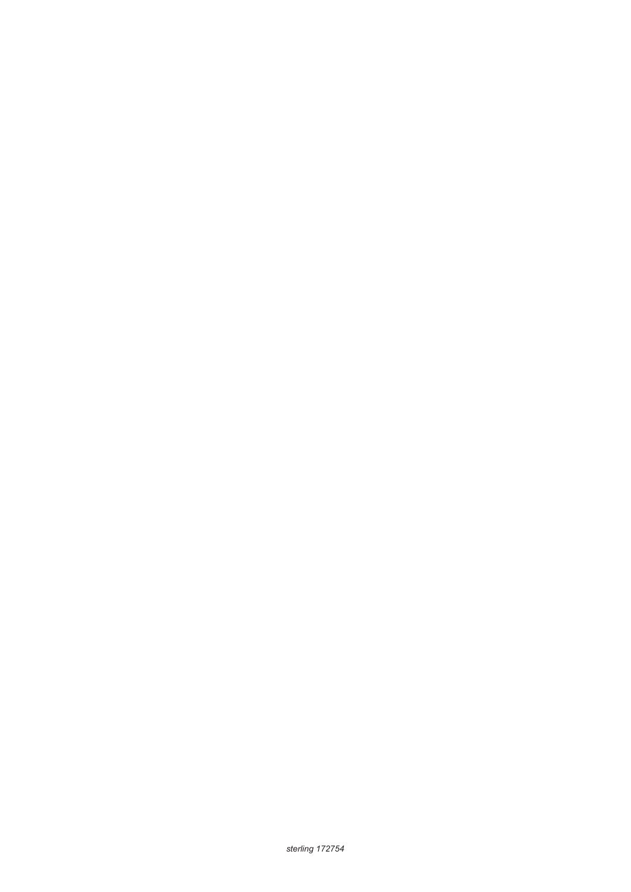*sterling 172754*